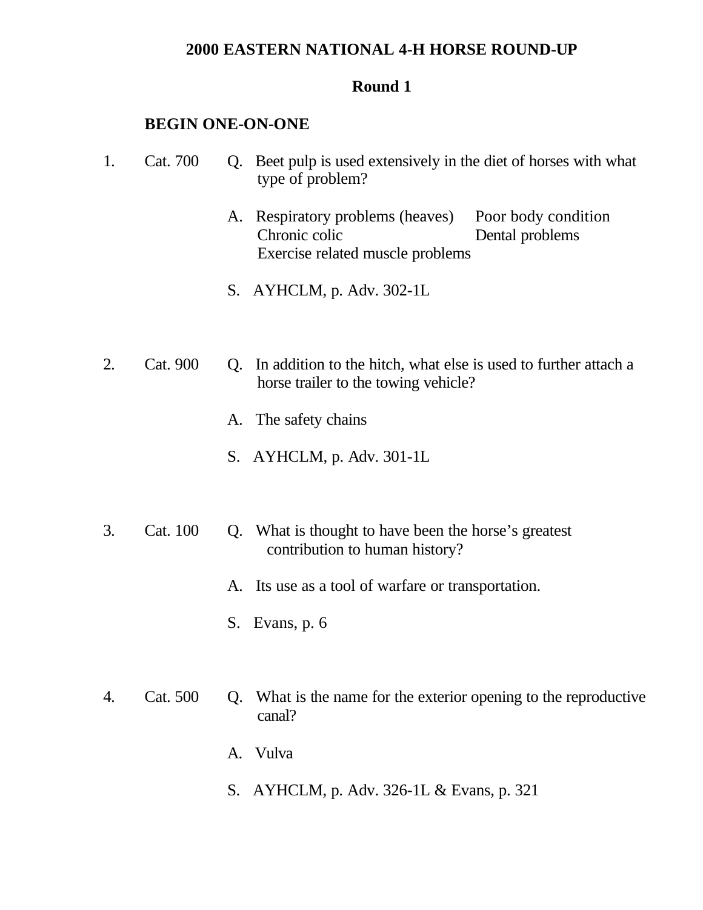# 2000 EASTERN NATIONAL 4-H HORSE ROUND-UP

## Round 1

### BEGIN ONE-ON-ONE

1. Cat. 700

   Q. Beet pulp is used extensively in the diet of horses with what type of problem?

   A. Respiratory problems (heaves)
   Poor body condition
   Chronic colic
   Dental problems
   Exercise related muscle problems

   S. AYHCLM, p. Adv. 302-1L

2. Cat. 900

   Q. In addition to the hitch, what else is used to further attach a horse trailer to the towing vehicle?

   A. The safety chains

   S. AYHCLM, p. Adv. 301-1L

3. Cat. 100

   Q. What is thought to have been the horse's greatest contribution to human history?

   A. Its use as a tool of warfare or transportation.

   S. Evans, p. 6

4. Cat. 500

   Q. What is the name for the exterior opening to the reproductive canal?

   A. Vulva

   S. AYHCLM, p. Adv. 326-1L & Evans, p. 321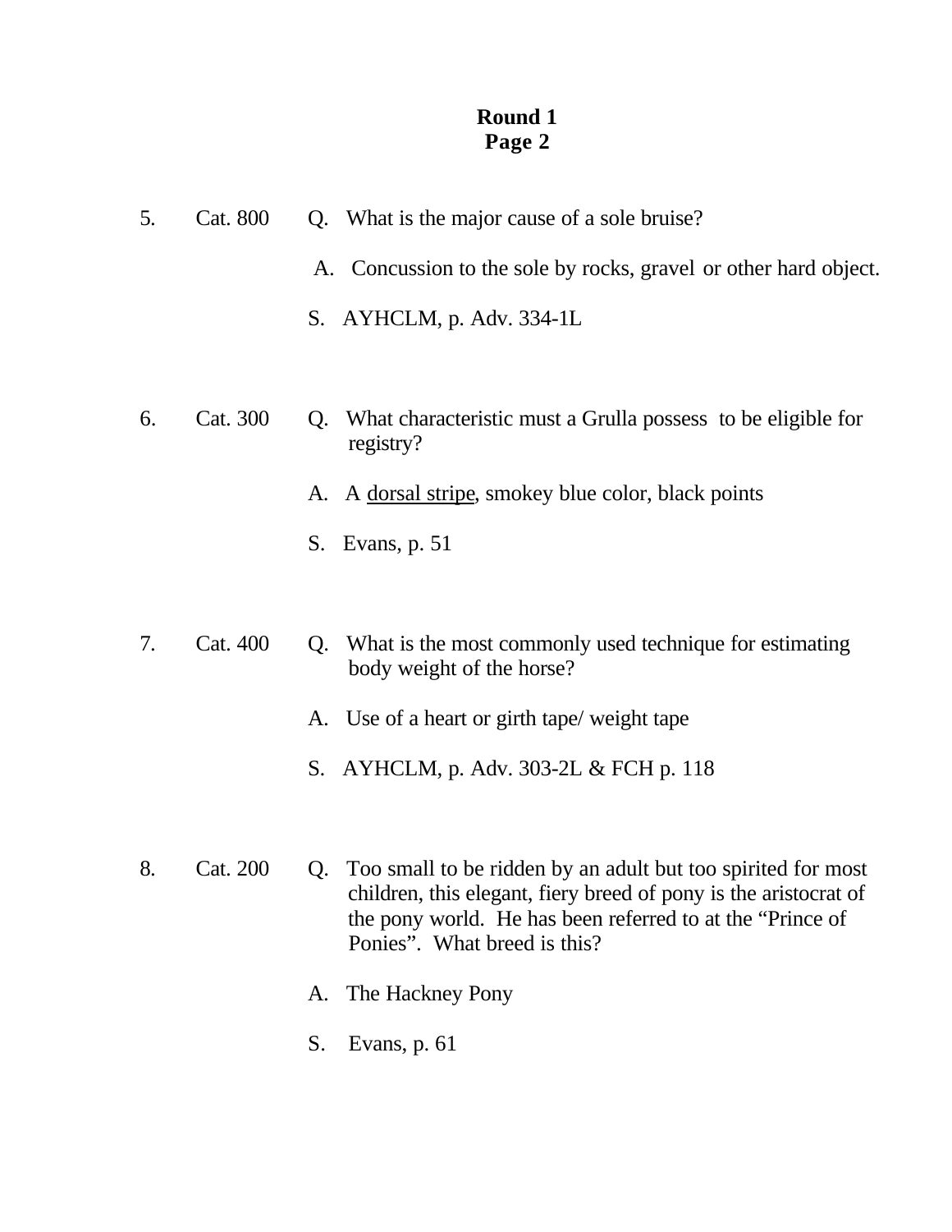**Round 1**
**Page 2**

5. Cat. 800 Q. What is the major cause of a sole bruise?

A. Concussion to the sole by rocks, gravel or other hard object.

S. AYHCLM, p. Adv. 334-1L

6. Cat. 300 Q. What characteristic must a Grulla possess to be eligible for registry?

A. A <u>dorsal stripe</u>, smokey blue color, black points

S. Evans, p. 51

7. Cat. 400 Q. What is the most commonly used technique for estimating body weight of the horse?

A. Use of a heart or girth tape/ weight tape

S. AYHCLM, p. Adv. 303-2L & FCH p. 118

8. Cat. 200 Q. Too small to be ridden by an adult but too spirited for most children, this elegant, fiery breed of pony is the aristocrat of the pony world. He has been referred to at the "Prince of Ponies". What breed is this?

A. The Hackney Pony

S. Evans, p. 61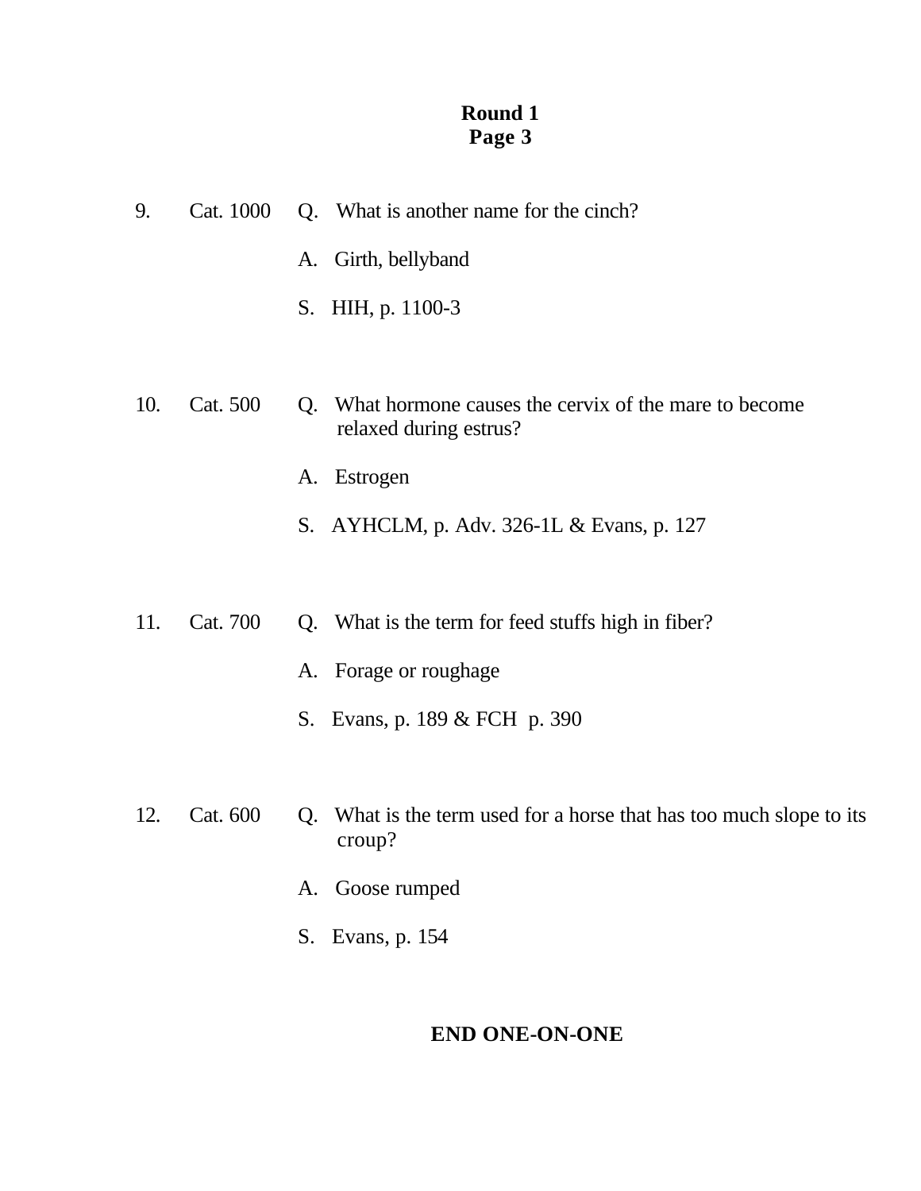**Round 1**
**Page 3**

9. Cat. 1000 Q. What is another name for the cinch?

A. Girth, bellyband

S. HIH, p. 1100-3

10. Cat. 500 Q. What hormone causes the cervix of the mare to become relaxed during estrus?

A. Estrogen

S. AYHCLM, p. Adv. 326-1L & Evans, p. 127

11. Cat. 700 Q. What is the term for feed stuffs high in fiber?

A. Forage or roughage

S. Evans, p. 189 & FCH p. 390

12. Cat. 600 Q. What is the term used for a horse that has too much slope to its croup?

A. Goose rumped

S. Evans, p. 154

**END ONE-ON-ONE**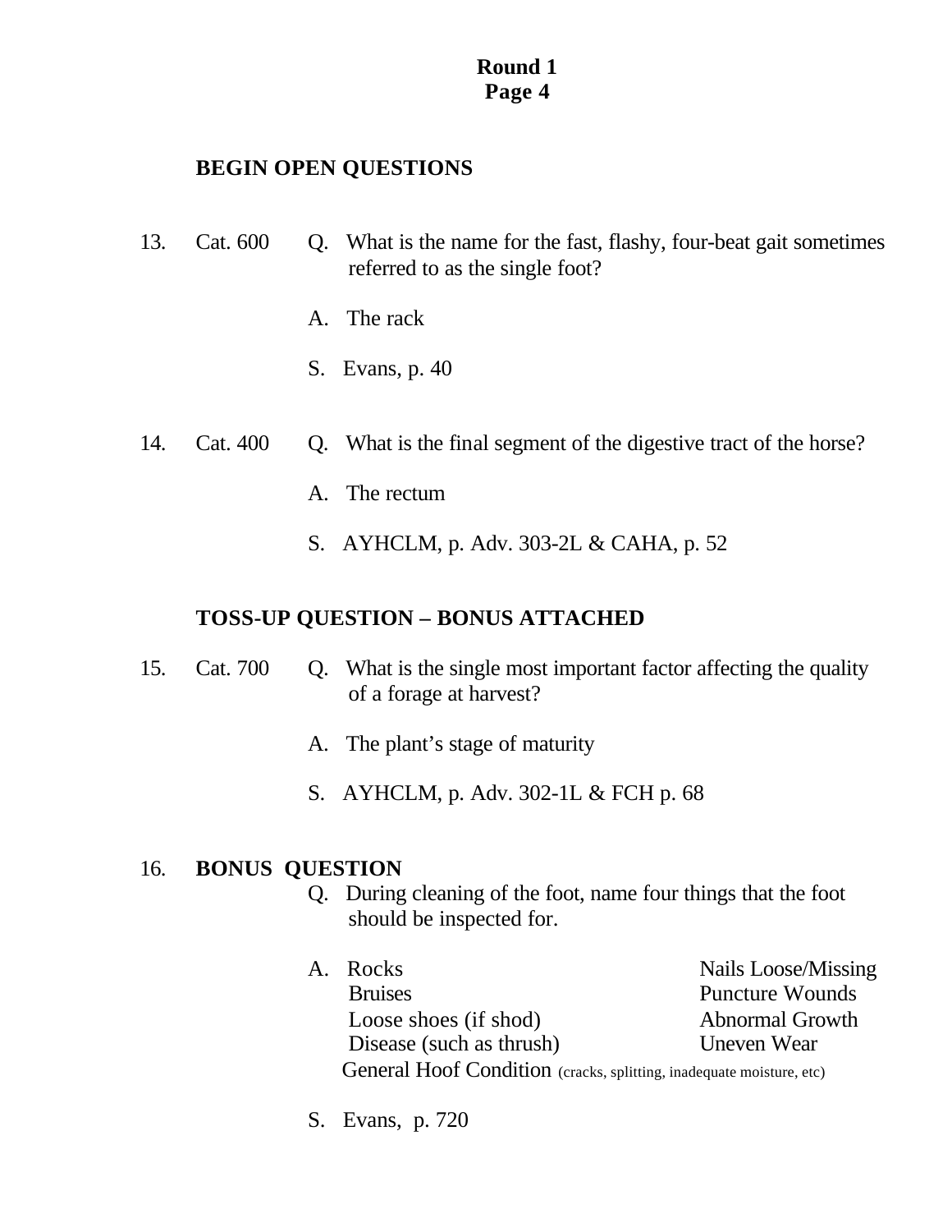**BEGIN OPEN QUESTIONS**

13. Cat. 600

Q. What is the name for the fast, flashy, four-beat gait sometimes referred to as the single foot?

A. The rack

S. Evans, p. 40

14. Cat. 400

Q. What is the final segment of the digestive tract of the horse?

A. The rectum

S. AYHCLM, p. Adv. 303-2L & CAHA, p. 52

**TOSS-UP QUESTION – BONUS ATTACHED**

15. Cat. 700

Q. What is the single most important factor affecting the quality of a forage at harvest?

A. The plant's stage of maturity

S. AYHCLM, p. Adv. 302-1L & FCH p. 68

16. **BONUS QUESTION**

Q. During cleaning of the foot, name four things that the foot should be inspected for.

A. Rocks
Bruises
Loose shoes (if shod)
Disease (such as thrush)
Nails Loose/Missing
Puncture Wounds
Abnormal Growth
Uneven Wear
General Hoof Condition (cracks, splitting, inadequate moisture, etc)

S. Evans, p. 720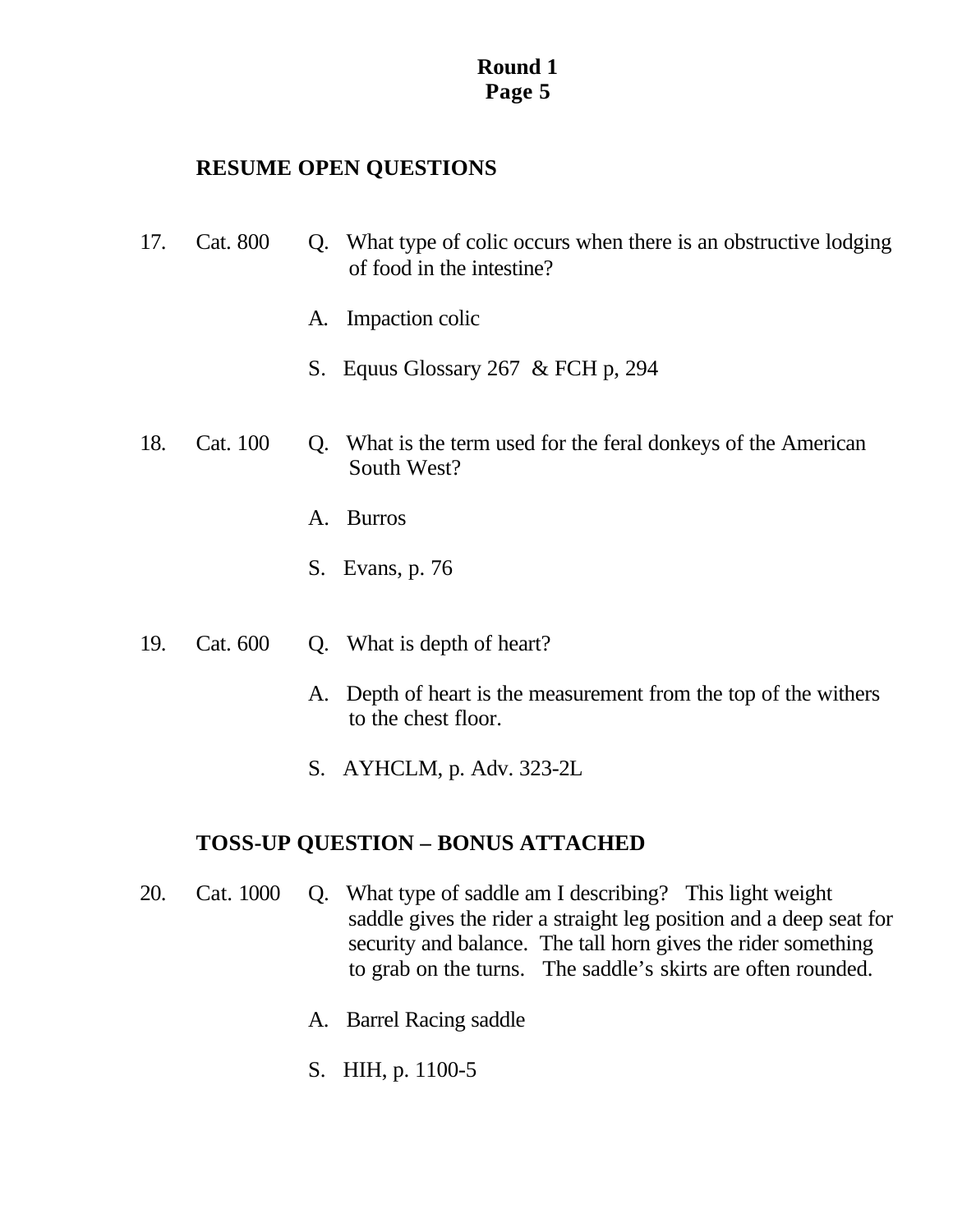**Round 1**
**Page 5**

## RESUME OPEN QUESTIONS

17. Cat. 800 Q. What type of colic occurs when there is an obstructive lodging of food in the intestine?

    A. Impaction colic

    S. Equus Glossary 267 & FCH p, 294

18. Cat. 100 Q. What is the term used for the feral donkeys of the American South West?

    A. Burros

    S. Evans, p. 76

19. Cat. 600 Q. What is depth of heart?

    A. Depth of heart is the measurement from the top of the withers to the chest floor.

    S. AYHCLM, p. Adv. 323-2L

## TOSS-UP QUESTION – BONUS ATTACHED

20. Cat. 1000 Q. What type of saddle am I describing? This light weight saddle gives the rider a straight leg position and a deep seat for security and balance. The tall horn gives the rider something to grab on the turns. The saddle's skirts are often rounded.

    A. Barrel Racing saddle

    S. HIH, p. 1100-5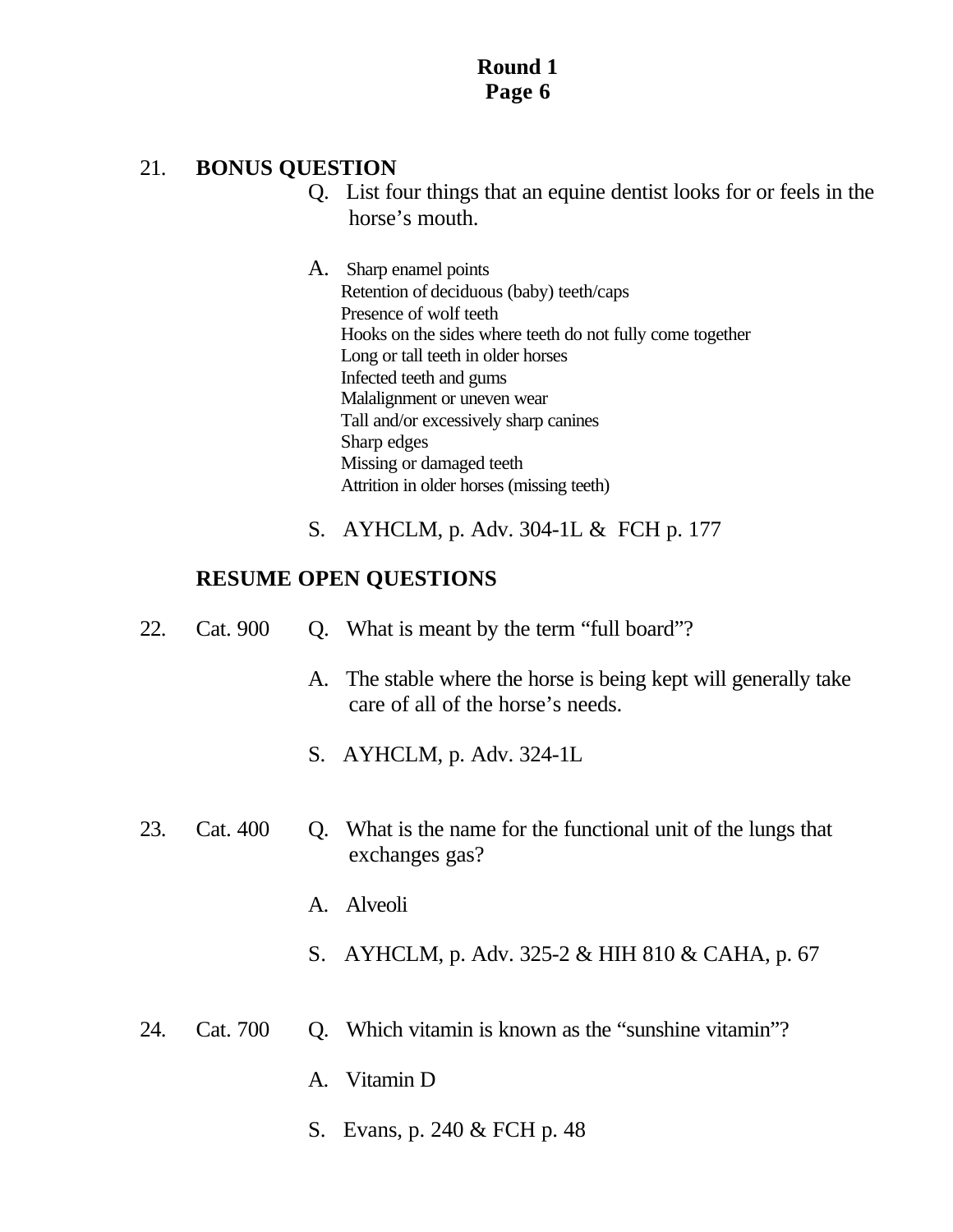## Round 1

21. **BONUS QUESTION**

Q. List four things that an equine dentist looks for or feels in the horse's mouth.

A. Sharp enamel points
Retention of deciduous (baby) teeth/caps
Presence of wolf teeth
Hooks on the sides where teeth do not fully come together
Long or tall teeth in older horses
Infected teeth and gums
Malalignment or uneven wear
Tall and/or excessively sharp canines
Sharp edges
Missing or damaged teeth
Attrition in older horses (missing teeth)

S. AYHCLM, p. Adv. 304-1L & FCH p. 177

**RESUME OPEN QUESTIONS**

22. Cat. 900

Q. What is meant by the term "full board"?

A. The stable where the horse is being kept will generally take care of all of the horse's needs.

S. AYHCLM, p. Adv. 324-1L

23. Cat. 400

Q. What is the name for the functional unit of the lungs that exchanges gas?

A. Alveoli

S. AYHCLM, p. Adv. 325-2 & HIH 810 & CAHA, p. 67

24. Cat. 700

Q. Which vitamin is known as the "sunshine vitamin"?

A. Vitamin D

S. Evans, p. 240 & FCH p. 48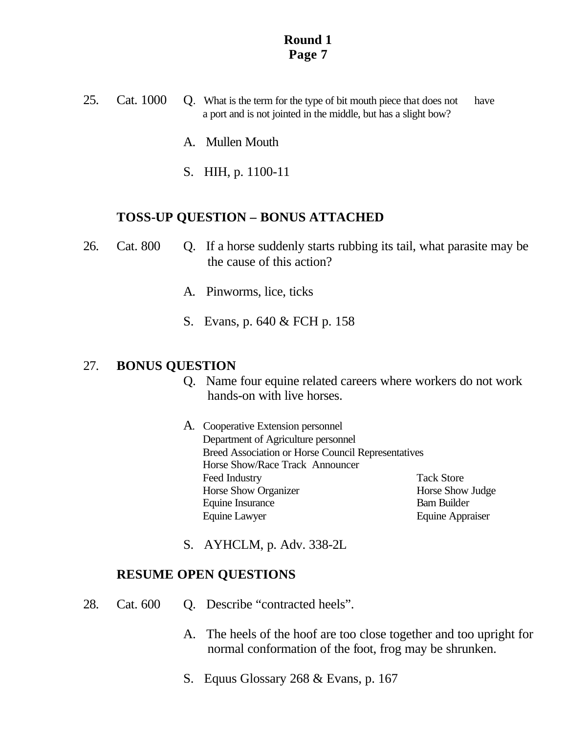# Round 1
## Page 7

25. Cat. 1000 Q. What is the term for the type of bit mouth piece that does not have a port and is not jointed in the middle, but has a slight bow?

A. Mullen Mouth

S. HIH, p. 1100-11

**TOSS-UP QUESTION – BONUS ATTACHED**

26. Cat. 800 Q. If a horse suddenly starts rubbing its tail, what parasite may be the cause of this action?

A. Pinworms, lice, ticks

S. Evans, p. 640 & FCH p. 158

27. **BONUS QUESTION**

Q. Name four equine related careers where workers do not work hands-on with live horses.

A. Cooperative Extension personnel
Department of Agriculture personnel
Breed Association or Horse Council Representatives
Horse Show/Race Track Announcer
Feed Industry
Horse Show Organizer
Equine Insurance
Equine Lawyer
Tack Store
Horse Show Judge
Barn Builder
Equine Appraiser

S. AYHCLM, p. Adv. 338-2L

**RESUME OPEN QUESTIONS**

28. Cat. 600 Q. Describe "contracted heels".

A. The heels of the hoof are too close together and too upright for normal conformation of the foot, frog may be shrunken.

S. Equus Glossary 268 & Evans, p. 167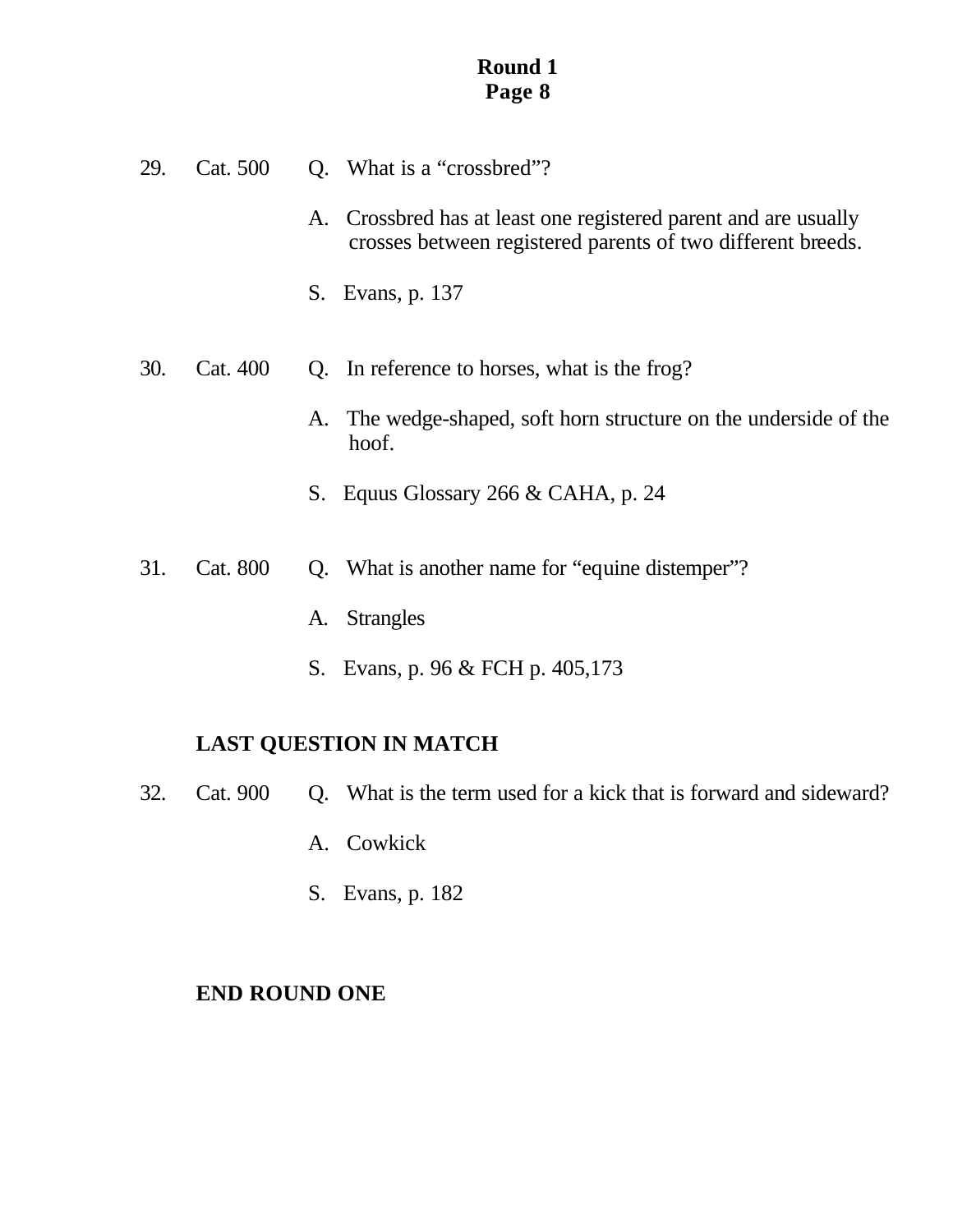**Round 1**
**Page 8**

29. Cat. 500 Q. What is a “crossbred”?

A. Crossbred has at least one registered parent and are usually crosses between registered parents of two different breeds.

S. Evans, p. 137

30. Cat. 400 Q. In reference to horses, what is the frog?

A. The wedge-shaped, soft horn structure on the underside of the hoof.

S. Equus Glossary 266 & CAHA, p. 24

31. Cat. 800 Q. What is another name for “equine distemper”?

A. Strangles

S. Evans, p. 96 & FCH p. 405,173

**LAST QUESTION IN MATCH**

32. Cat. 900 Q. What is the term used for a kick that is forward and sideward?

A. Cowkick

S. Evans, p. 182

**END ROUND ONE**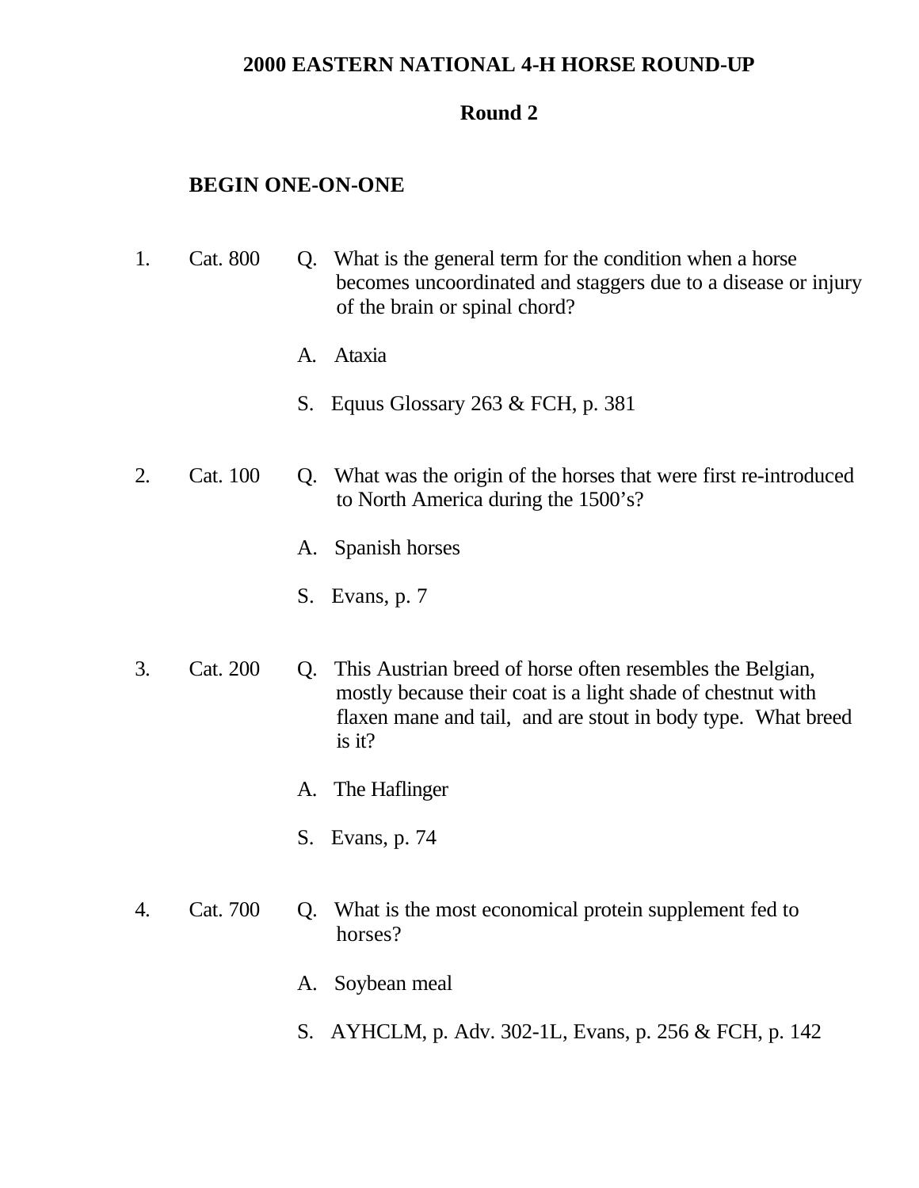**2000 EASTERN NATIONAL 4-H HORSE ROUND-UP**

**Round 2**

**BEGIN ONE-ON-ONE**

1. Cat. 800

   Q. What is the general term for the condition when a horse becomes uncoordinated and staggers due to a disease or injury of the brain or spinal chord?

   A. Ataxia

   S. Equus Glossary 263 & FCH, p. 381

2. Cat. 100

   Q. What was the origin of the horses that were first re-introduced to North America during the 1500's?

   A. Spanish horses

   S. Evans, p. 7

3. Cat. 200

   Q. This Austrian breed of horse often resembles the Belgian, mostly because their coat is a light shade of chestnut with flaxen mane and tail, and are stout in body type. What breed is it?

   A. The Haflinger

   S. Evans, p. 74

4. Cat. 700

   Q. What is the most economical protein supplement fed to horses?

   A. Soybean meal

   S. AYHCLM, p. Adv. 302-1L, Evans, p. 256 & FCH, p. 142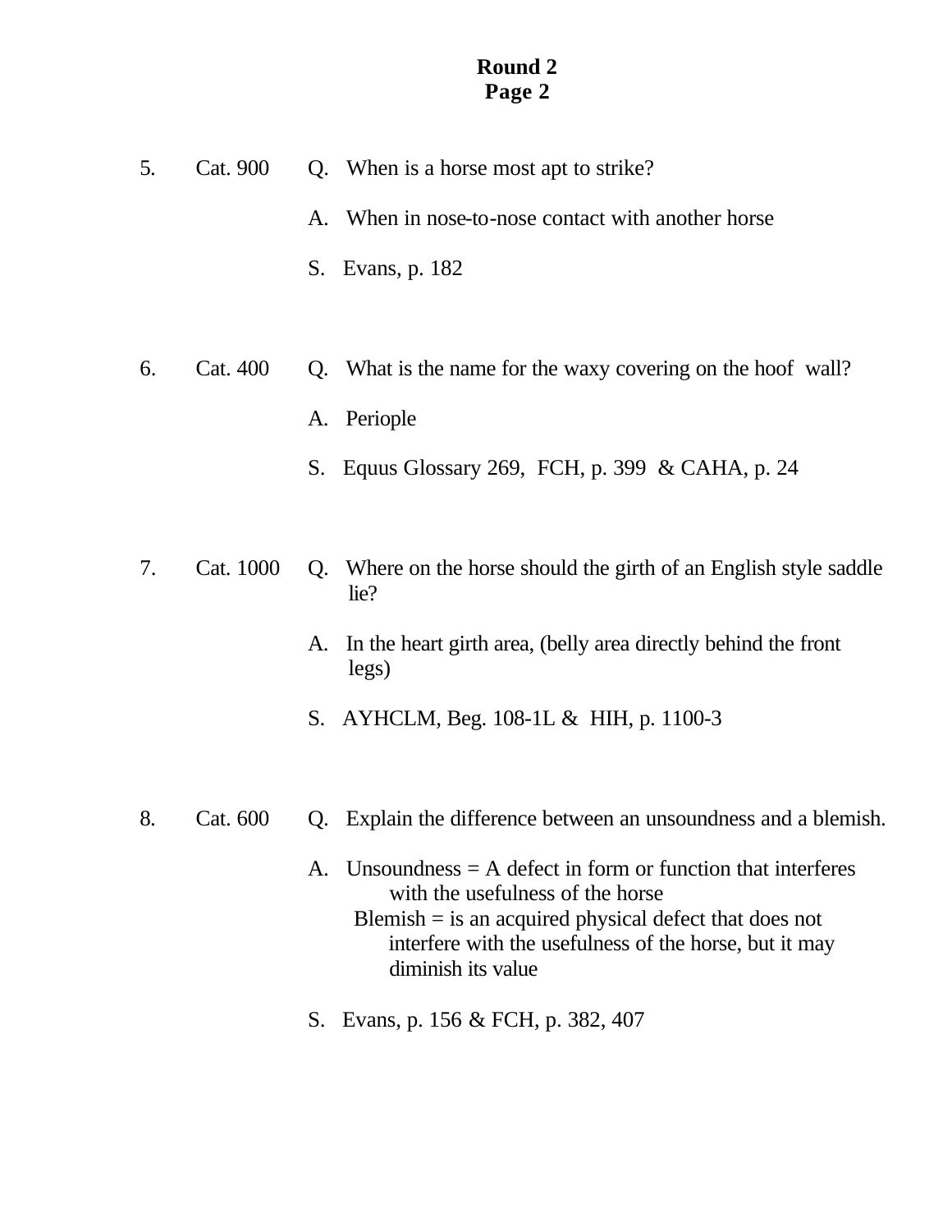**Round 2**
**Page 2**

5. Cat. 900

Q. When is a horse most apt to strike?

A. When in nose-to-nose contact with another horse

S. Evans, p. 182

6. Cat. 400

Q. What is the name for the waxy covering on the hoof wall?

A. Periople

S. Equus Glossary 269, FCH, p. 399 & CAHA, p. 24

7. Cat. 1000

Q. Where on the horse should the girth of an English style saddle lie?

A. In the heart girth area, (belly area directly behind the front legs)

S. AYHCLM, Beg. 108-1L & HIH, p. 1100-3

8. Cat. 600

Q. Explain the difference between an unsoundness and a blemish.

A. Unsoundness = A defect in form or function that interferes with the usefulness of the horse
Blemish = is an acquired physical defect that does not interfere with the usefulness of the horse, but it may diminish its value

S. Evans, p. 156 & FCH, p. 382, 407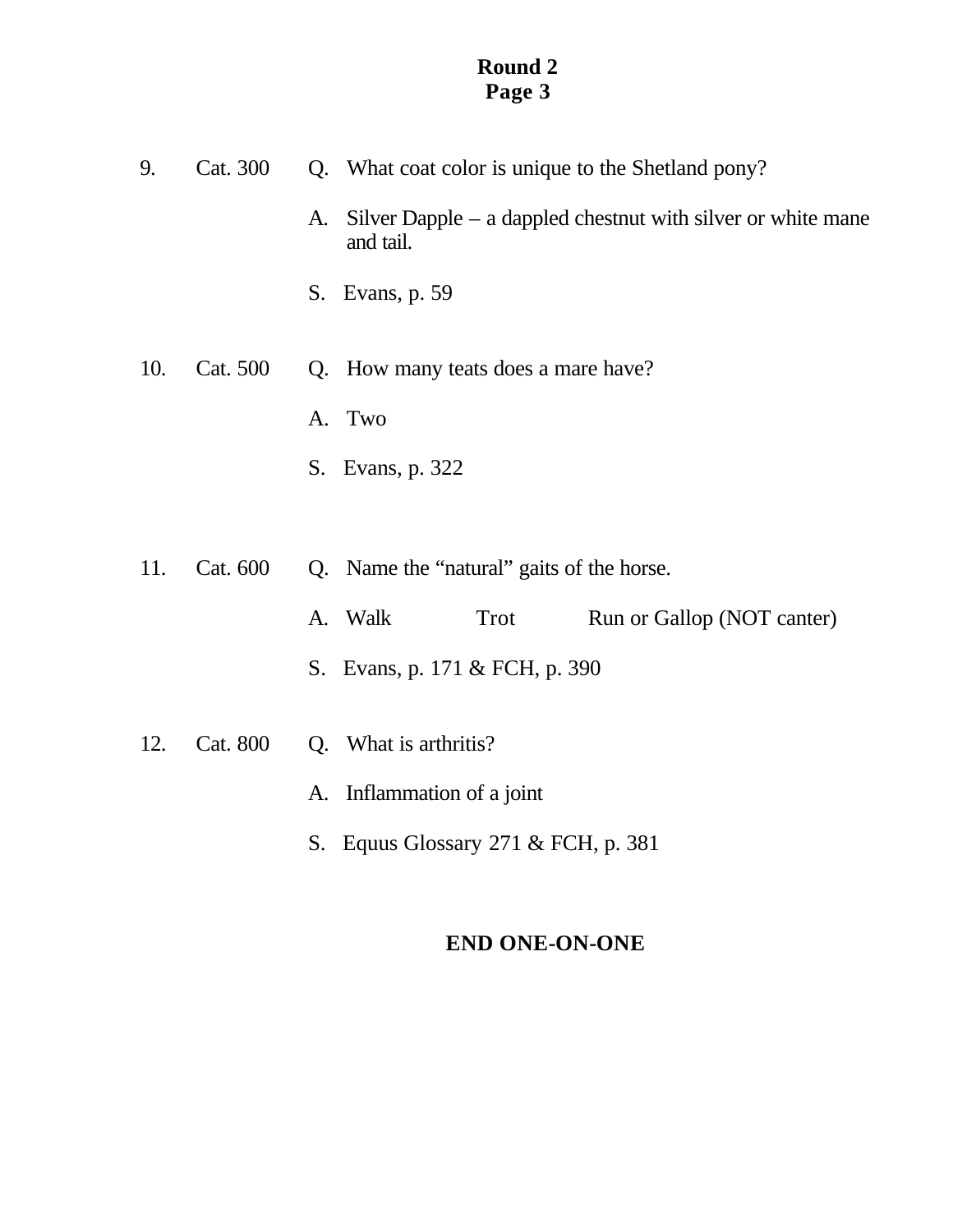**Round 2**
**Page 3**

9. Cat. 300

Q. What coat color is unique to the Shetland pony?

A. Silver Dapple – a dappled chestnut with silver or white mane and tail.

S. Evans, p. 59

10. Cat. 500

Q. How many teats does a mare have?

A. Two

S. Evans, p. 322

11. Cat. 600

Q. Name the "natural" gaits of the horse.

A. Walk Trot Run or Gallop (NOT canter)

S. Evans, p. 171 & FCH, p. 390

12. Cat. 800

Q. What is arthritis?

A. Inflammation of a joint

S. Equus Glossary 271 & FCH, p. 381

**END ONE-ON-ONE**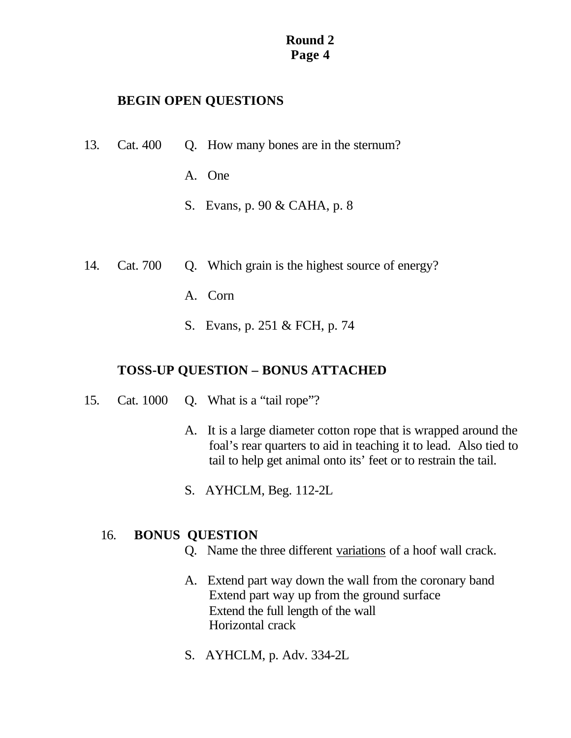**BEGIN OPEN QUESTIONS**

13. Cat. 400 Q. How many bones are in the sternum?

A. One

S. Evans, p. 90 & CAHA, p. 8

14. Cat. 700 Q. Which grain is the highest source of energy?

A. Corn

S. Evans, p. 251 & FCH, p. 74

**TOSS-UP QUESTION – BONUS ATTACHED**

15. Cat. 1000 Q. What is a "tail rope"?

A. It is a large diameter cotton rope that is wrapped around the foal's rear quarters to aid in teaching it to lead. Also tied to tail to help get animal onto its' feet or to restrain the tail.

S. AYHCLM, Beg. 112-2L

16. **BONUS QUESTION**

Q. Name the three different <u>variations</u> of a hoof wall crack.

A. Extend part way down the wall from the coronary band
Extend part way up from the ground surface
Extend the full length of the wall
Horizontal crack

S. AYHCLM, p. Adv. 334-2L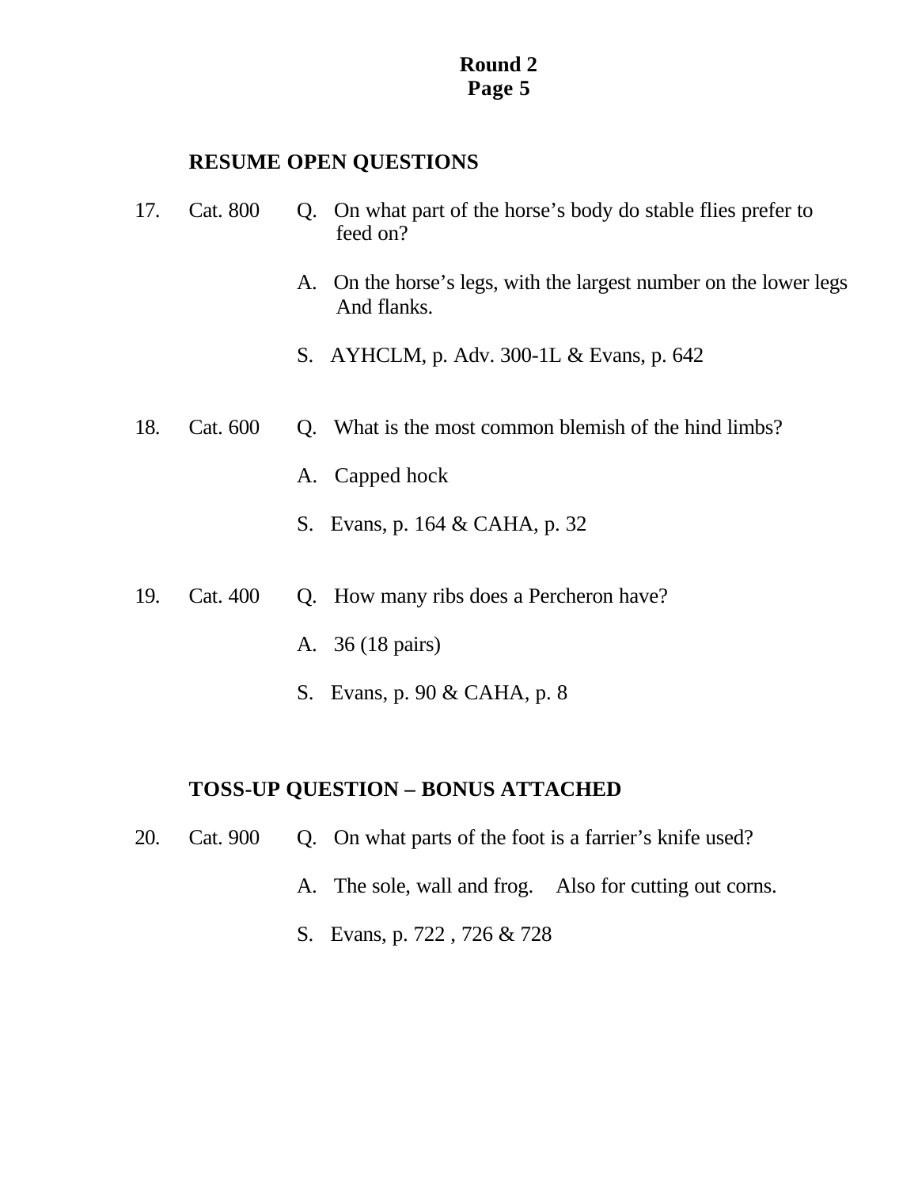**Round 2**
**Page 5**

### RESUME OPEN QUESTIONS

17. Cat. 800

Q. On what part of the horse's body do stable flies prefer to feed on?

A. On the horse's legs, with the largest number on the lower legs And flanks.

S. AYHCLM, p. Adv. 300-1L & Evans, p. 642

18. Cat. 600

Q. What is the most common blemish of the hind limbs?

A. Capped hock

S. Evans, p. 164 & CAHA, p. 32

19. Cat. 400

Q. How many ribs does a Percheron have?

A. 36 (18 pairs)

S. Evans, p. 90 & CAHA, p. 8

### TOSS-UP QUESTION – BONUS ATTACHED

20. Cat. 900

Q. On what parts of the foot is a farrier's knife used?

A. The sole, wall and frog. Also for cutting out corns.

S. Evans, p. 722 , 726 & 728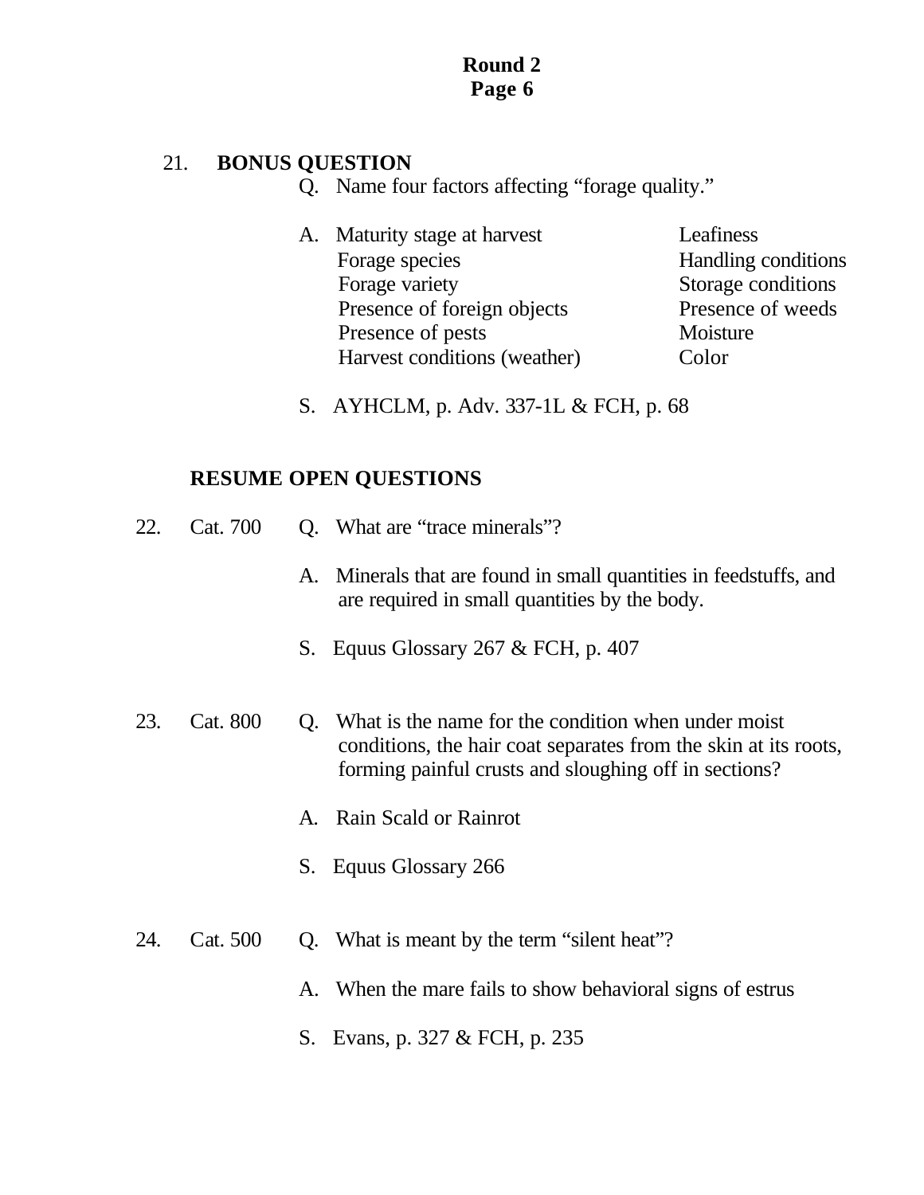**Round 2**
**Page 6**

21. **BONUS QUESTION**

Q. Name four factors affecting "forage quality."

A. Maturity stage at harvest
   Forage species
   Forage variety
   Presence of foreign objects
   Presence of pests
   Harvest conditions (weather)
   Leafiness
   Handling conditions
   Storage conditions
   Presence of weeds
   Moisture
   Color

S. AYHCLM, p. Adv. 337-1L & FCH, p. 68

**RESUME OPEN QUESTIONS**

22. Cat. 700

Q. What are "trace minerals"?

A. Minerals that are found in small quantities in feedstuffs, and are required in small quantities by the body.

S. Equus Glossary 267 & FCH, p. 407

23. Cat. 800

Q. What is the name for the condition when under moist conditions, the hair coat separates from the skin at its roots, forming painful crusts and sloughing off in sections?

A. Rain Scald or Rainrot

S. Equus Glossary 266

24. Cat. 500

Q. What is meant by the term "silent heat"?

A. When the mare fails to show behavioral signs of estrus

S. Evans, p. 327 & FCH, p. 235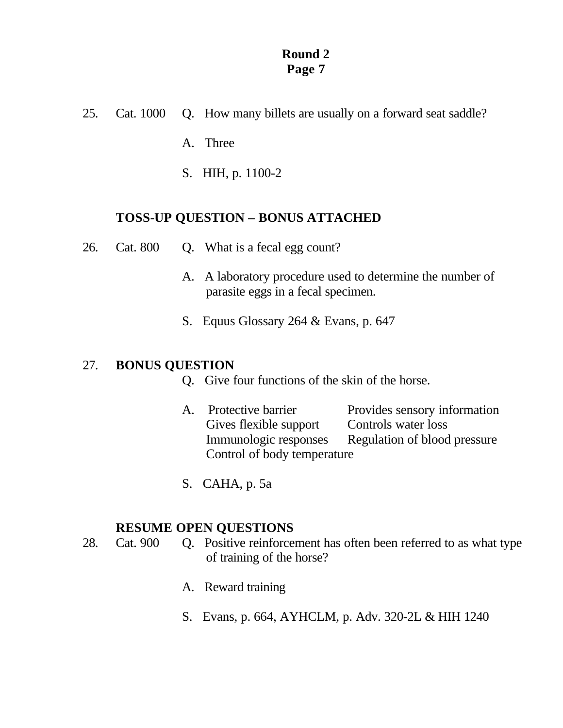## Round 2
## Page 7

25. Cat. 1000 Q. How many billets are usually on a forward seat saddle?

A. Three

S. HIH, p. 1100-2

**TOSS-UP QUESTION – BONUS ATTACHED**

26. Cat. 800 Q. What is a fecal egg count?

A. A laboratory procedure used to determine the number of parasite eggs in a fecal specimen.

S. Equus Glossary 264 & Evans, p. 647

27. **BONUS QUESTION**

Q. Give four functions of the skin of the horse.

A. Protective barrier
Provides sensory information
Gives flexible support
Controls water loss
Immunologic responses
Regulation of blood pressure
Control of body temperature

S. CAHA, p. 5a

**RESUME OPEN QUESTIONS**

28. Cat. 900 Q. Positive reinforcement has often been referred to as what type of training of the horse?

A. Reward training

S. Evans, p. 664, AYHCLM, p. Adv. 320-2L & HIH 1240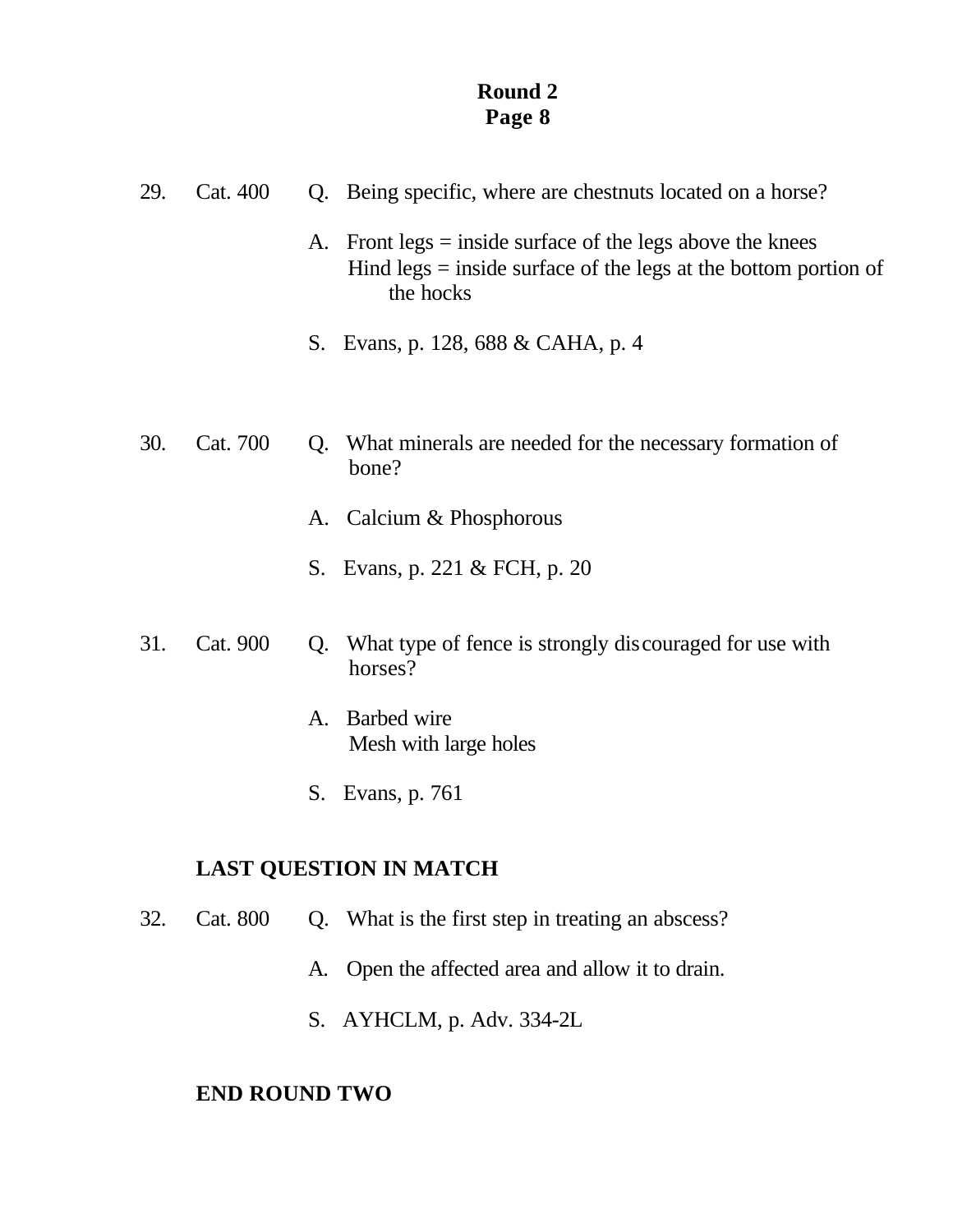**Round 2**
**Page 8**

29. Cat. 400

Q. Being specific, where are chestnuts located on a horse?

A. Front legs = inside surface of the legs above the knees
Hind legs = inside surface of the legs at the bottom portion of the hocks

S. Evans, p. 128, 688 & CAHA, p. 4

30. Cat. 700

Q. What minerals are needed for the necessary formation of bone?

A. Calcium & Phosphorous

S. Evans, p. 221 & FCH, p. 20

31. Cat. 900

Q. What type of fence is strongly discouraged for use with horses?

A. Barbed wire
Mesh with large holes

S. Evans, p. 761

**LAST QUESTION IN MATCH**

32. Cat. 800

Q. What is the first step in treating an abscess?

A. Open the affected area and allow it to drain.

S. AYHCLM, p. Adv. 334-2L

**END ROUND TWO**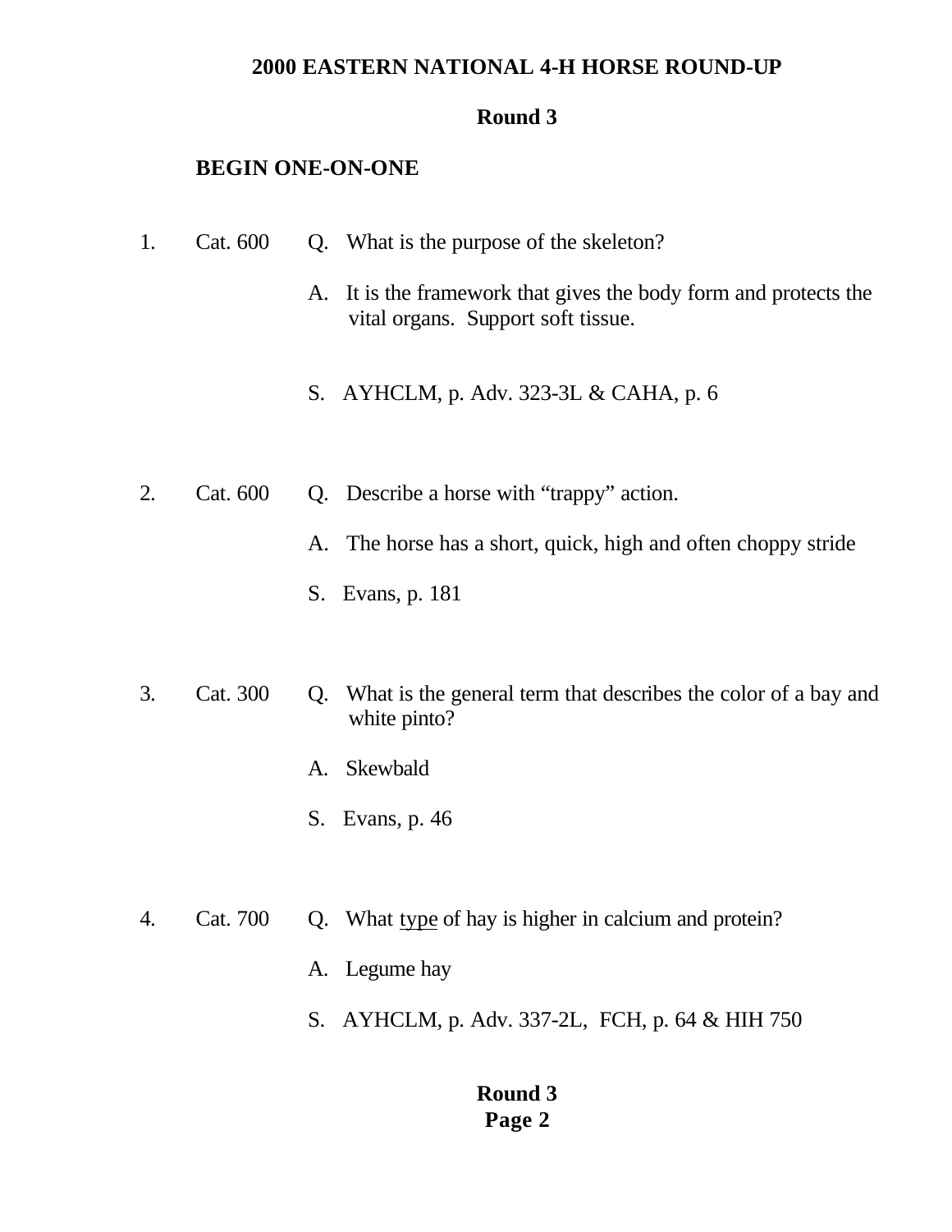## 2000 EASTERN NATIONAL 4-H HORSE ROUND-UP

### Round 3

**BEGIN ONE-ON-ONE**

1. Cat. 600

   Q. What is the purpose of the skeleton?

   A. It is the framework that gives the body form and protects the vital organs. Support soft tissue.

   S. AYHCLM, p. Adv. 323-3L & CAHA, p. 6

2. Cat. 600

   Q. Describe a horse with "trappy" action.

   A. The horse has a short, quick, high and often choppy stride

   S. Evans, p. 181

3. Cat. 300

   Q. What is the general term that describes the color of a bay and white pinto?

   A. Skewbald

   S. Evans, p. 46

4. Cat. 700

   Q. What <u>type</u> of hay is higher in calcium and protein?

   A. Legume hay

   S. AYHCLM, p. Adv. 337-2L, FCH, p. 64 & HIH 750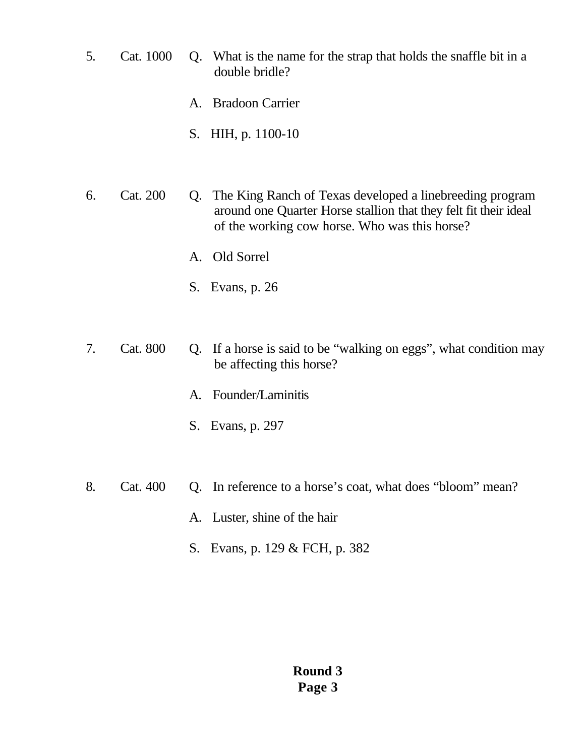5. Cat. 1000

Q. What is the name for the strap that holds the snaffle bit in a double bridle?

A. Bradoon Carrier

S. HIH, p. 1100-10

6. Cat. 200

Q. The King Ranch of Texas developed a linebreeding program around one Quarter Horse stallion that they felt fit their ideal of the working cow horse. Who was this horse?

A. Old Sorrel

S. Evans, p. 26

7. Cat. 800

Q. If a horse is said to be "walking on eggs", what condition may be affecting this horse?

A. Founder/Laminitis

S. Evans, p. 297

8. Cat. 400

Q. In reference to a horse's coat, what does "bloom" mean?

A. Luster, shine of the hair

S. Evans, p. 129 & FCH, p. 382

**Round 3**
**Page 3**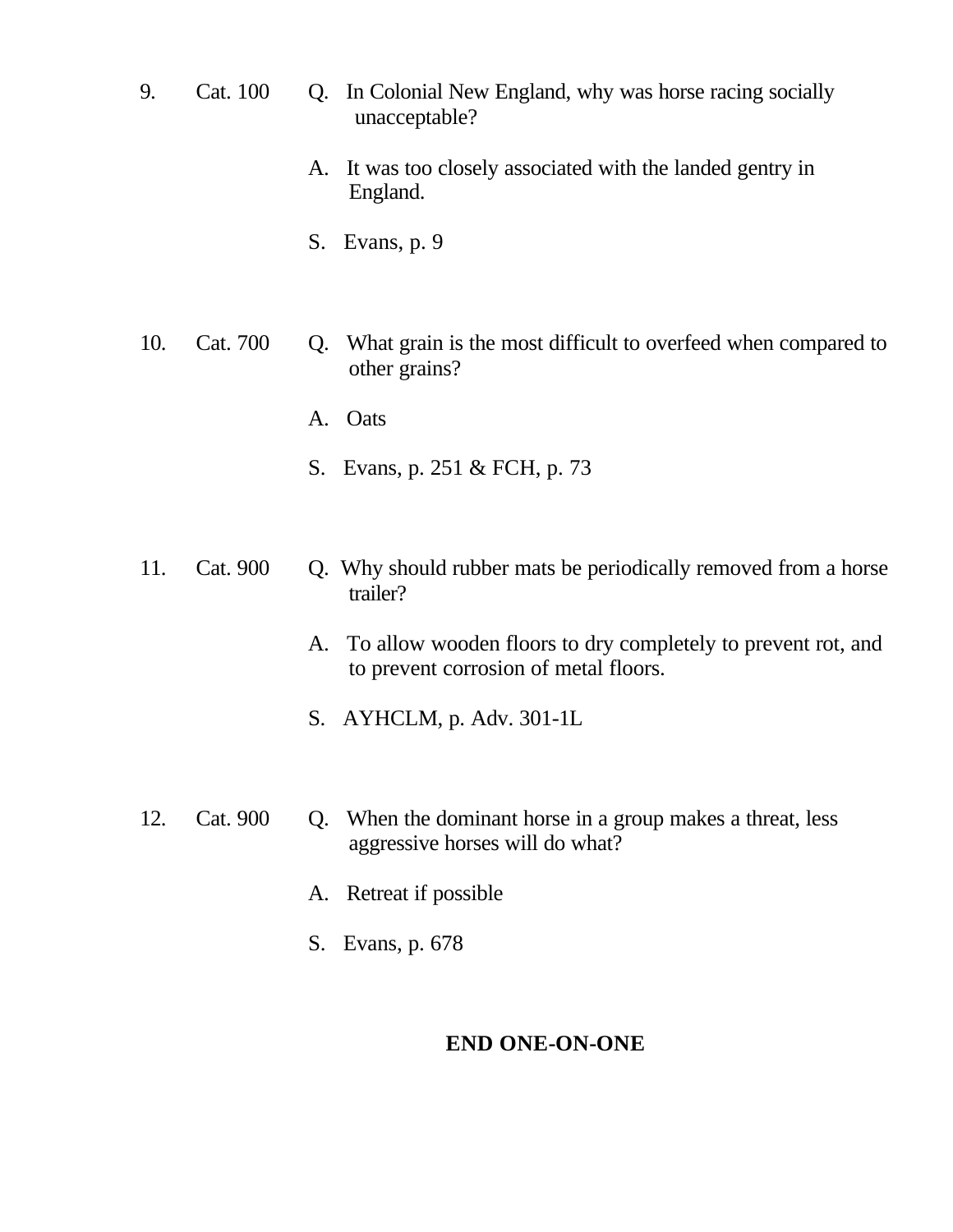9. Cat. 100

Q. In Colonial New England, why was horse racing socially unacceptable?

A. It was too closely associated with the landed gentry in England.

S. Evans, p. 9

10. Cat. 700

Q. What grain is the most difficult to overfeed when compared to other grains?

A. Oats

S. Evans, p. 251 & FCH, p. 73

11. Cat. 900

Q. Why should rubber mats be periodically removed from a horse trailer?

A. To allow wooden floors to dry completely to prevent rot, and to prevent corrosion of metal floors.

S. AYHCLM, p. Adv. 301-1L

12. Cat. 900

Q. When the dominant horse in a group makes a threat, less aggressive horses will do what?

A. Retreat if possible

S. Evans, p. 678

**END ONE-ON-ONE**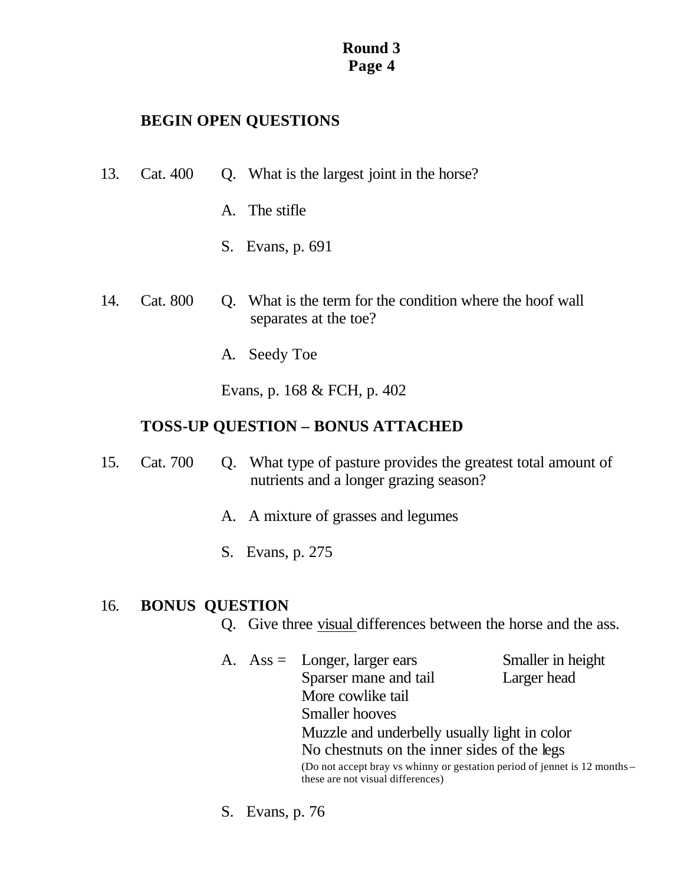## Round 3
## Page 4

**BEGIN OPEN QUESTIONS**

13. Cat. 400

Q. What is the largest joint in the horse?

A. The stifle

S. Evans, p. 691

14. Cat. 800

Q. What is the term for the condition where the hoof wall separates at the toe?

A. Seedy Toe

Evans, p. 168 & FCH, p. 402

**TOSS-UP QUESTION – BONUS ATTACHED**

15. Cat. 700

Q. What type of pasture provides the greatest total amount of nutrients and a longer grazing season?

A. A mixture of grasses and legumes

S. Evans, p. 275

16. **BONUS QUESTION**

Q. Give three visual differences between the horse and the ass.

A. Ass =
- Longer, larger ears
- Smaller in height
- Sparser mane and tail
- Larger head
- More cowlike tail
- Smaller hooves
- Muzzle and underbelly usually light in color
- No chestnuts on the inner sides of the legs

(Do not accept bray vs whinny or gestation period of jennet is 12 months – these are not visual differences)

S. Evans, p. 76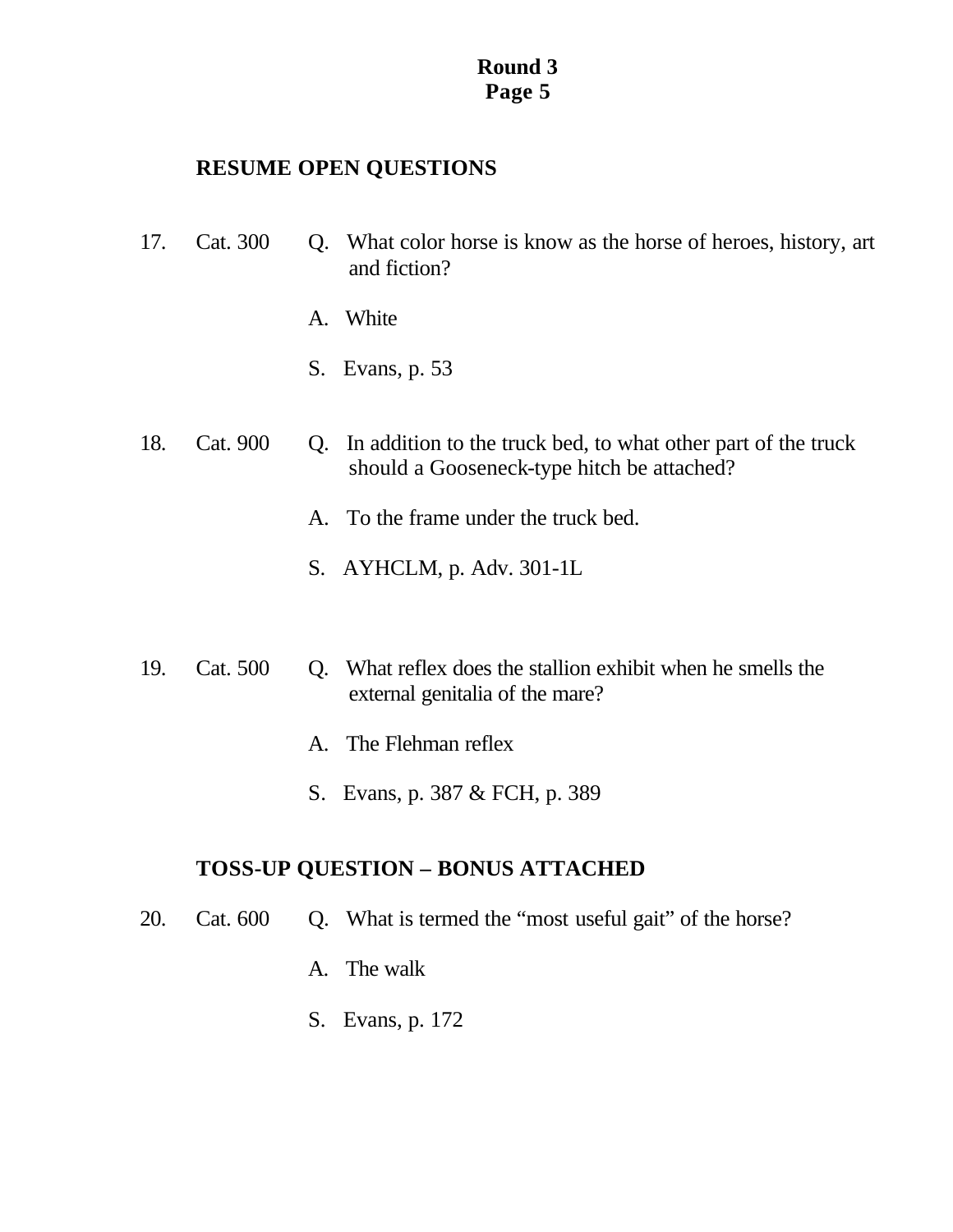**Round 3**
**Page 5**

**RESUME OPEN QUESTIONS**

17. Cat. 300 Q. What color horse is know as the horse of heroes, history, art and fiction?

    A. White

    S. Evans, p. 53

18. Cat. 900 Q. In addition to the truck bed, to what other part of the truck should a Gooseneck-type hitch be attached?

    A. To the frame under the truck bed.

    S. AYHCLM, p. Adv. 301-1L

19. Cat. 500 Q. What reflex does the stallion exhibit when he smells the external genitalia of the mare?

    A. The Flehman reflex

    S. Evans, p. 387 & FCH, p. 389

**TOSS-UP QUESTION – BONUS ATTACHED**

20. Cat. 600 Q. What is termed the "most useful gait" of the horse?

    A. The walk

    S. Evans, p. 172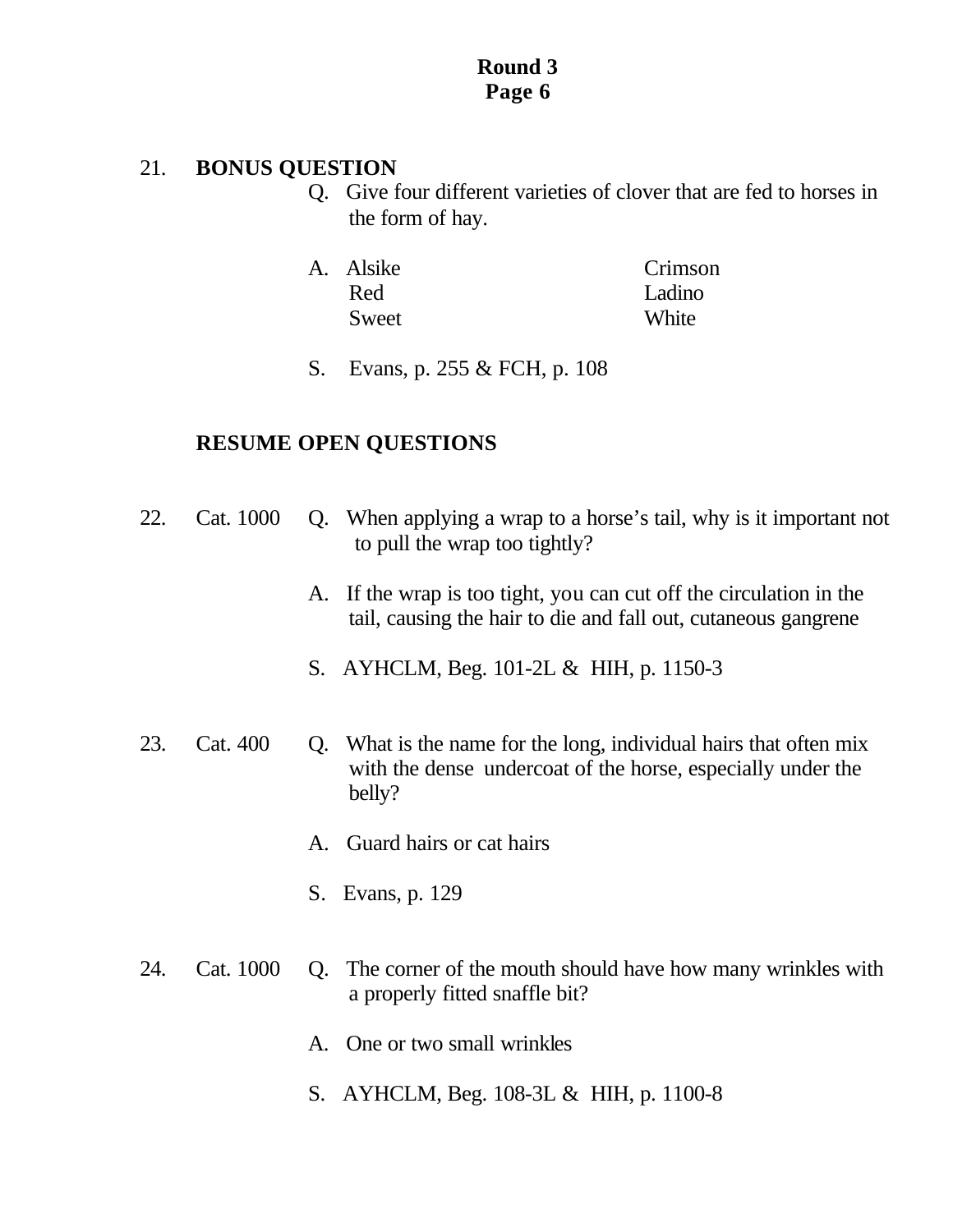**Round 3**
**Page 6**

21. **BONUS QUESTION**

Q. Give four different varieties of clover that are fed to horses in the form of hay.

A. Alsike, Crimson, Red, Ladino, Sweet, White

| | |
|---|---|
| Alsike | Crimson |
| Red | Ladino |
| Sweet | White |

S. Evans, p. 255 & FCH, p. 108

**RESUME OPEN QUESTIONS**

22. Cat. 1000

Q. When applying a wrap to a horse's tail, why is it important not to pull the wrap too tightly?

A. If the wrap is too tight, you can cut off the circulation in the tail, causing the hair to die and fall out, cutaneous gangrene

S. AYHCLM, Beg. 101-2L & HIH, p. 1150-3

23. Cat. 400

Q. What is the name for the long, individual hairs that often mix with the dense undercoat of the horse, especially under the belly?

A. Guard hairs or cat hairs

S. Evans, p. 129

24. Cat. 1000

Q. The corner of the mouth should have how many wrinkles with a properly fitted snaffle bit?

A. One or two small wrinkles

S. AYHCLM, Beg. 108-3L & HIH, p. 1100-8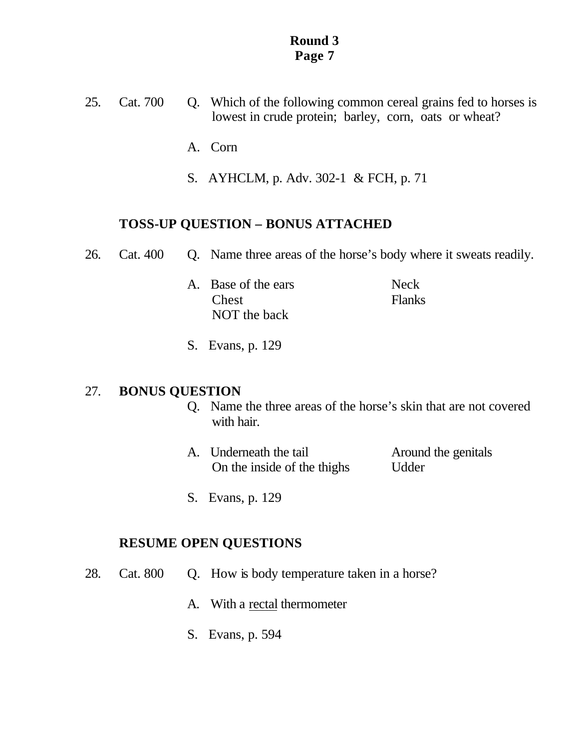25. Cat. 700 Q. Which of the following common cereal grains fed to horses is lowest in crude protein; barley, corn, oats or wheat?

A. Corn

S. AYHCLM, p. Adv. 302-1 & FCH, p. 71

**TOSS-UP QUESTION – BONUS ATTACHED**

26. Cat. 400 Q. Name three areas of the horse's body where it sweats readily.

A. Base of the ears
Neck
Chest
Flanks
NOT the back

S. Evans, p. 129

27. **BONUS QUESTION**

Q. Name the three areas of the horse's skin that are not covered with hair.

A. Underneath the tail
Around the genitals
On the inside of the thighs
Udder

S. Evans, p. 129

**RESUME OPEN QUESTIONS**

28. Cat. 800 Q. How is body temperature taken in a horse?

A. With a <u>rectal</u> thermometer

S. Evans, p. 594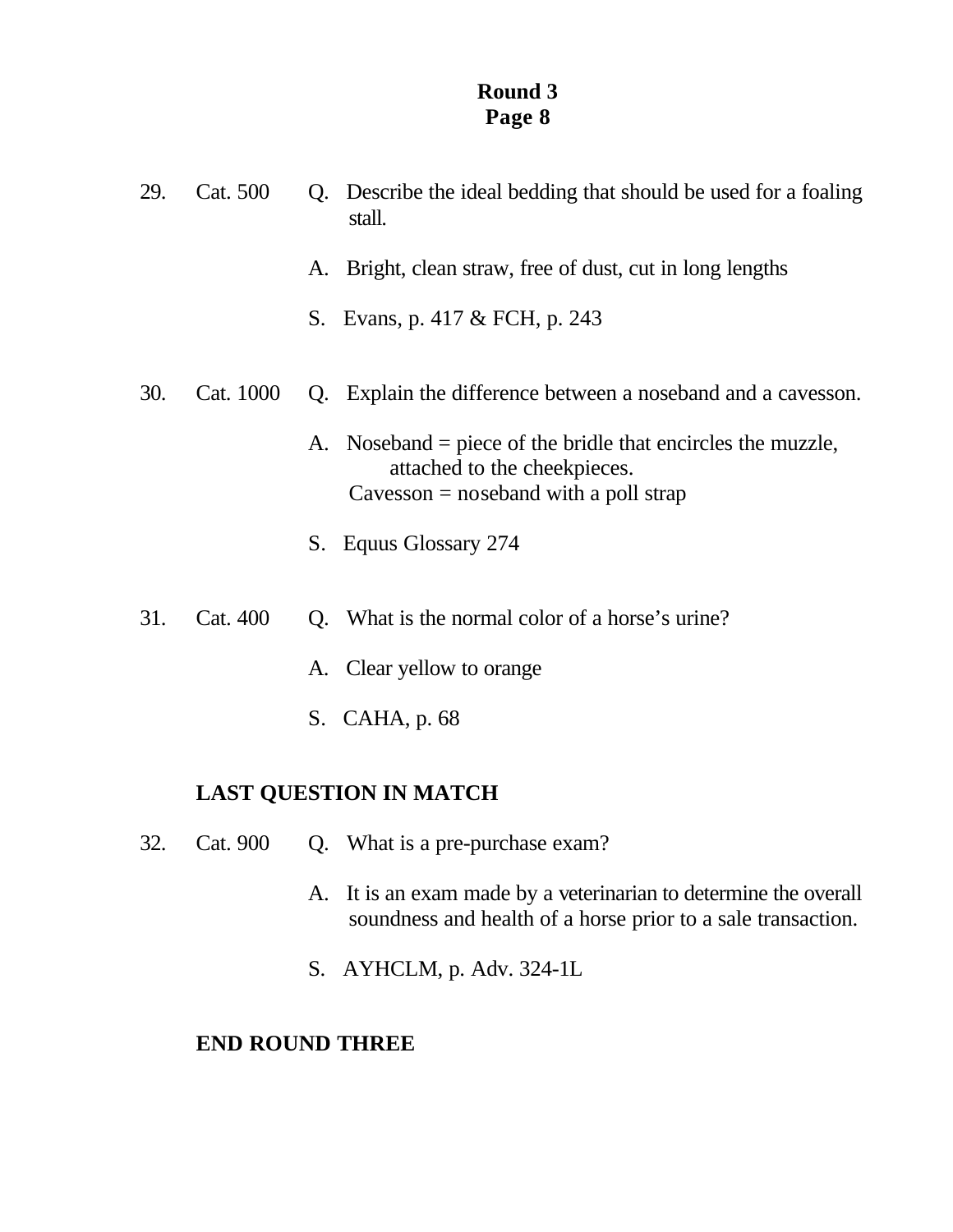29. Cat. 500 Q. Describe the ideal bedding that should be used for a foaling stall.

A. Bright, clean straw, free of dust, cut in long lengths

S. Evans, p. 417 & FCH, p. 243

30. Cat. 1000 Q. Explain the difference between a noseband and a cavesson.

A. Noseband = piece of the bridle that encircles the muzzle, attached to the cheekpieces.
Cavesson = noseband with a poll strap

S. Equus Glossary 274

31. Cat. 400 Q. What is the normal color of a horse's urine?

A. Clear yellow to orange

S. CAHA, p. 68

**LAST QUESTION IN MATCH**

32. Cat. 900 Q. What is a pre-purchase exam?

A. It is an exam made by a veterinarian to determine the overall soundness and health of a horse prior to a sale transaction.

S. AYHCLM, p. Adv. 324-1L

**END ROUND THREE**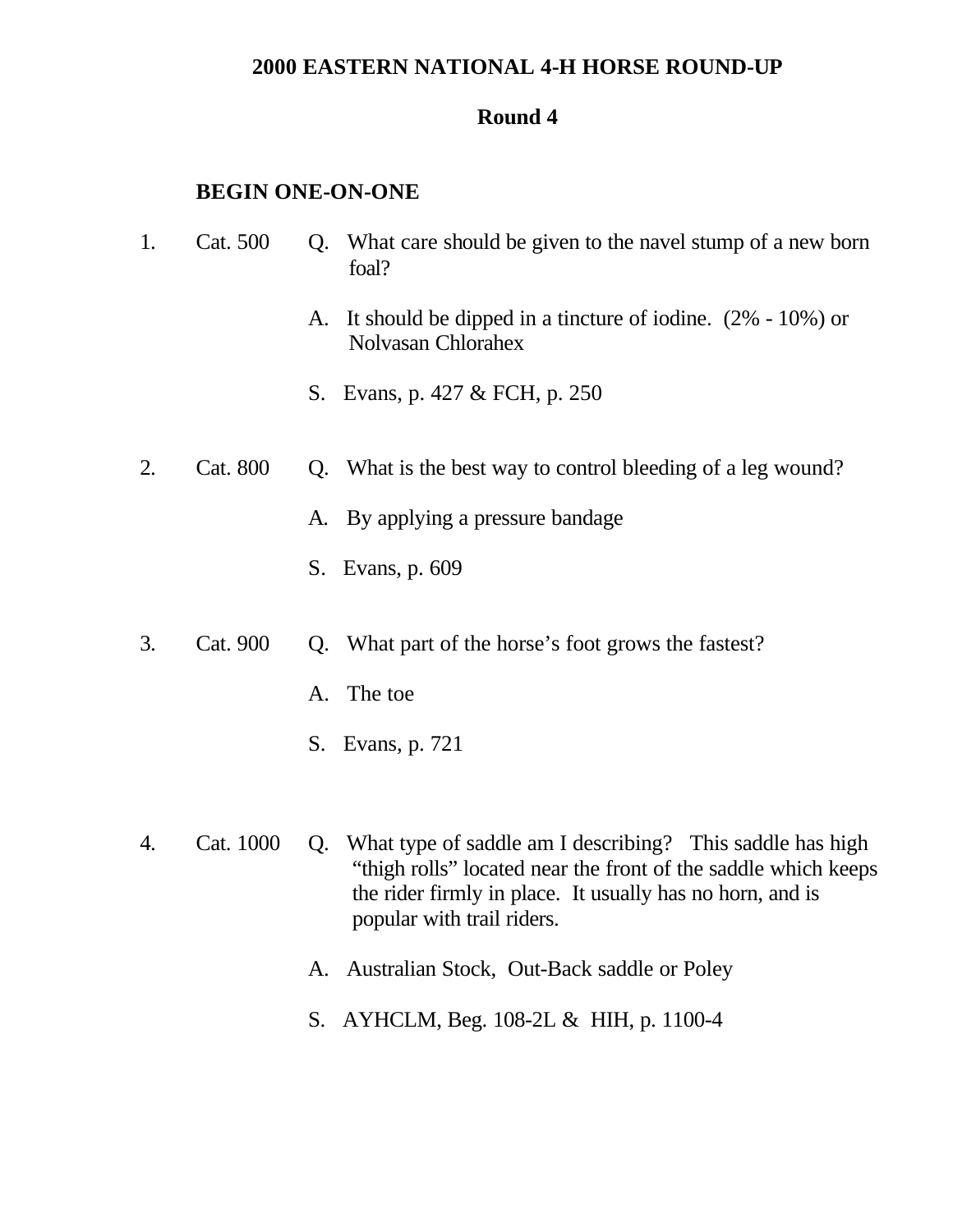**2000 EASTERN NATIONAL 4-H HORSE ROUND-UP**

**Round 4**

**BEGIN ONE-ON-ONE**

1. Cat. 500

   Q. What care should be given to the navel stump of a new born foal?

   A. It should be dipped in a tincture of iodine. (2% - 10%) or Nolvasan Chlorahex

   S. Evans, p. 427 & FCH, p. 250

2. Cat. 800

   Q. What is the best way to control bleeding of a leg wound?

   A. By applying a pressure bandage

   S. Evans, p. 609

3. Cat. 900

   Q. What part of the horse's foot grows the fastest?

   A. The toe

   S. Evans, p. 721

4. Cat. 1000

   Q. What type of saddle am I describing? This saddle has high "thigh rolls" located near the front of the saddle which keeps the rider firmly in place. It usually has no horn, and is popular with trail riders.

   A. Australian Stock, Out-Back saddle or Poley

   S. AYHCLM, Beg. 108-2L & HIH, p. 1100-4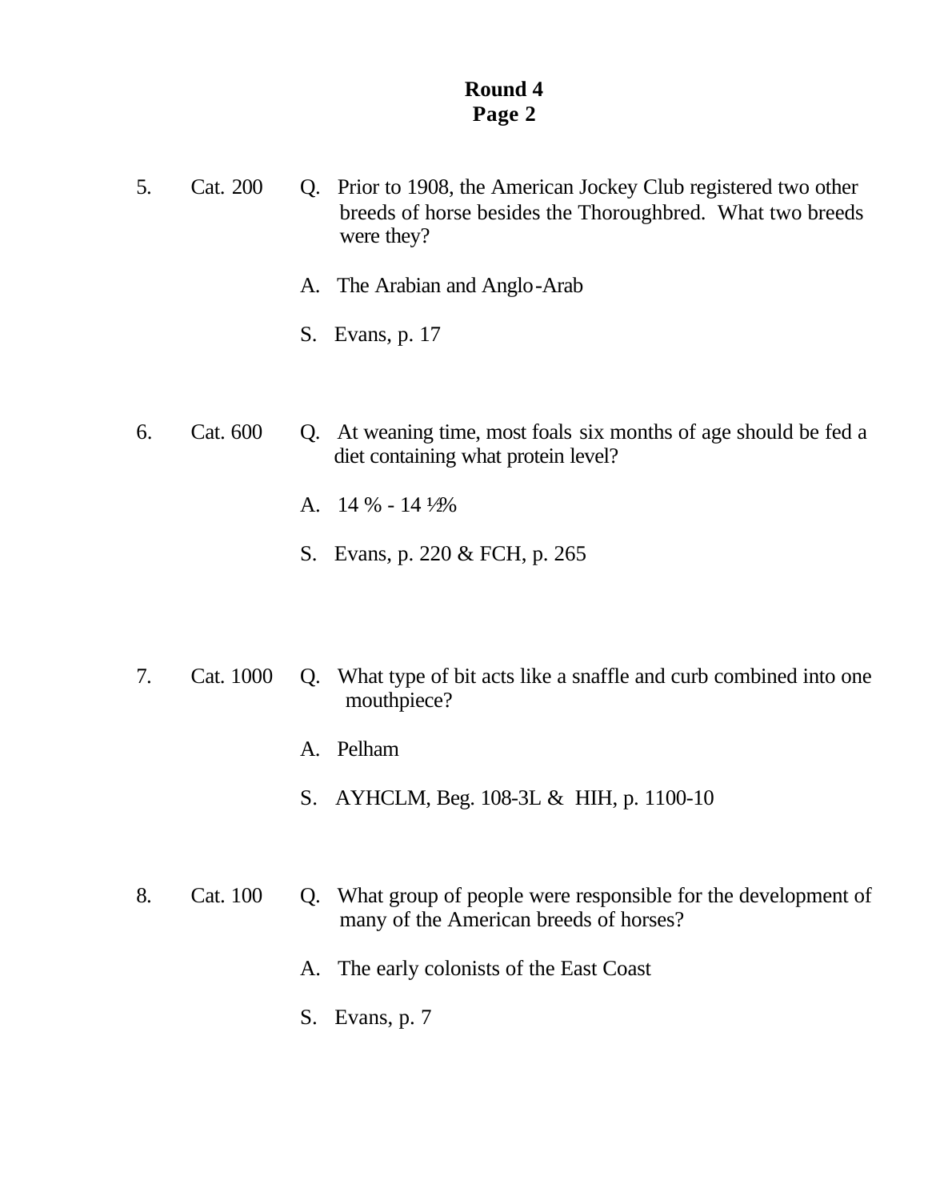**Round 4**
**Page 2**

5. Cat. 200 Q. Prior to 1908, the American Jockey Club registered two other breeds of horse besides the Thoroughbred. What two breeds were they?

   A. The Arabian and Anglo-Arab

   S. Evans, p. 17

6. Cat. 600 Q. At weaning time, most foals six months of age should be fed a diet containing what protein level?

   A. 14 % - 14 ½%

   S. Evans, p. 220 & FCH, p. 265

7. Cat. 1000 Q. What type of bit acts like a snaffle and curb combined into one mouthpiece?

   A. Pelham

   S. AYHCLM, Beg. 108-3L & HIH, p. 1100-10

8. Cat. 100 Q. What group of people were responsible for the development of many of the American breeds of horses?

   A. The early colonists of the East Coast

   S. Evans, p. 7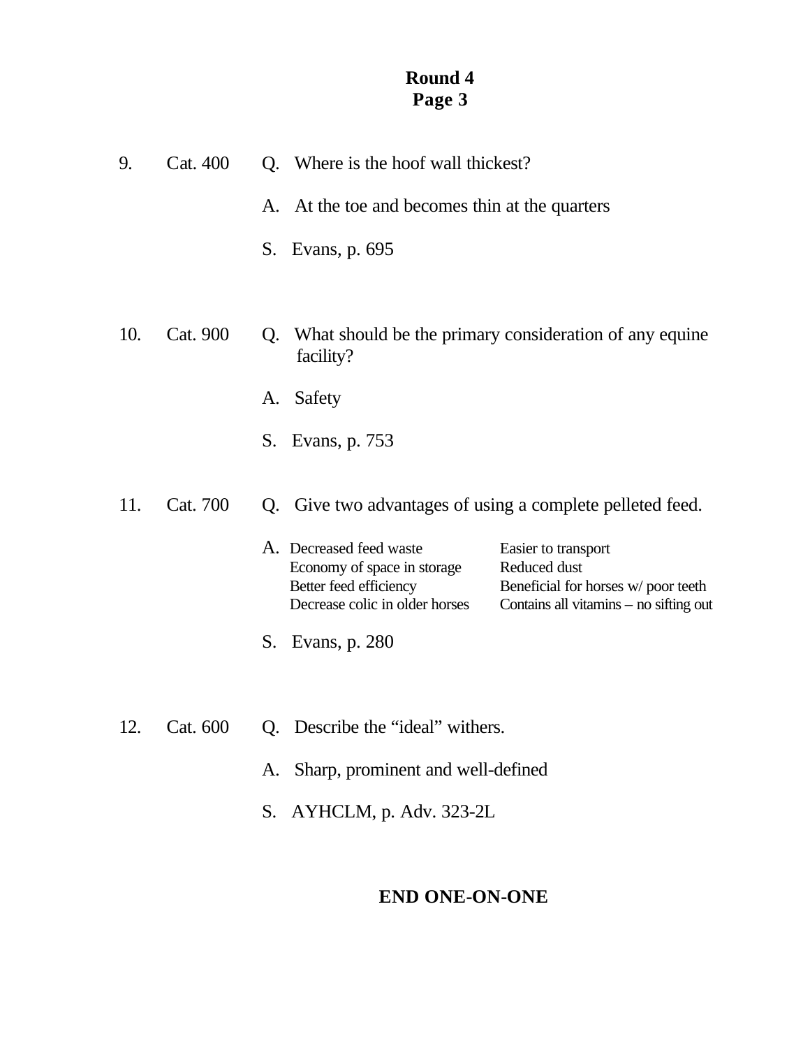**Round 4**
**Page 3**

9. Cat. 400

Q. Where is the hoof wall thickest?

A. At the toe and becomes thin at the quarters

S. Evans, p. 695

10. Cat. 900

Q. What should be the primary consideration of any equine facility?

A. Safety

S. Evans, p. 753

11. Cat. 700

Q. Give two advantages of using a complete pelleted feed.

A.

| | |
|---|---|
| Decreased feed waste | Easier to transport |
| Economy of space in storage | Reduced dust |
| Better feed efficiency | Beneficial for horses w/ poor teeth |
| Decrease colic in older horses | Contains all vitamins – no sifting out |

S. Evans, p. 280

12. Cat. 600

Q. Describe the “ideal” withers.

A. Sharp, prominent and well-defined

S. AYHCLM, p. Adv. 323-2L

**END ONE-ON-ONE**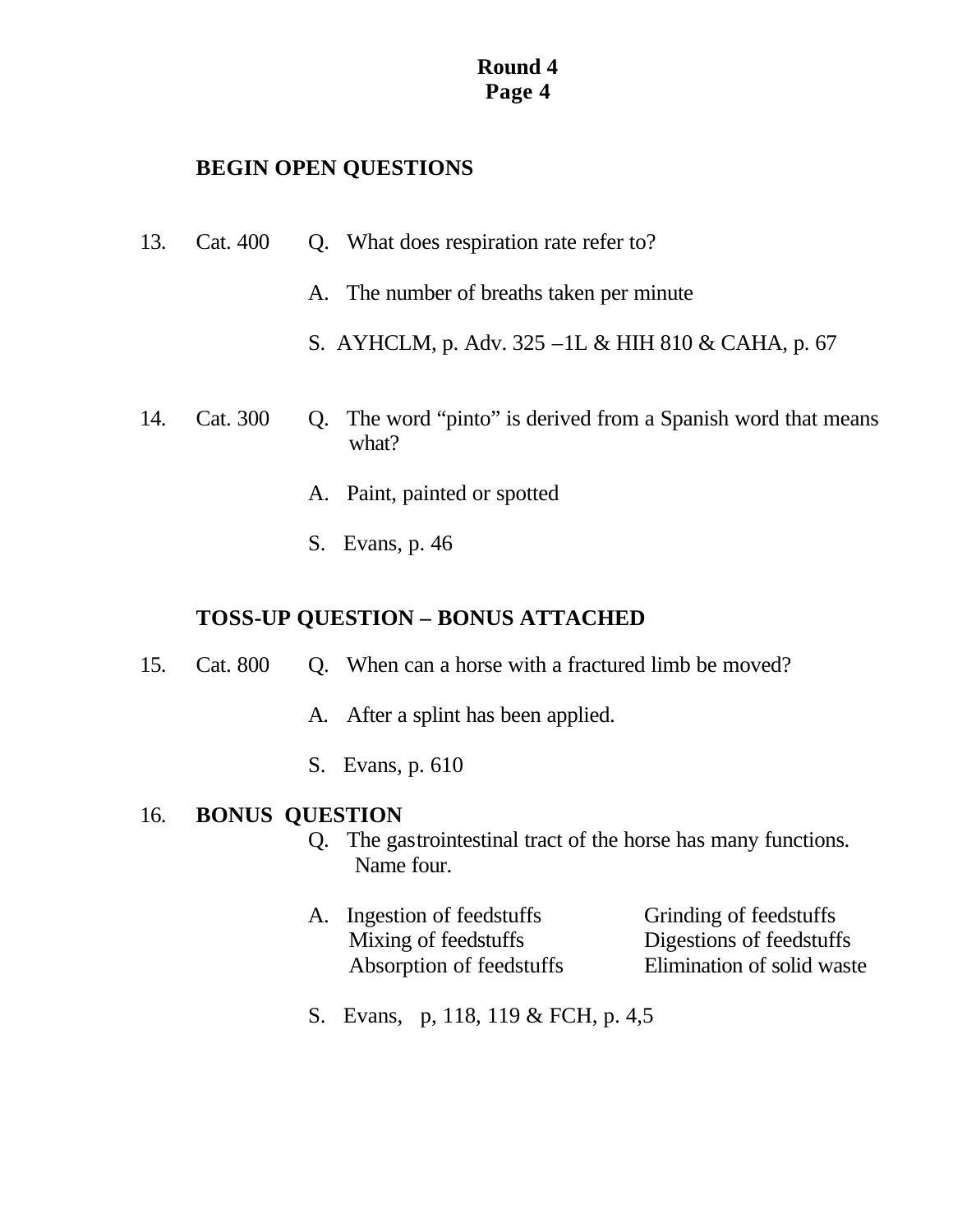**Round 4**
**Page 4**

**BEGIN OPEN QUESTIONS**

13. Cat. 400 Q. What does respiration rate refer to?

A. The number of breaths taken per minute

S. AYHCLM, p. Adv. 325 –1L & HIH 810 & CAHA, p. 67

14. Cat. 300 Q. The word "pinto" is derived from a Spanish word that means what?

A. Paint, painted or spotted

S. Evans, p. 46

**TOSS-UP QUESTION – BONUS ATTACHED**

15. Cat. 800 Q. When can a horse with a fractured limb be moved?

A. After a splint has been applied.

S. Evans, p. 610

16. **BONUS QUESTION**

Q. The gastrointestinal tract of the horse has many functions. Name four.

A. Ingestion of feedstuffs
Grinding of feedstuffs
Mixing of feedstuffs
Digestions of feedstuffs
Absorption of feedstuffs
Elimination of solid waste

S. Evans, p, 118, 119 & FCH, p. 4,5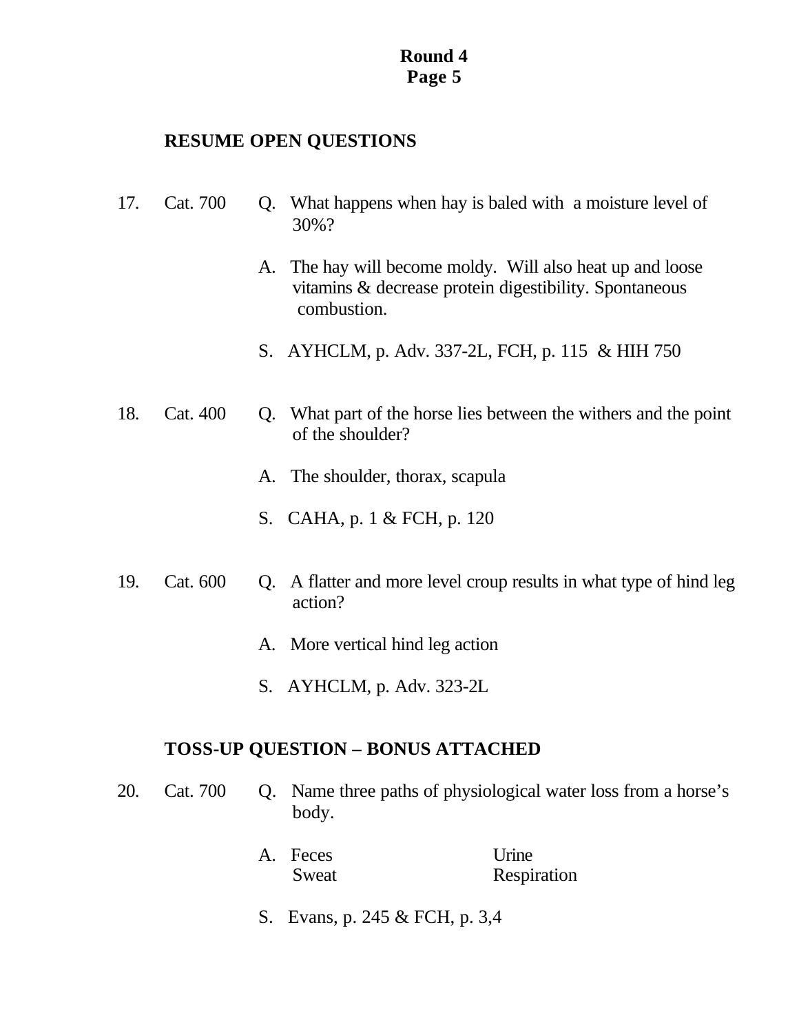## RESUME OPEN QUESTIONS

17. Cat. 700

Q. What happens when hay is baled with a moisture level of 30%?

A. The hay will become moldy. Will also heat up and loose vitamins & decrease protein digestibility. Spontaneous combustion.

S. AYHCLM, p. Adv. 337-2L, FCH, p. 115 & HIH 750

18. Cat. 400

Q. What part of the horse lies between the withers and the point of the shoulder?

A. The shoulder, thorax, scapula

S. CAHA, p. 1 & FCH, p. 120

19. Cat. 600

Q. A flatter and more level croup results in what type of hind leg action?

A. More vertical hind leg action

S. AYHCLM, p. Adv. 323-2L

## TOSS-UP QUESTION – BONUS ATTACHED

20. Cat. 700

Q. Name three paths of physiological water loss from a horse's body.

A. Feces, Urine, Sweat, Respiration

S. Evans, p. 245 & FCH, p. 3,4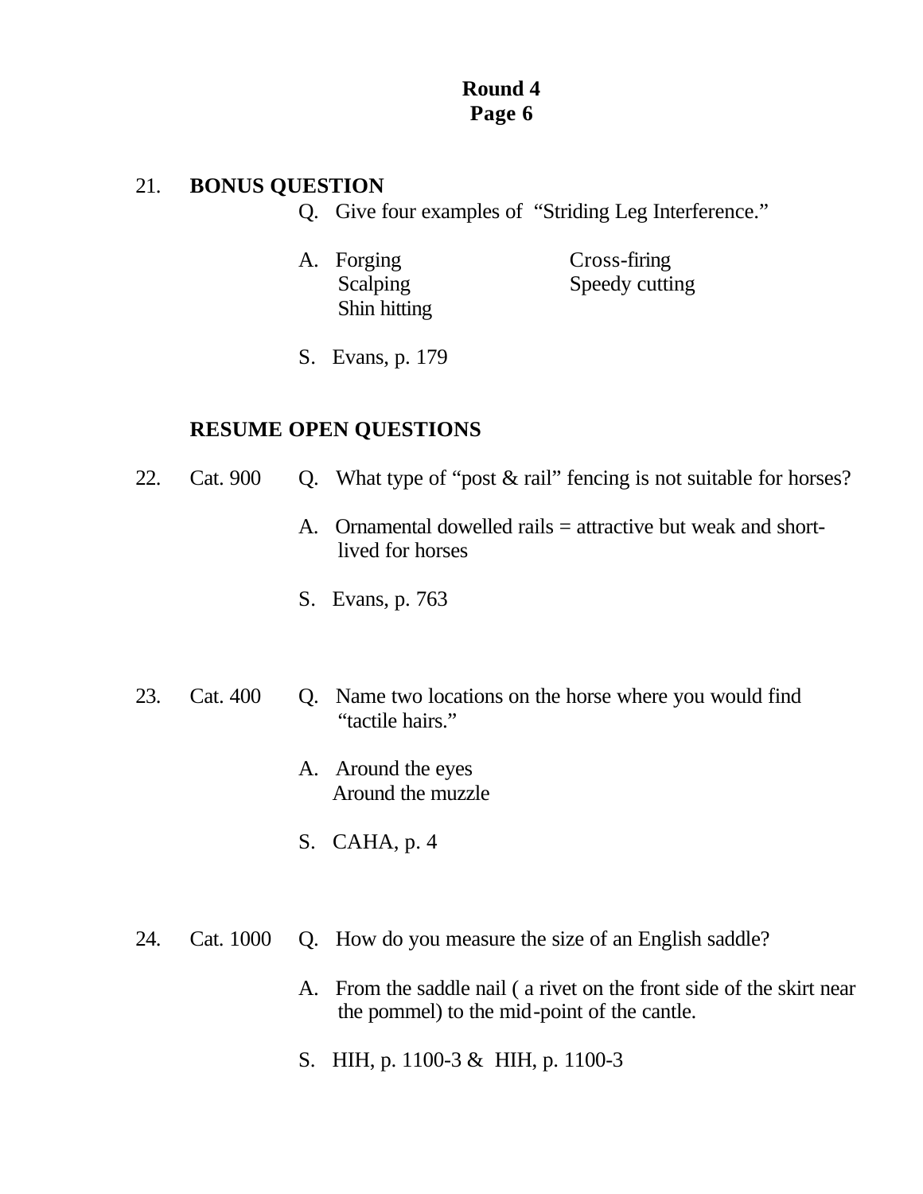**Round 4**
**Page 6**

21. **BONUS QUESTION**

Q. Give four examples of "Striding Leg Interference."

A. Forging
Scalping
Shin hitting
Cross-firing
Speedy cutting

S. Evans, p. 179

**RESUME OPEN QUESTIONS**

22. Cat. 900

Q. What type of "post & rail" fencing is not suitable for horses?

A. Ornamental dowelled rails = attractive but weak and short-lived for horses

S. Evans, p. 763

23. Cat. 400

Q. Name two locations on the horse where you would find "tactile hairs."

A. Around the eyes
Around the muzzle

S. CAHA, p. 4

24. Cat. 1000

Q. How do you measure the size of an English saddle?

A. From the saddle nail ( a rivet on the front side of the skirt near the pommel) to the mid-point of the cantle.

S. HIH, p. 1100-3 & HIH, p. 1100-3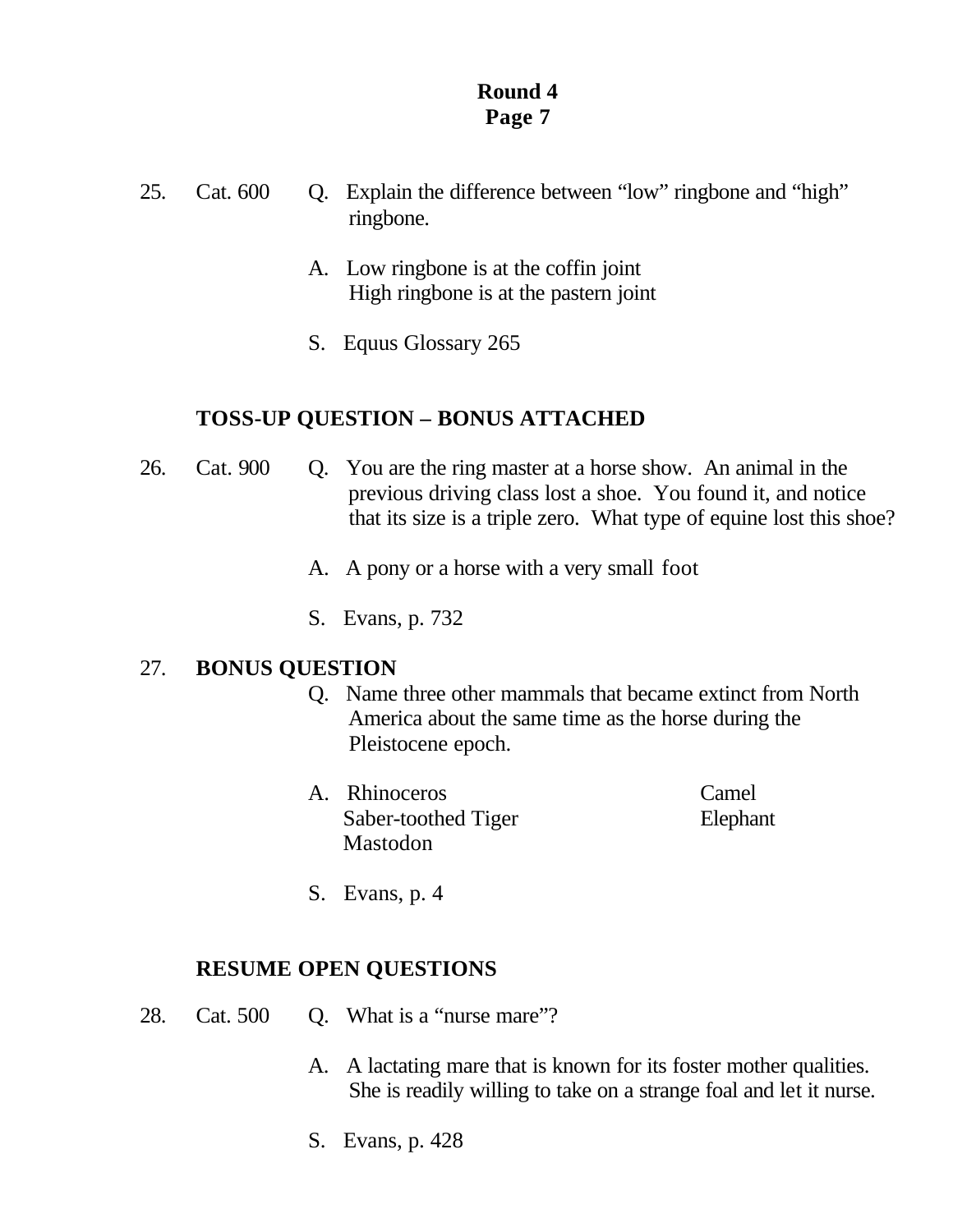**Round 4**
**Page 7**

25. Cat. 600 Q. Explain the difference between "low" ringbone and "high" ringbone.

A. Low ringbone is at the coffin joint
High ringbone is at the pastern joint

S. Equus Glossary 265

**TOSS-UP QUESTION – BONUS ATTACHED**

26. Cat. 900 Q. You are the ring master at a horse show. An animal in the previous driving class lost a shoe. You found it, and notice that its size is a triple zero. What type of equine lost this shoe?

A. A pony or a horse with a very small foot

S. Evans, p. 732

27. **BONUS QUESTION**

Q. Name three other mammals that became extinct from North America about the same time as the horse during the Pleistocene epoch.

A. Rhinoceros
Saber-toothed Tiger
Mastodon
Camel
Elephant

S. Evans, p. 4

**RESUME OPEN QUESTIONS**

28. Cat. 500 Q. What is a "nurse mare"?

A. A lactating mare that is known for its foster mother qualities. She is readily willing to take on a strange foal and let it nurse.

S. Evans, p. 428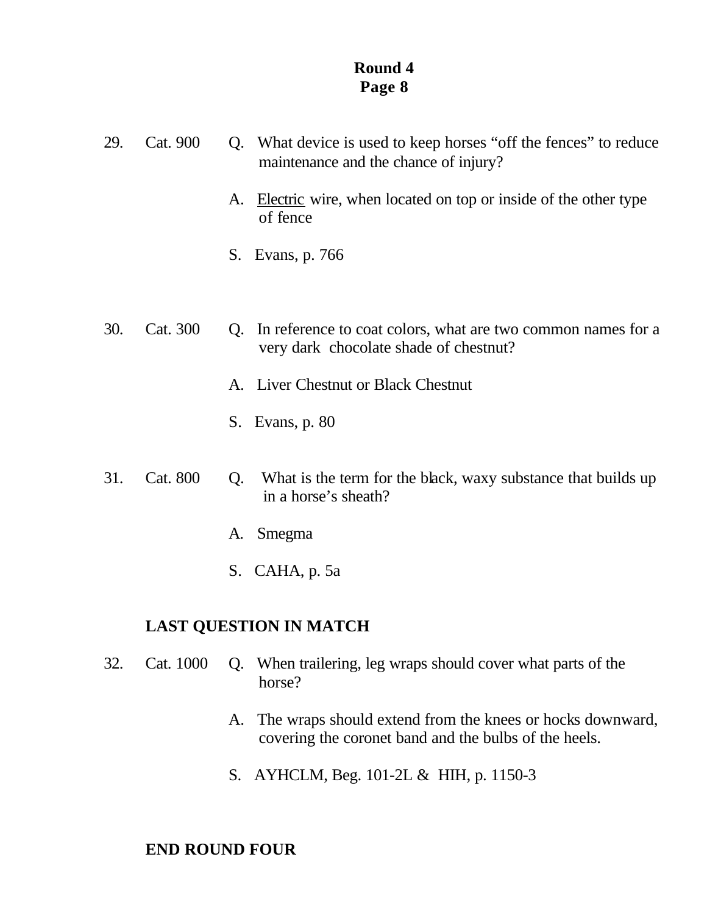**Round 4**
**Page 8**

29. Cat. 900

Q. What device is used to keep horses "off the fences" to reduce maintenance and the chance of injury?

A. <u>Electric</u> wire, when located on top or inside of the other type of fence

S. Evans, p. 766

30. Cat. 300

Q. In reference to coat colors, what are two common names for a very dark chocolate shade of chestnut?

A. Liver Chestnut or Black Chestnut

S. Evans, p. 80

31. Cat. 800

Q. What is the term for the black, waxy substance that builds up in a horse's sheath?

A. Smegma

S. CAHA, p. 5a

**LAST QUESTION IN MATCH**

32. Cat. 1000

Q. When trailering, leg wraps should cover what parts of the horse?

A. The wraps should extend from the knees or hocks downward, covering the coronet band and the bulbs of the heels.

S. AYHCLM, Beg. 101-2L & HIH, p. 1150-3

**END ROUND FOUR**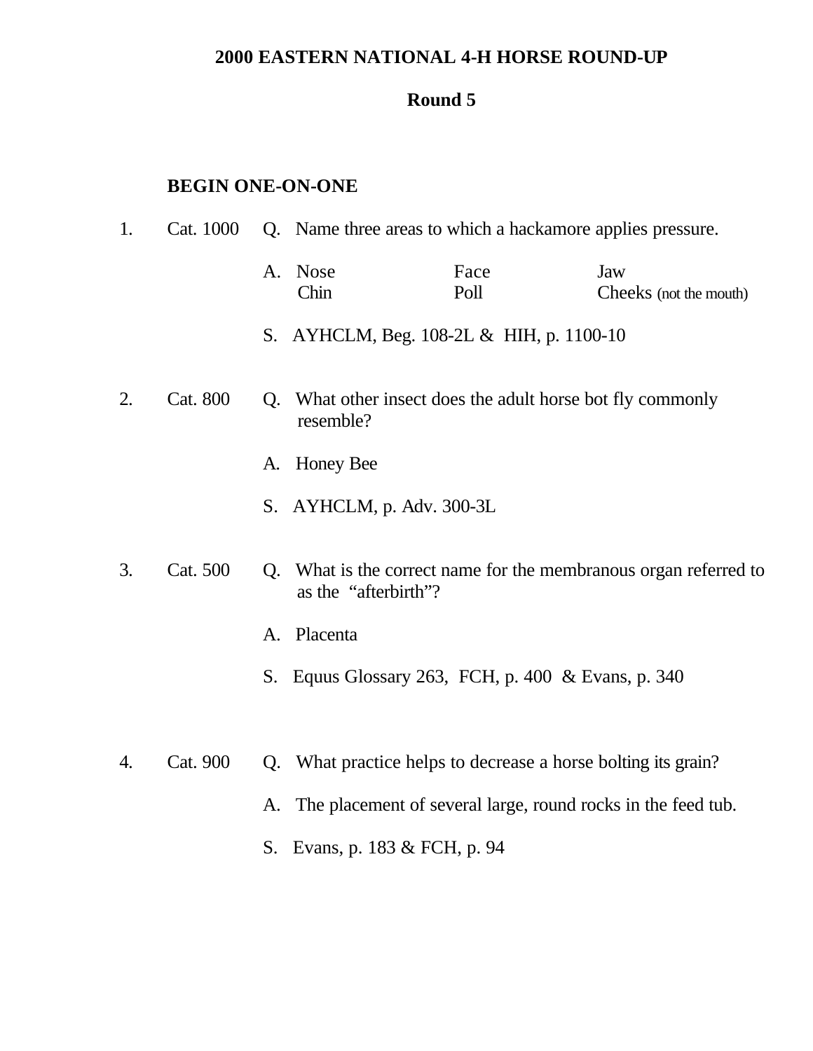# 2000 EASTERN NATIONAL 4-H HORSE ROUND-UP

## Round 5

**BEGIN ONE-ON-ONE**

1. Cat. 1000 Q. Name three areas to which a hackamore applies pressure.

   A.

   | | | |
   |---|---|---|
   | Nose | Face | Jaw |
   | Chin | Poll | Cheeks (not the mouth) |

   S. AYHCLM, Beg. 108-2L & HIH, p. 1100-10

2. Cat. 800 Q. What other insect does the adult horse bot fly commonly resemble?

   A. Honey Bee

   S. AYHCLM, p. Adv. 300-3L

3. Cat. 500 Q. What is the correct name for the membranous organ referred to as the "afterbirth"?

   A. Placenta

   S. Equus Glossary 263, FCH, p. 400 & Evans, p. 340

4. Cat. 900 Q. What practice helps to decrease a horse bolting its grain?

   A. The placement of several large, round rocks in the feed tub.

   S. Evans, p. 183 & FCH, p. 94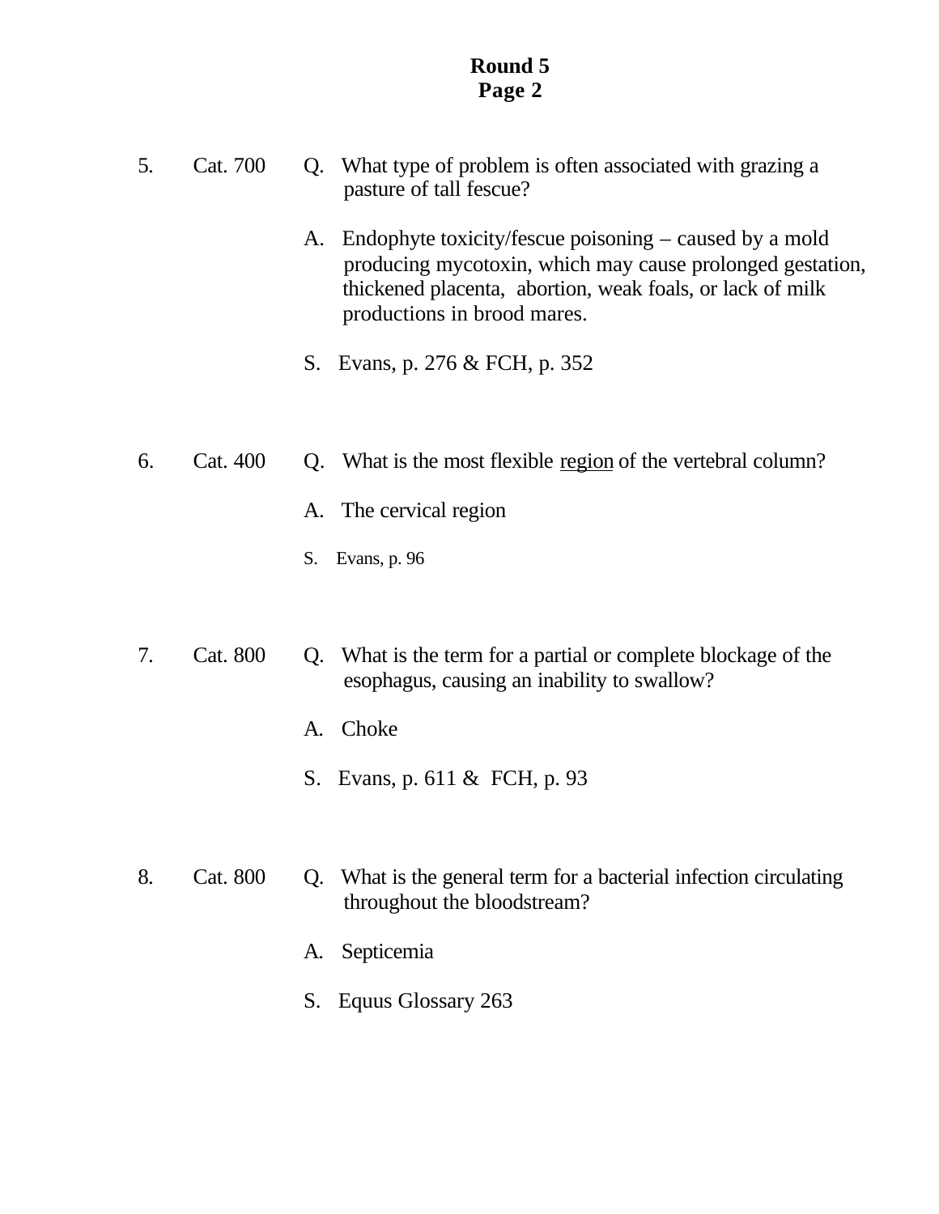**Round 5**
**Page 2**

5. Cat. 700

Q. What type of problem is often associated with grazing a pasture of tall fescue?

A. Endophyte toxicity/fescue poisoning – caused by a mold producing mycotoxin, which may cause prolonged gestation, thickened placenta, abortion, weak foals, or lack of milk productions in brood mares.

S. Evans, p. 276 & FCH, p. 352

6. Cat. 400

Q. What is the most flexible <u>region</u> of the vertebral column?

A. The cervical region

S. Evans, p. 96

7. Cat. 800

Q. What is the term for a partial or complete blockage of the esophagus, causing an inability to swallow?

A. Choke

S. Evans, p. 611 & FCH, p. 93

8. Cat. 800

Q. What is the general term for a bacterial infection circulating throughout the bloodstream?

A. Septicemia

S. Equus Glossary 263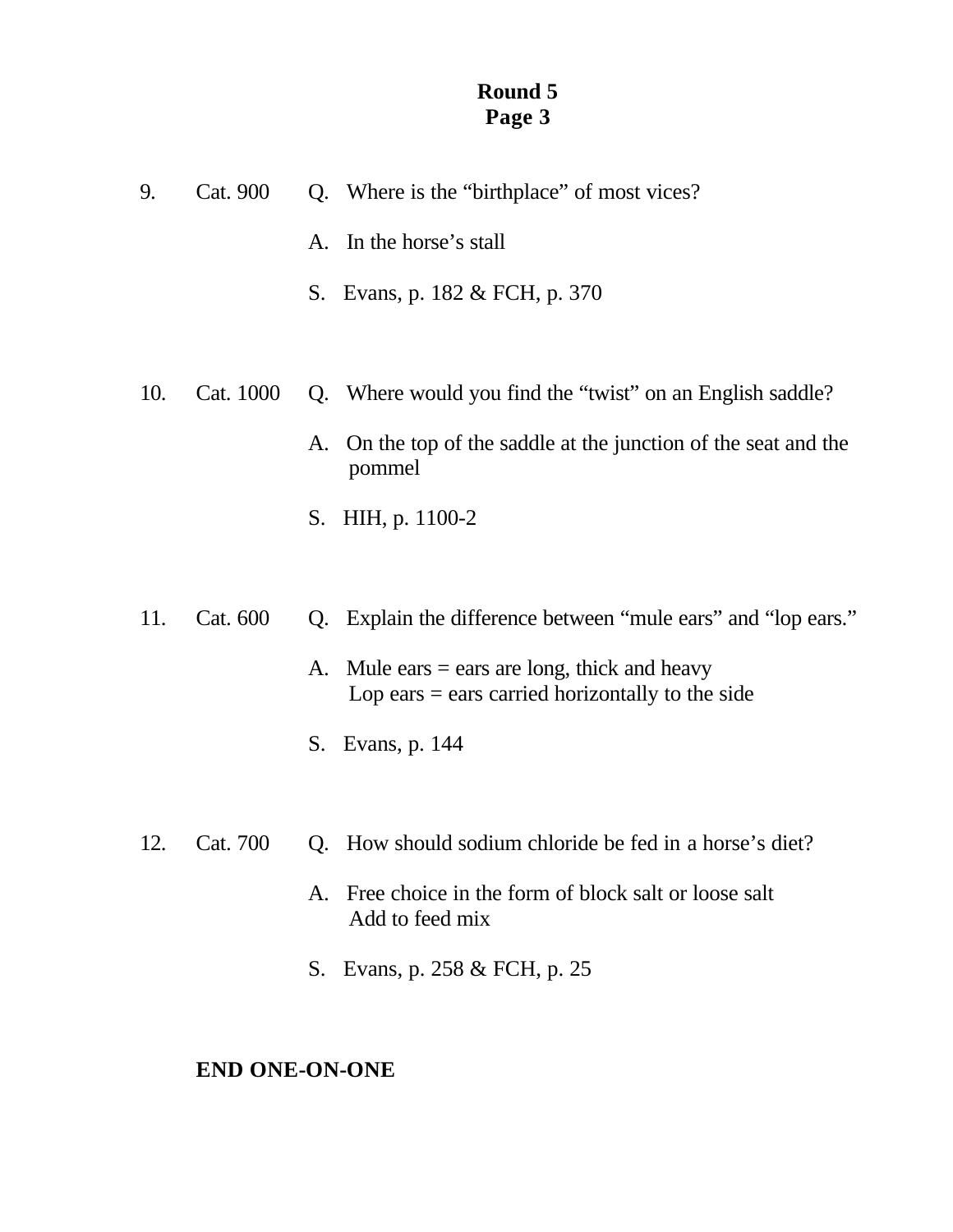**Round 5**
**Page 3**

9. Cat. 900 Q. Where is the “birthplace” of most vices?

A. In the horse’s stall

S. Evans, p. 182 & FCH, p. 370

10. Cat. 1000 Q. Where would you find the “twist” on an English saddle?

A. On the top of the saddle at the junction of the seat and the pommel

S. HIH, p. 1100-2

11. Cat. 600 Q. Explain the difference between “mule ears” and “lop ears.”

A. Mule ears = ears are long, thick and heavy
Lop ears = ears carried horizontally to the side

S. Evans, p. 144

12. Cat. 700 Q. How should sodium chloride be fed in a horse’s diet?

A. Free choice in the form of block salt or loose salt
Add to feed mix

S. Evans, p. 258 & FCH, p. 25

**END ONE-ON-ONE**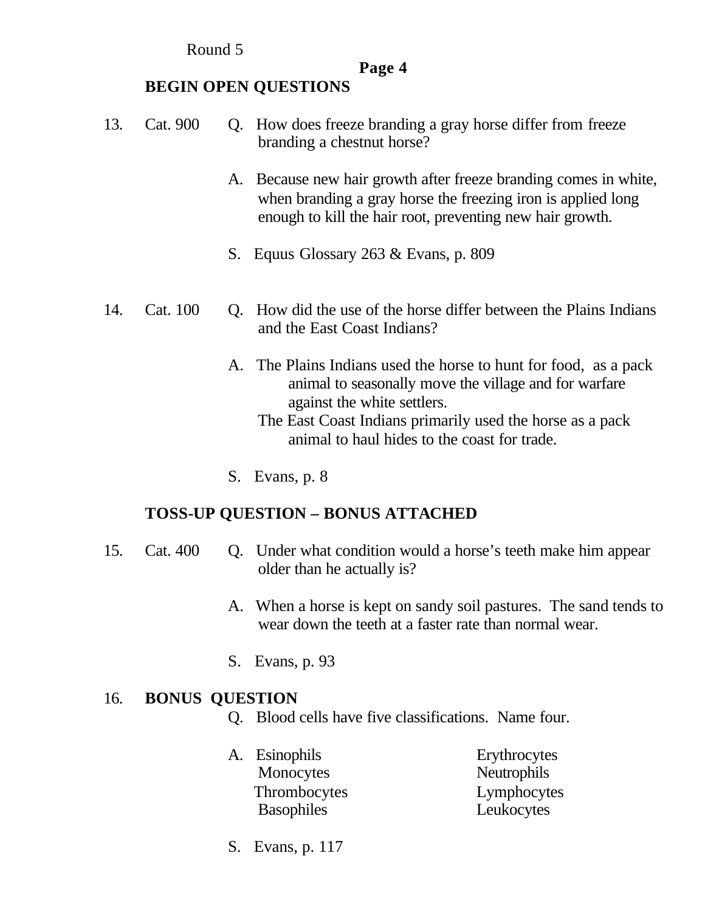Round 5

**BEGIN OPEN QUESTIONS**

13. Cat. 900 Q. How does freeze branding a gray horse differ from freeze branding a chestnut horse?

A. Because new hair growth after freeze branding comes in white, when branding a gray horse the freezing iron is applied long enough to kill the hair root, preventing new hair growth.

S. Equus Glossary 263 & Evans, p. 809

14. Cat. 100 Q. How did the use of the horse differ between the Plains Indians and the East Coast Indians?

A. The Plains Indians used the horse to hunt for food, as a pack animal to seasonally move the village and for warfare against the white settlers.
The East Coast Indians primarily used the horse as a pack animal to haul hides to the coast for trade.

S. Evans, p. 8

**TOSS-UP QUESTION – BONUS ATTACHED**

15. Cat. 400 Q. Under what condition would a horse's teeth make him appear older than he actually is?

A. When a horse is kept on sandy soil pastures. The sand tends to wear down the teeth at a faster rate than normal wear.

S. Evans, p. 93

16. **BONUS QUESTION**

Q. Blood cells have five classifications. Name four.

A. Esinophils, Erythrocytes, Monocytes, Neutrophils, Thrombocytes, Lymphocytes, Basophiles, Leukocytes

S. Evans, p. 117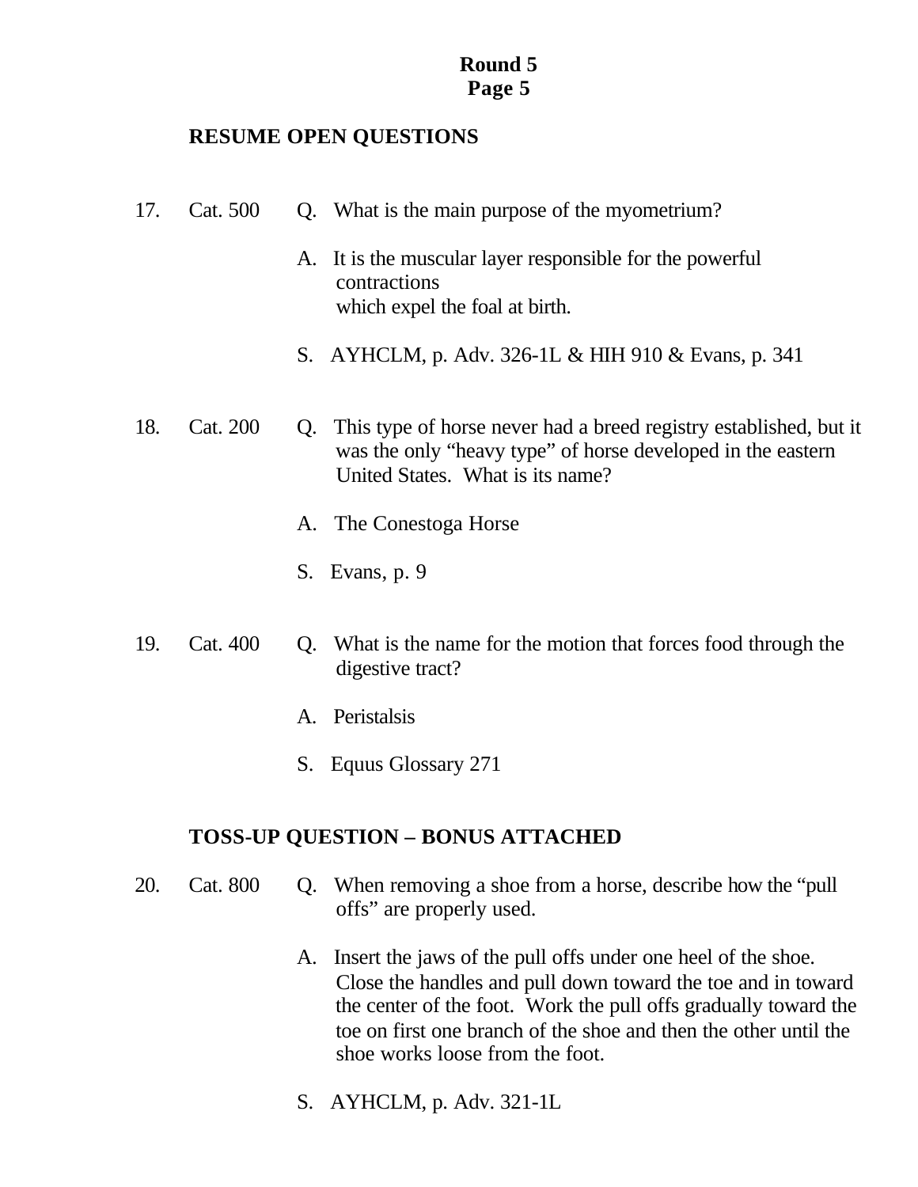**Round 5**
**Page 5**

**RESUME OPEN QUESTIONS**

17. Cat. 500 Q. What is the main purpose of the myometrium?

A. It is the muscular layer responsible for the powerful contractions which expel the foal at birth.

S. AYHCLM, p. Adv. 326-1L & HIH 910 & Evans, p. 341

18. Cat. 200 Q. This type of horse never had a breed registry established, but it was the only "heavy type" of horse developed in the eastern United States. What is its name?

A. The Conestoga Horse

S. Evans, p. 9

19. Cat. 400 Q. What is the name for the motion that forces food through the digestive tract?

A. Peristalsis

S. Equus Glossary 271

**TOSS-UP QUESTION – BONUS ATTACHED**

20. Cat. 800 Q. When removing a shoe from a horse, describe how the "pull offs" are properly used.

A. Insert the jaws of the pull offs under one heel of the shoe. Close the handles and pull down toward the toe and in toward the center of the foot. Work the pull offs gradually toward the toe on first one branch of the shoe and then the other until the shoe works loose from the foot.

S. AYHCLM, p. Adv. 321-1L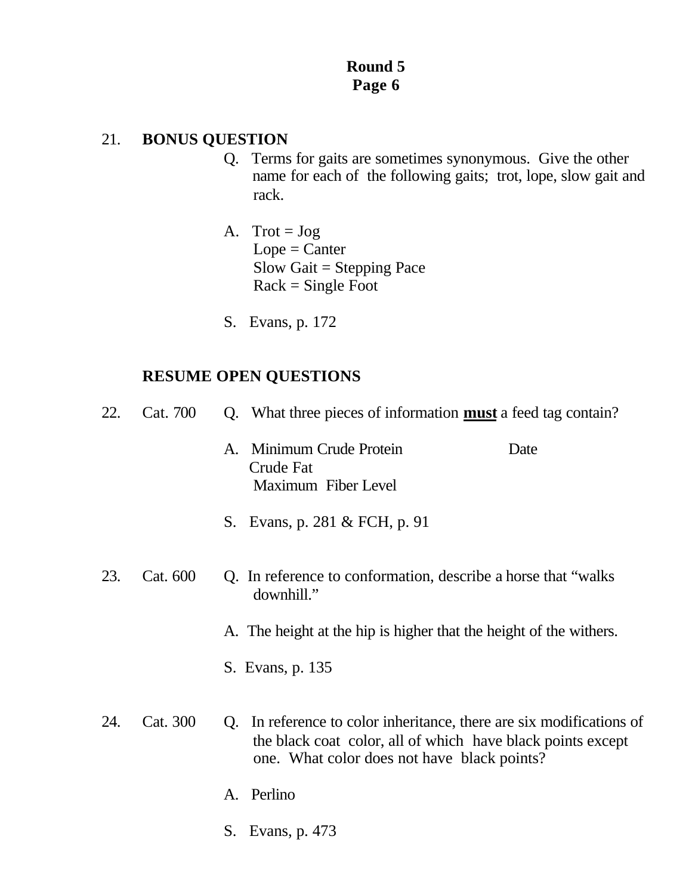**Round 5**
**Page 6**

21. **BONUS QUESTION**

Q. Terms for gaits are sometimes synonymous. Give the other name for each of the following gaits; trot, lope, slow gait and rack.

A. Trot = Jog
Lope = Canter
Slow Gait = Stepping Pace
Rack = Single Foot

S. Evans, p. 172

**RESUME OPEN QUESTIONS**

22. Cat. 700

Q. What three pieces of information **must** a feed tag contain?

A. Minimum Crude Protein
Crude Fat
Maximum Fiber Level

Date

S. Evans, p. 281 & FCH, p. 91

23. Cat. 600

Q. In reference to conformation, describe a horse that "walks downhill."

A. The height at the hip is higher that the height of the withers.

S. Evans, p. 135

24. Cat. 300

Q. In reference to color inheritance, there are six modifications of the black coat color, all of which have black points except one. What color does not have black points?

A. Perlino

S. Evans, p. 473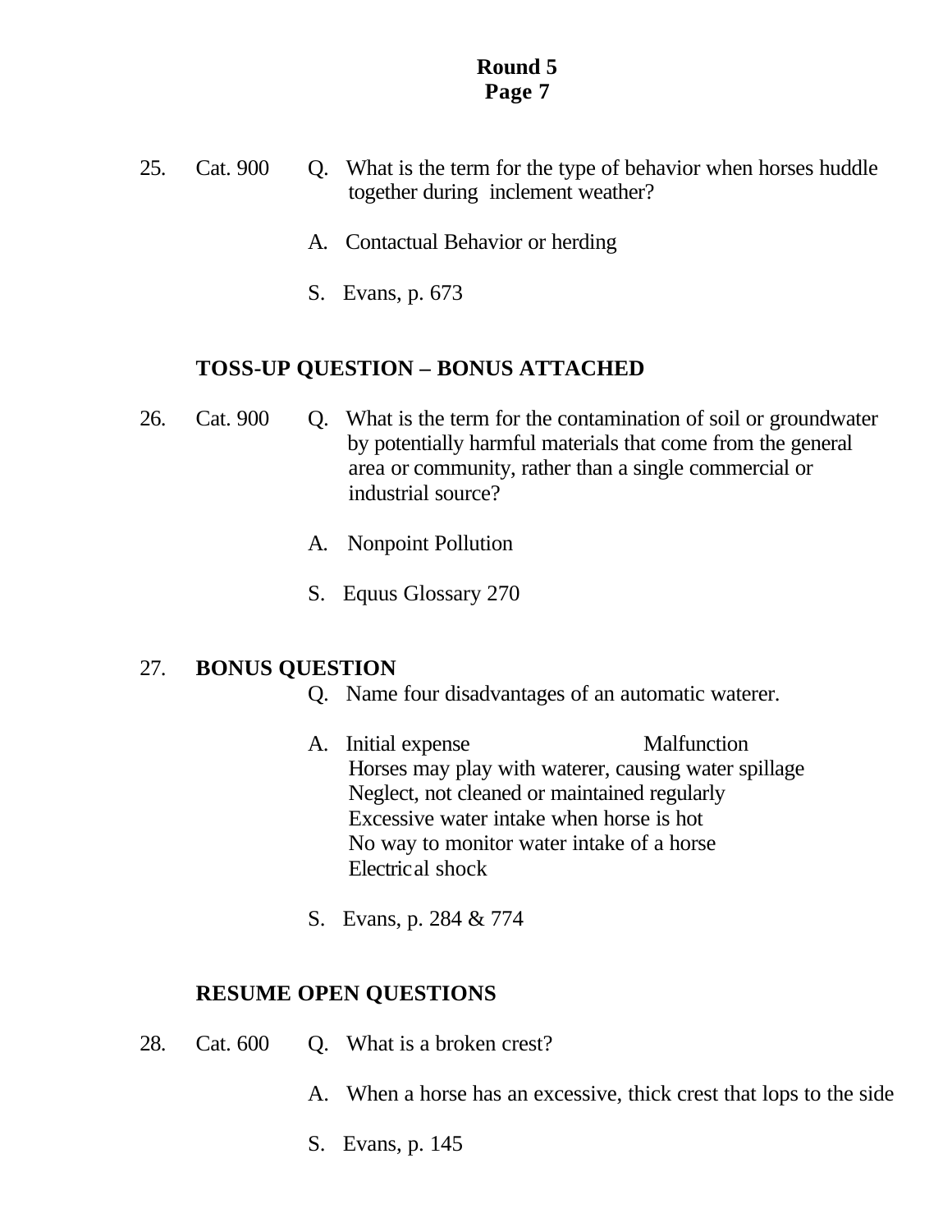**Round 5**
**Page 7**

25. Cat. 900 Q. What is the term for the type of behavior when horses huddle together during inclement weather?

A. Contactual Behavior or herding

S. Evans, p. 673

**TOSS-UP QUESTION – BONUS ATTACHED**

26. Cat. 900 Q. What is the term for the contamination of soil or groundwater by potentially harmful materials that come from the general area or community, rather than a single commercial or industrial source?

A. Nonpoint Pollution

S. Equus Glossary 270

27. **BONUS QUESTION**

Q. Name four disadvantages of an automatic waterer.

A. Initial expense Malfunction
Horses may play with waterer, causing water spillage
Neglect, not cleaned or maintained regularly
Excessive water intake when horse is hot
No way to monitor water intake of a horse
Electrical shock

S. Evans, p. 284 & 774

**RESUME OPEN QUESTIONS**

28. Cat. 600 Q. What is a broken crest?

A. When a horse has an excessive, thick crest that lops to the side

S. Evans, p. 145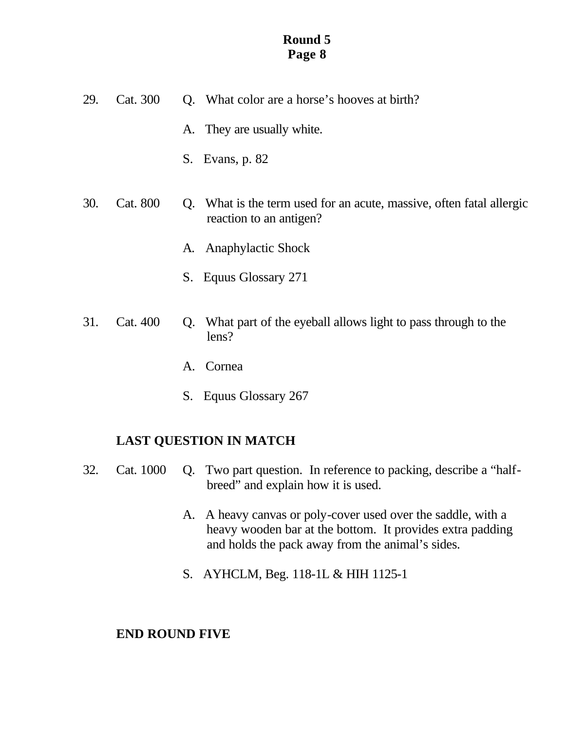29. Cat. 300 Q. What color are a horse's hooves at birth?

A. They are usually white.

S. Evans, p. 82

30. Cat. 800 Q. What is the term used for an acute, massive, often fatal allergic reaction to an antigen?

A. Anaphylactic Shock

S. Equus Glossary 271

31. Cat. 400 Q. What part of the eyeball allows light to pass through to the lens?

A. Cornea

S. Equus Glossary 267

**LAST QUESTION IN MATCH**

32. Cat. 1000 Q. Two part question. In reference to packing, describe a "half-breed" and explain how it is used.

A. A heavy canvas or poly-cover used over the saddle, with a heavy wooden bar at the bottom. It provides extra padding and holds the pack away from the animal's sides.

S. AYHCLM, Beg. 118-1L & HIH 1125-1

**END ROUND FIVE**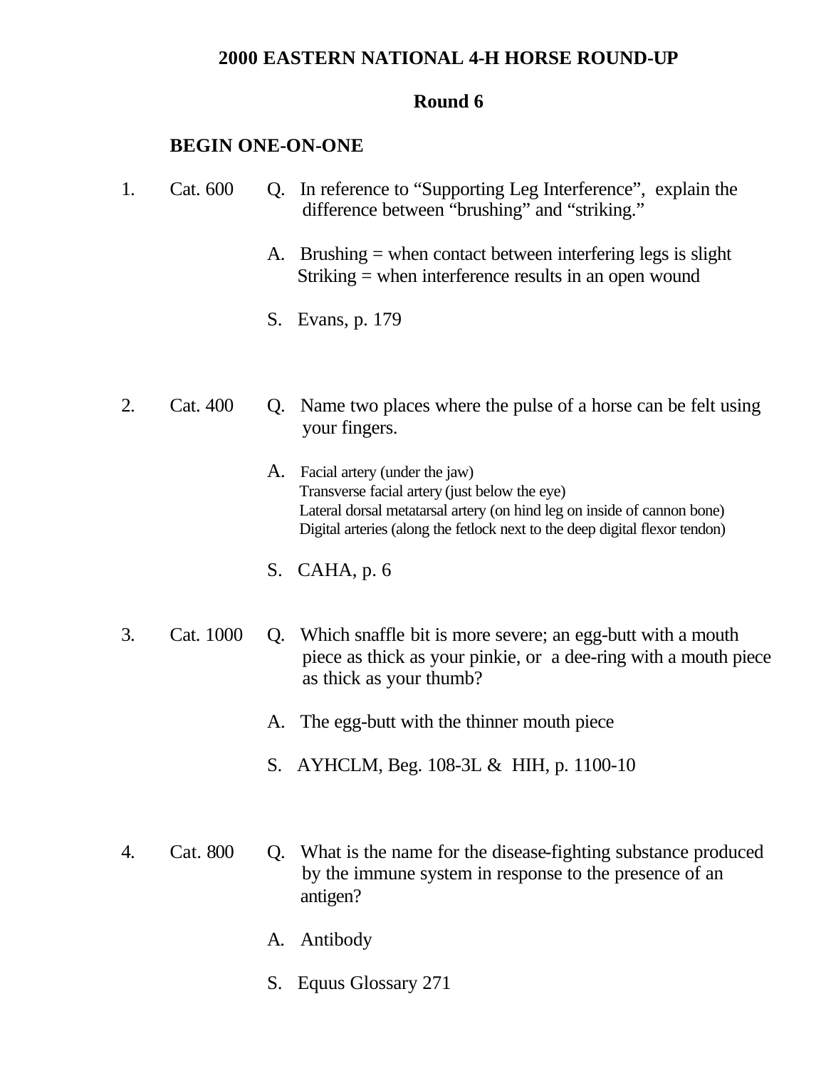## 2000 EASTERN NATIONAL 4-H HORSE ROUND-UP

### Round 6

**BEGIN ONE-ON-ONE**

1. Cat. 600

   Q. In reference to "Supporting Leg Interference", explain the difference between "brushing" and "striking."

   A. Brushing = when contact between interfering legs is slight
   Striking = when interference results in an open wound

   S. Evans, p. 179

2. Cat. 400

   Q. Name two places where the pulse of a horse can be felt using your fingers.

   A. Facial artery (under the jaw)
   Transverse facial artery (just below the eye)
   Lateral dorsal metatarsal artery (on hind leg on inside of cannon bone)
   Digital arteries (along the fetlock next to the deep digital flexor tendon)

   S. CAHA, p. 6

3. Cat. 1000

   Q. Which snaffle bit is more severe; an egg-butt with a mouth piece as thick as your pinkie, or a dee-ring with a mouth piece as thick as your thumb?

   A. The egg-butt with the thinner mouth piece

   S. AYHCLM, Beg. 108-3L & HIH, p. 1100-10

4. Cat. 800

   Q. What is the name for the disease-fighting substance produced by the immune system in response to the presence of an antigen?

   A. Antibody

   S. Equus Glossary 271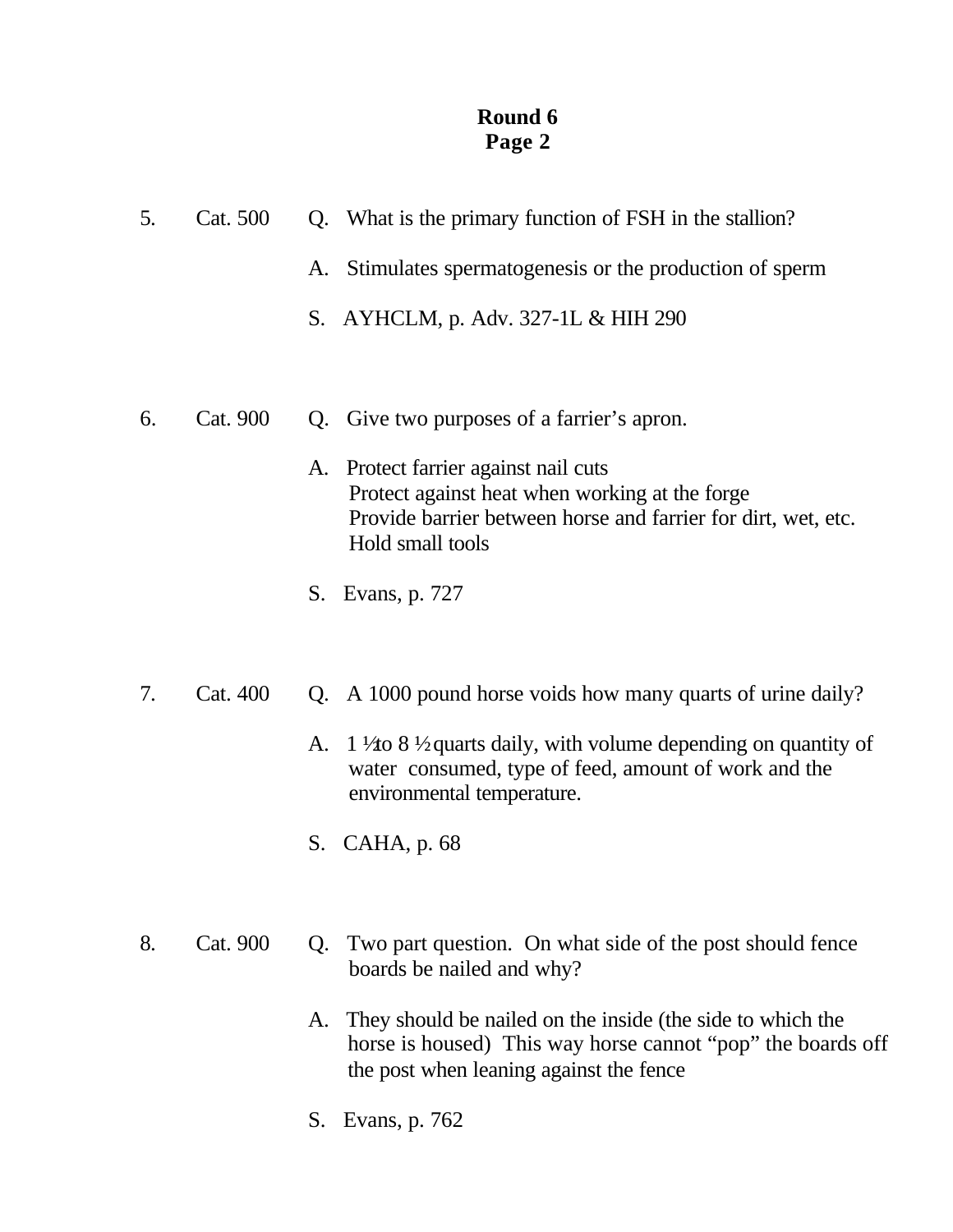**Round 6**
**Page 2**

5. Cat. 500 Q. What is the primary function of FSH in the stallion?

A. Stimulates spermatogenesis or the production of sperm

S. AYHCLM, p. Adv. 327-1L & HIH 290

6. Cat. 900 Q. Give two purposes of a farrier's apron.

A. Protect farrier against nail cuts
Protect against heat when working at the forge
Provide barrier between horse and farrier for dirt, wet, etc.
Hold small tools

S. Evans, p. 727

7. Cat. 400 Q. A 1000 pound horse voids how many quarts of urine daily?

A. 1 ½ to 8 ½ quarts daily, with volume depending on quantity of water consumed, type of feed, amount of work and the environmental temperature.

S. CAHA, p. 68

8. Cat. 900 Q. Two part question. On what side of the post should fence boards be nailed and why?

A. They should be nailed on the inside (the side to which the horse is housed) This way horse cannot "pop" the boards off the post when leaning against the fence

S. Evans, p. 762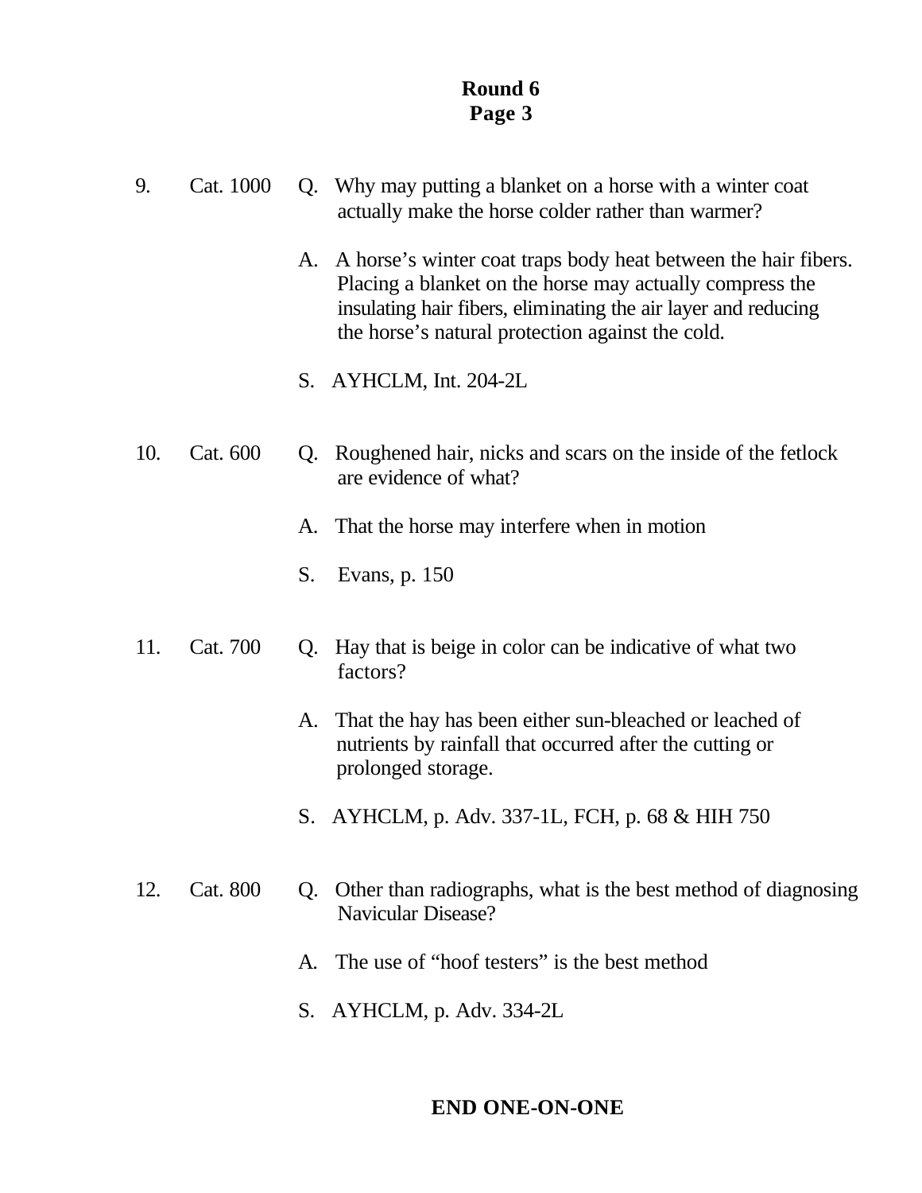## Round 6
## Page 3

9. Cat. 1000

Q. Why may putting a blanket on a horse with a winter coat actually make the horse colder rather than warmer?

A. A horse's winter coat traps body heat between the hair fibers. Placing a blanket on the horse may actually compress the insulating hair fibers, eliminating the air layer and reducing the horse's natural protection against the cold.

S. AYHCLM, Int. 204-2L

10. Cat. 600

Q. Roughened hair, nicks and scars on the inside of the fetlock are evidence of what?

A. That the horse may interfere when in motion

S. Evans, p. 150

11. Cat. 700

Q. Hay that is beige in color can be indicative of what two factors?

A. That the hay has been either sun-bleached or leached of nutrients by rainfall that occurred after the cutting or prolonged storage.

S. AYHCLM, p. Adv. 337-1L, FCH, p. 68 & HIH 750

12. Cat. 800

Q. Other than radiographs, what is the best method of diagnosing Navicular Disease?

A. The use of "hoof testers" is the best method

S. AYHCLM, p. Adv. 334-2L

**END ONE-ON-ONE**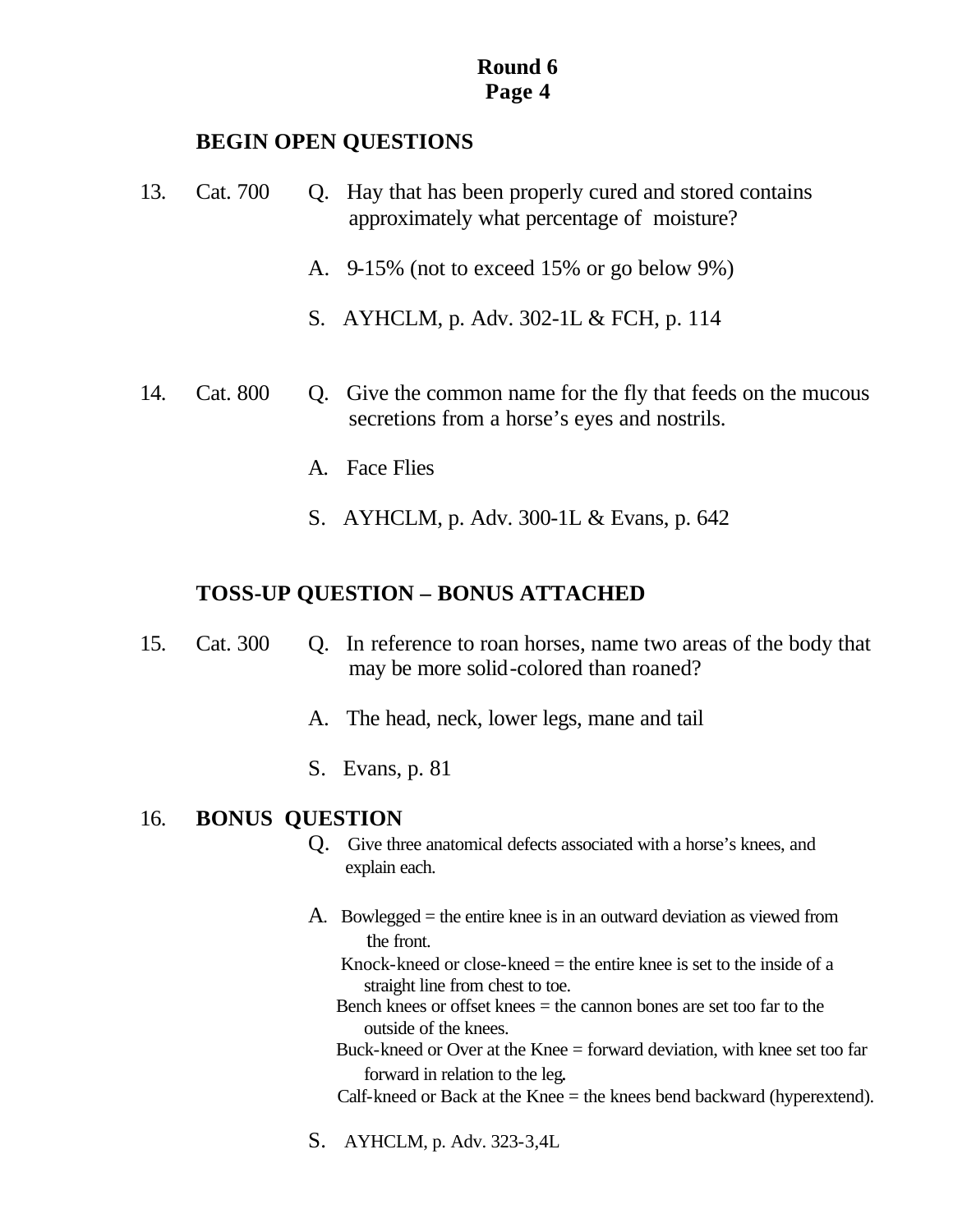**Round 6**
**Page 4**

**BEGIN OPEN QUESTIONS**

13. Cat. 700 Q. Hay that has been properly cured and stored contains approximately what percentage of moisture?

A. 9-15% (not to exceed 15% or go below 9%)

S. AYHCLM, p. Adv. 302-1L & FCH, p. 114

14. Cat. 800 Q. Give the common name for the fly that feeds on the mucous secretions from a horse's eyes and nostrils.

A. Face Flies

S. AYHCLM, p. Adv. 300-1L & Evans, p. 642

**TOSS-UP QUESTION – BONUS ATTACHED**

15. Cat. 300 Q. In reference to roan horses, name two areas of the body that may be more solid-colored than roaned?

A. The head, neck, lower legs, mane and tail

S. Evans, p. 81

16. **BONUS QUESTION**

Q. Give three anatomical defects associated with a horse's knees, and explain each.

A. Bowlegged = the entire knee is in an outward deviation as viewed from the front.
Knock-kneed or close-kneed = the entire knee is set to the inside of a straight line from chest to toe.
Bench knees or offset knees = the cannon bones are set too far to the outside of the knees.
Buck-kneed or Over at the Knee = forward deviation, with knee set too far forward in relation to the leg.
Calf-kneed or Back at the Knee = the knees bend backward (hyperextend).

S. AYHCLM, p. Adv. 323-3,4L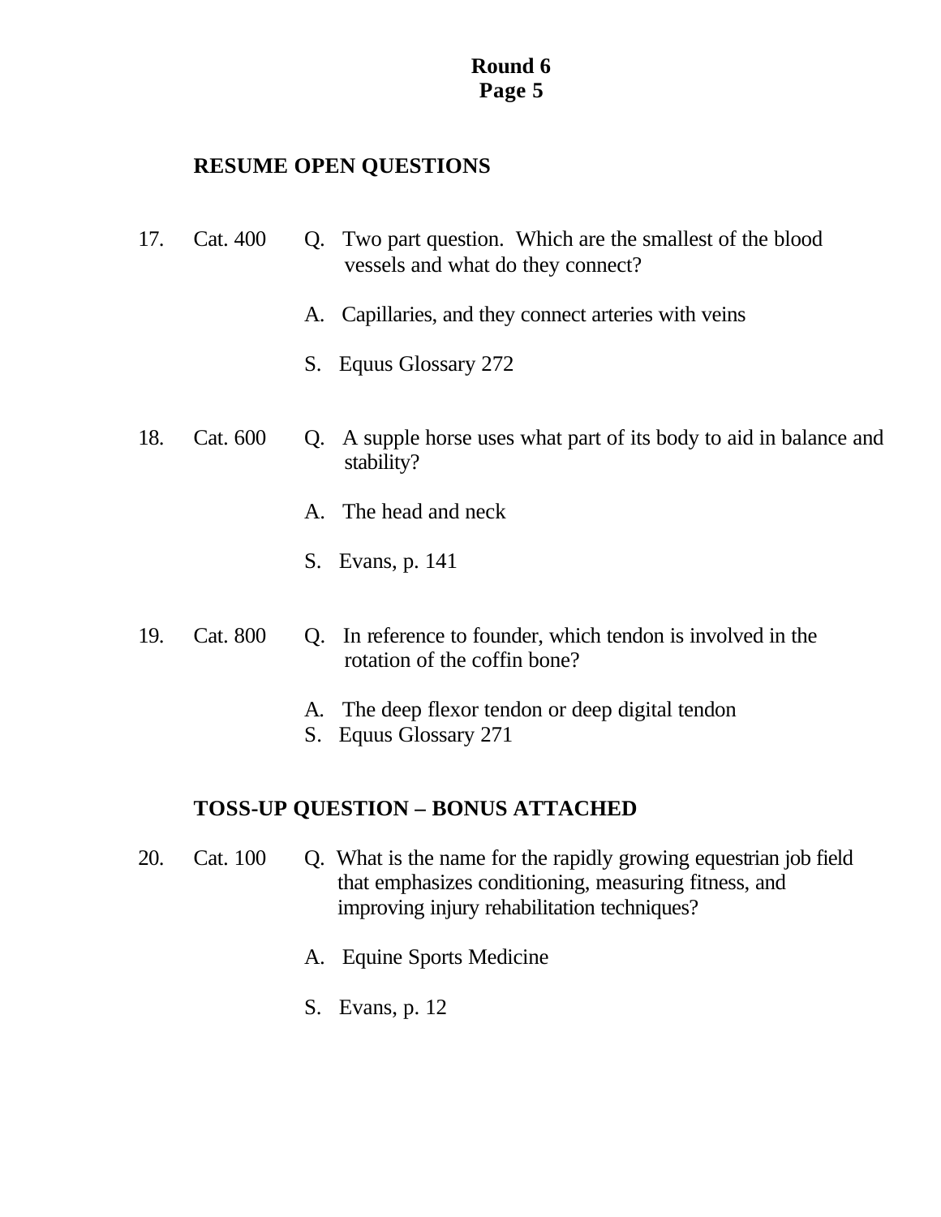## RESUME OPEN QUESTIONS

17. Cat. 400 Q. Two part question. Which are the smallest of the blood vessels and what do they connect?

    A. Capillaries, and they connect arteries with veins

    S. Equus Glossary 272

18. Cat. 600 Q. A supple horse uses what part of its body to aid in balance and stability?

    A. The head and neck

    S. Evans, p. 141

19. Cat. 800 Q. In reference to founder, which tendon is involved in the rotation of the coffin bone?

    A. The deep flexor tendon or deep digital tendon
    S. Equus Glossary 271

## TOSS-UP QUESTION – BONUS ATTACHED

20. Cat. 100 Q. What is the name for the rapidly growing equestrian job field that emphasizes conditioning, measuring fitness, and improving injury rehabilitation techniques?

    A. Equine Sports Medicine

    S. Evans, p. 12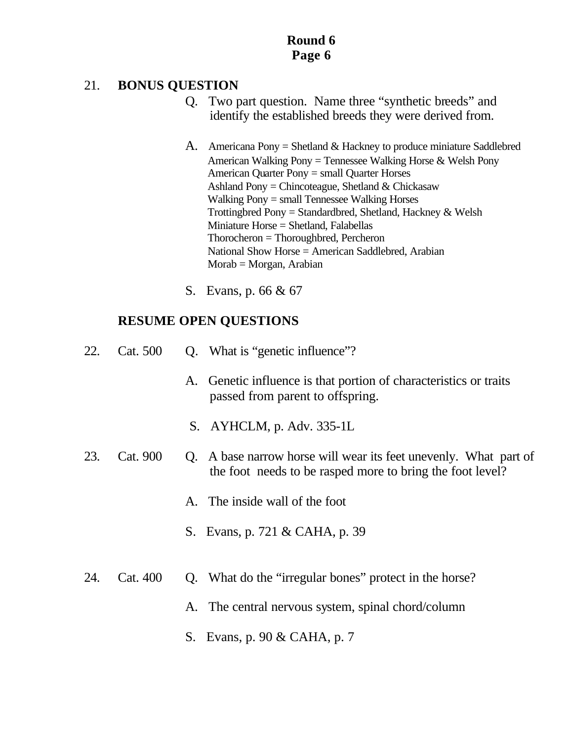**Round 6**
**Page 6**

21. **BONUS QUESTION**

Q. Two part question. Name three "synthetic breeds" and identify the established breeds they were derived from.

A. Americana Pony = Shetland & Hackney to produce miniature Saddlebred
American Walking Pony = Tennessee Walking Horse & Welsh Pony
American Quarter Pony = small Quarter Horses
Ashland Pony = Chincoteague, Shetland & Chickasaw
Walking Pony = small Tennessee Walking Horses
Trottingbred Pony = Standardbred, Shetland, Hackney & Welsh
Miniature Horse = Shetland, Falabellas
Thorocheron = Thoroughbred, Percheron
National Show Horse = American Saddlebred, Arabian
Morab = Morgan, Arabian

S. Evans, p. 66 & 67

**RESUME OPEN QUESTIONS**

22. Cat. 500 Q. What is "genetic influence"?

A. Genetic influence is that portion of characteristics or traits passed from parent to offspring.

S. AYHCLM, p. Adv. 335-1L

23. Cat. 900 Q. A base narrow horse will wear its feet unevenly. What part of the foot needs to be rasped more to bring the foot level?

A. The inside wall of the foot

S. Evans, p. 721 & CAHA, p. 39

24. Cat. 400 Q. What do the "irregular bones" protect in the horse?

A. The central nervous system, spinal chord/column

S. Evans, p. 90 & CAHA, p. 7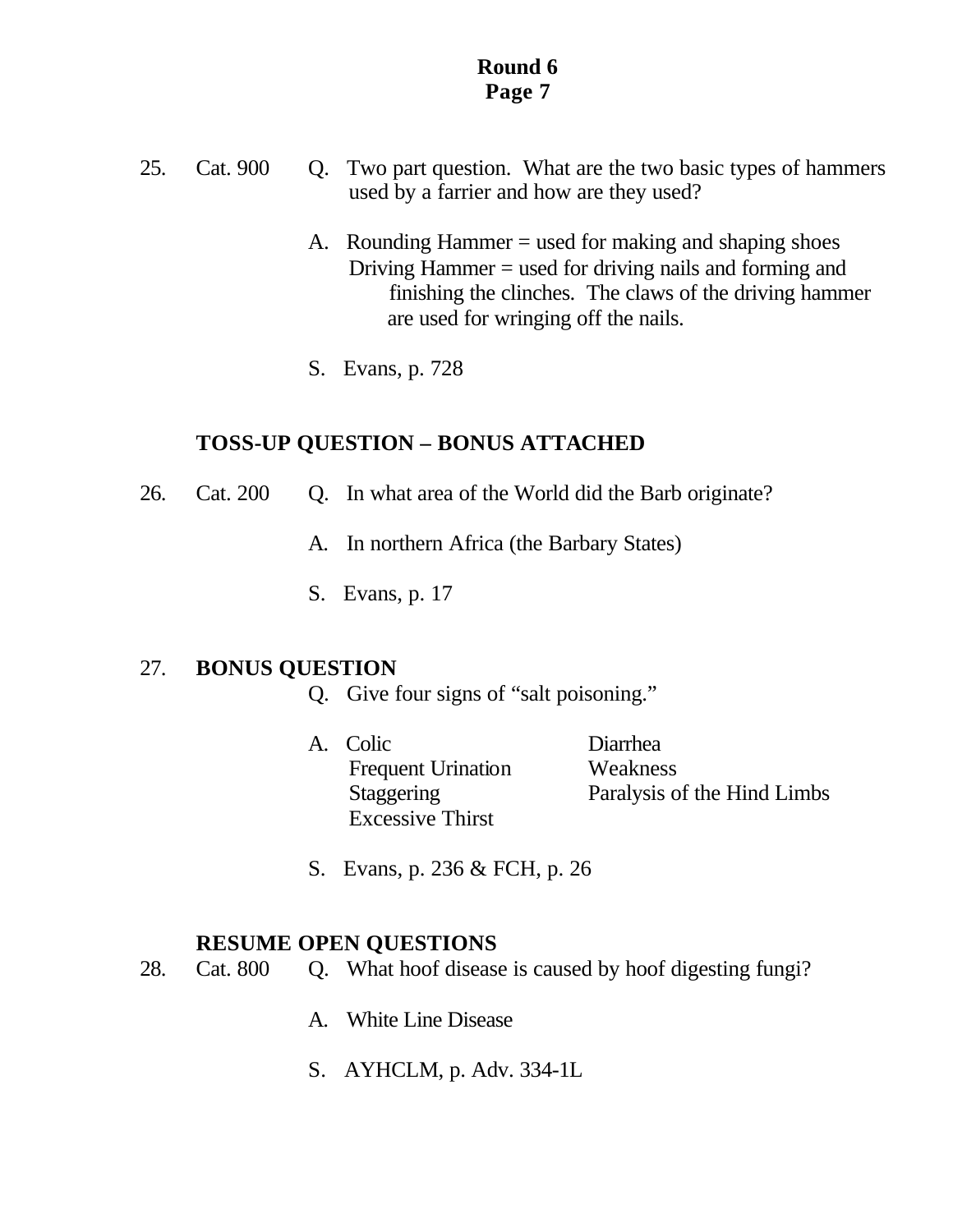25. Cat. 900 Q. Two part question. What are the two basic types of hammers used by a farrier and how are they used?

A. Rounding Hammer = used for making and shaping shoes
Driving Hammer = used for driving nails and forming and finishing the clinches. The claws of the driving hammer are used for wringing off the nails.

S. Evans, p. 728

**TOSS-UP QUESTION – BONUS ATTACHED**

26. Cat. 200 Q. In what area of the World did the Barb originate?

A. In northern Africa (the Barbary States)

S. Evans, p. 17

27. **BONUS QUESTION**

Q. Give four signs of "salt poisoning."

A. Colic
Frequent Urination
Staggering
Excessive Thirst
Diarrhea
Weakness
Paralysis of the Hind Limbs

S. Evans, p. 236 & FCH, p. 26

**RESUME OPEN QUESTIONS**

28. Cat. 800 Q. What hoof disease is caused by hoof digesting fungi?

A. White Line Disease

S. AYHCLM, p. Adv. 334-1L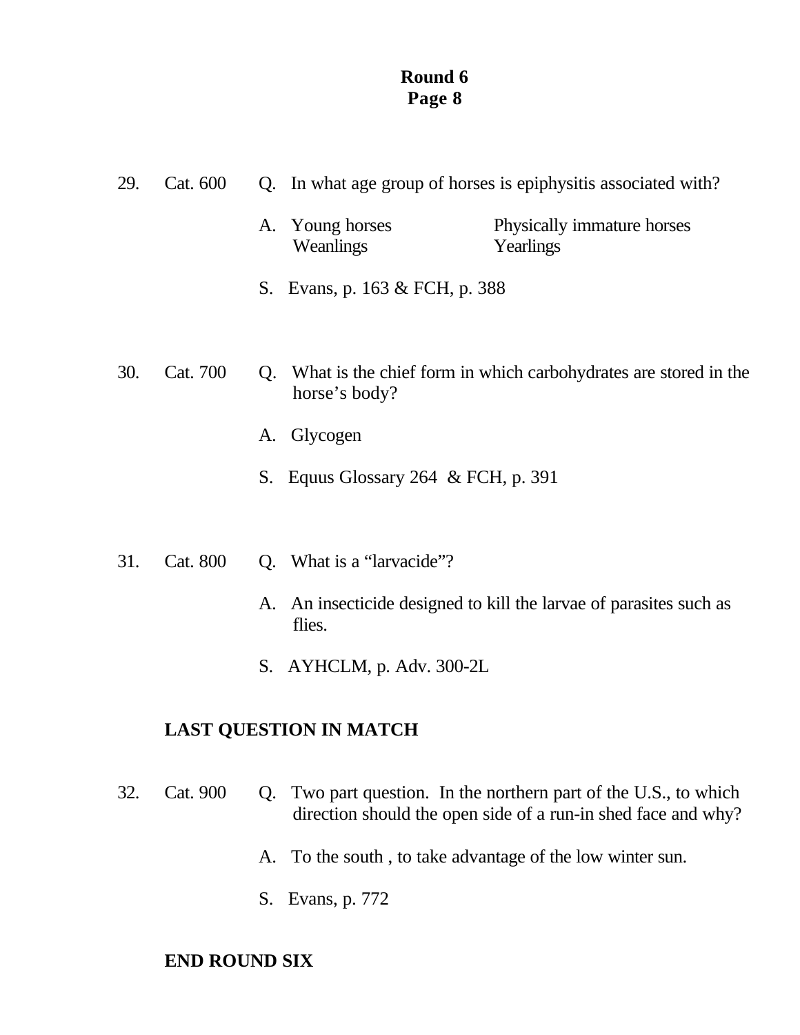**Round 6**
**Page 8**

29. Cat. 600 Q. In what age group of horses is epiphysitis associated with?

A. Young horses Physically immature horses
Weanlings Yearlings

S. Evans, p. 163 & FCH, p. 388

30. Cat. 700 Q. What is the chief form in which carbohydrates are stored in the horse's body?

A. Glycogen

S. Equus Glossary 264 & FCH, p. 391

31. Cat. 800 Q. What is a "larvacide"?

A. An insecticide designed to kill the larvae of parasites such as flies.

S. AYHCLM, p. Adv. 300-2L

**LAST QUESTION IN MATCH**

32. Cat. 900 Q. Two part question. In the northern part of the U.S., to which direction should the open side of a run-in shed face and why?

A. To the south , to take advantage of the low winter sun.

S. Evans, p. 772

**END ROUND SIX**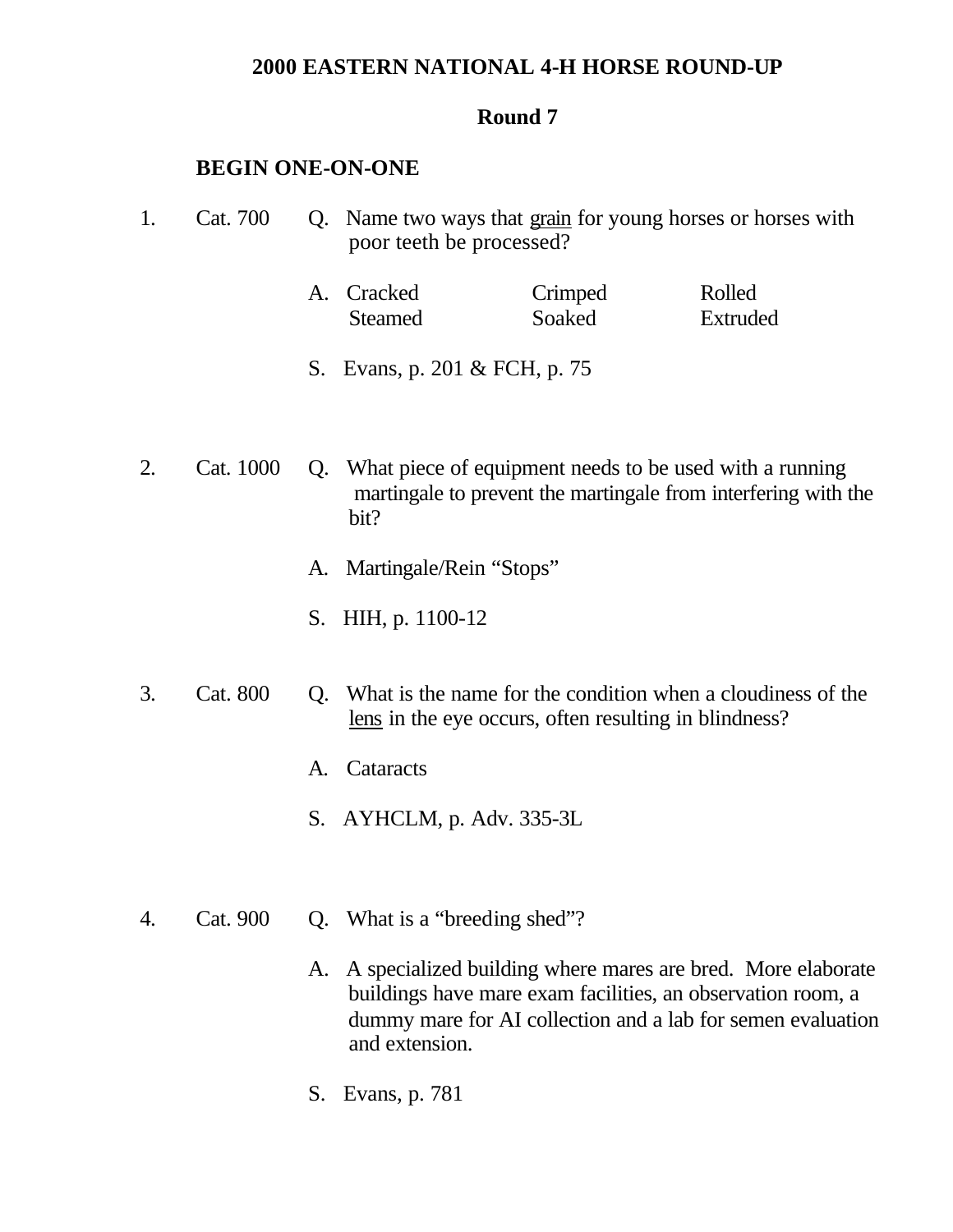# 2000 EASTERN NATIONAL 4-H HORSE ROUND-UP

## Round 7

### BEGIN ONE-ON-ONE

1. Cat. 700

   Q. Name two ways that grain for young horses or horses with poor teeth be processed?

   A. Cracked, Crimped, Rolled, Steamed, Soaked, Extruded

   S. Evans, p. 201 & FCH, p. 75

2. Cat. 1000

   Q. What piece of equipment needs to be used with a running martingale to prevent the martingale from interfering with the bit?

   A. Martingale/Rein "Stops"

   S. HIH, p. 1100-12

3. Cat. 800

   Q. What is the name for the condition when a cloudiness of the lens in the eye occurs, often resulting in blindness?

   A. Cataracts

   S. AYHCLM, p. Adv. 335-3L

4. Cat. 900

   Q. What is a "breeding shed"?

   A. A specialized building where mares are bred. More elaborate buildings have mare exam facilities, an observation room, a dummy mare for AI collection and a lab for semen evaluation and extension.

   S. Evans, p. 781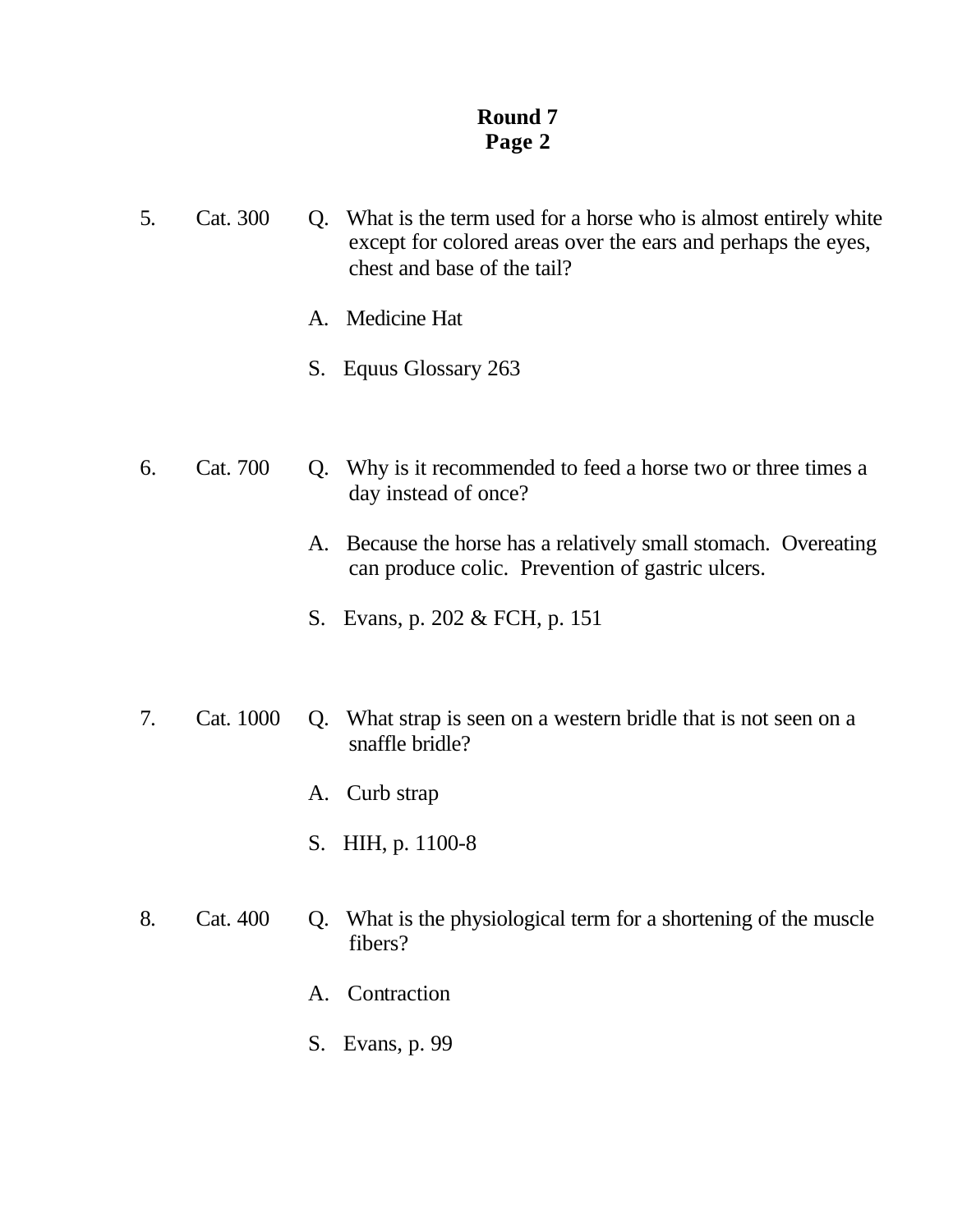**Round 7**
**Page 2**

5. Cat. 300

Q. What is the term used for a horse who is almost entirely white except for colored areas over the ears and perhaps the eyes, chest and base of the tail?

A. Medicine Hat

S. Equus Glossary 263

6. Cat. 700

Q. Why is it recommended to feed a horse two or three times a day instead of once?

A. Because the horse has a relatively small stomach. Overeating can produce colic. Prevention of gastric ulcers.

S. Evans, p. 202 & FCH, p. 151

7. Cat. 1000

Q. What strap is seen on a western bridle that is not seen on a snaffle bridle?

A. Curb strap

S. HIH, p. 1100-8

8. Cat. 400

Q. What is the physiological term for a shortening of the muscle fibers?

A. Contraction

S. Evans, p. 99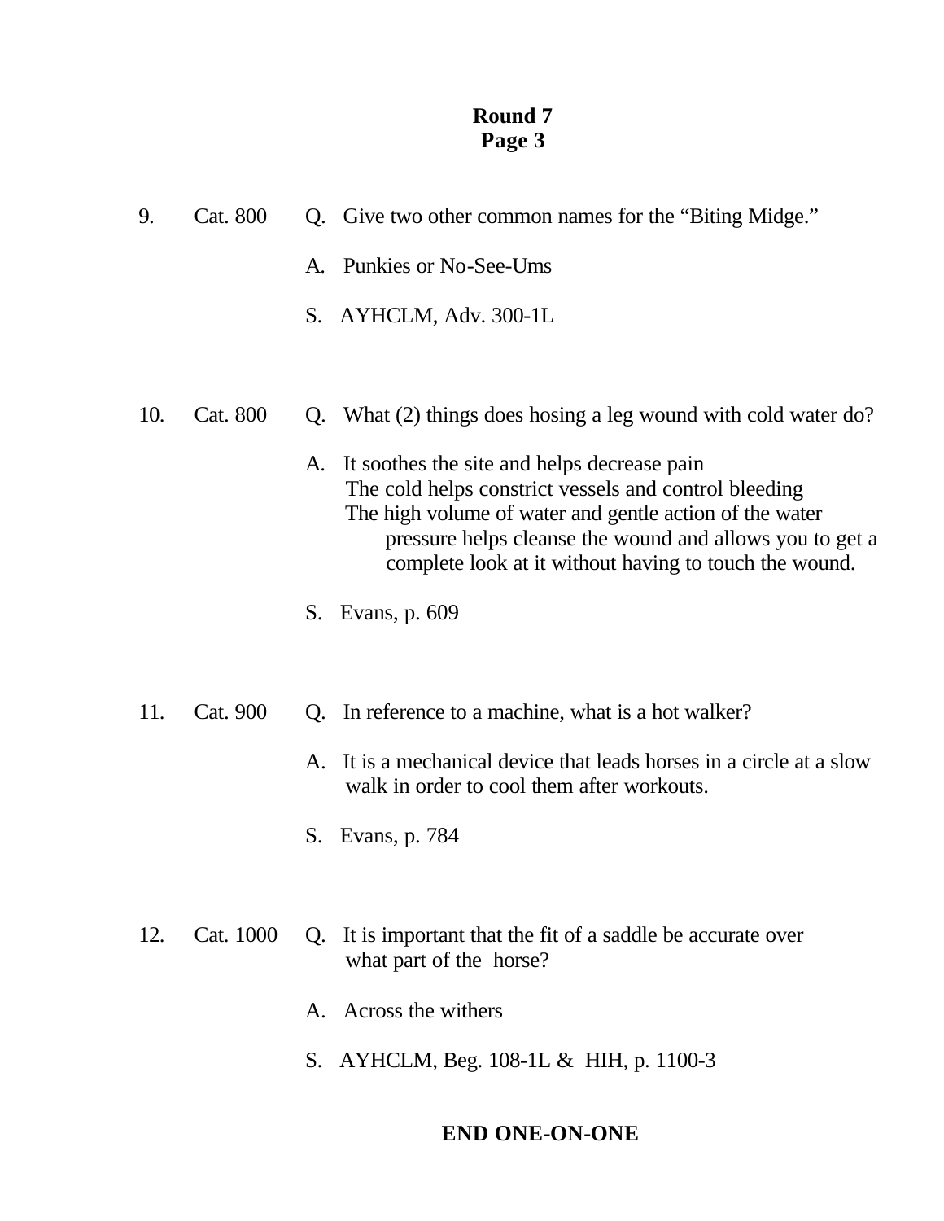**Round 7**
**Page 3**

9. Cat. 800

Q. Give two other common names for the "Biting Midge."

A. Punkies or No-See-Ums

S. AYHCLM, Adv. 300-1L

10. Cat. 800

Q. What (2) things does hosing a leg wound with cold water do?

A. It soothes the site and helps decrease pain
The cold helps constrict vessels and control bleeding
The high volume of water and gentle action of the water pressure helps cleanse the wound and allows you to get a complete look at it without having to touch the wound.

S. Evans, p. 609

11. Cat. 900

Q. In reference to a machine, what is a hot walker?

A. It is a mechanical device that leads horses in a circle at a slow walk in order to cool them after workouts.

S. Evans, p. 784

12. Cat. 1000

Q. It is important that the fit of a saddle be accurate over what part of the horse?

A. Across the withers

S. AYHCLM, Beg. 108-1L & HIH, p. 1100-3

**END ONE-ON-ONE**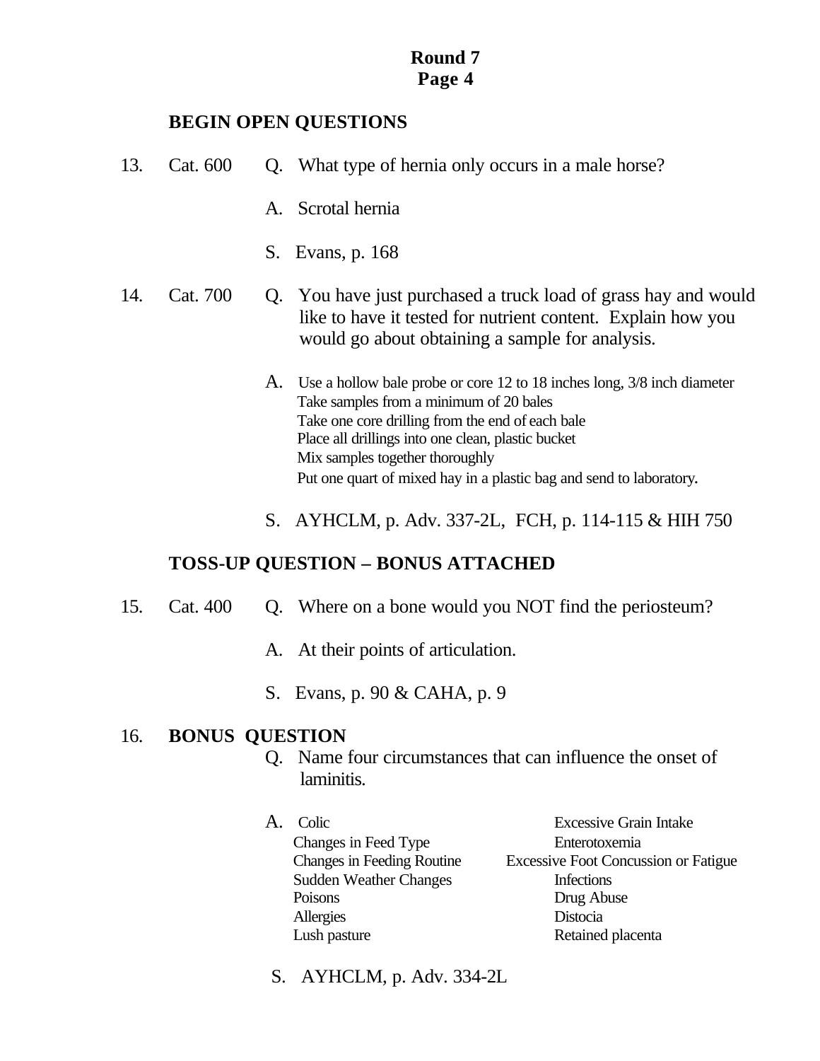**Round 7**
**Page 4**

**BEGIN OPEN QUESTIONS**

13. Cat. 600 Q. What type of hernia only occurs in a male horse?

A. Scrotal hernia

S. Evans, p. 168

14. Cat. 700 Q. You have just purchased a truck load of grass hay and would like to have it tested for nutrient content. Explain how you would go about obtaining a sample for analysis.

A. Use a hollow bale probe or core 12 to 18 inches long, 3/8 inch diameter
Take samples from a minimum of 20 bales
Take one core drilling from the end of each bale
Place all drillings into one clean, plastic bucket
Mix samples together thoroughly
Put one quart of mixed hay in a plastic bag and send to laboratory.

S. AYHCLM, p. Adv. 337-2L, FCH, p. 114-115 & HIH 750

**TOSS-UP QUESTION – BONUS ATTACHED**

15. Cat. 400 Q. Where on a bone would you NOT find the periosteum?

A. At their points of articulation.

S. Evans, p. 90 & CAHA, p. 9

16. **BONUS QUESTION**

Q. Name four circumstances that can influence the onset of laminitis.

A.

| | |
|---|---|
| Colic | Excessive Grain Intake |
| Changes in Feed Type | Enterotoxemia |
| Changes in Feeding Routine | Excessive Foot Concussion or Fatigue |
| Sudden Weather Changes | Infections |
| Poisons | Drug Abuse |
| Allergies | Distocia |
| Lush pasture | Retained placenta |

S. AYHCLM, p. Adv. 334-2L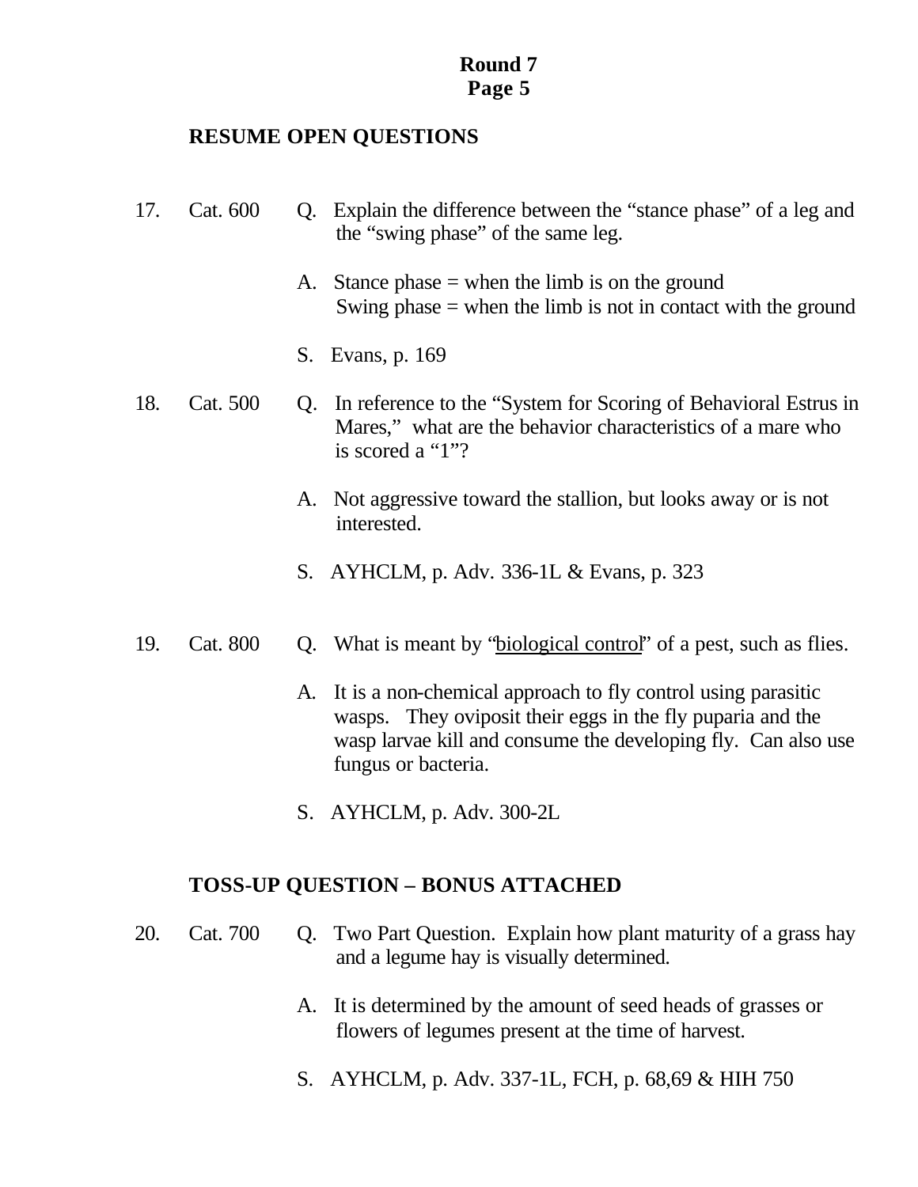**Round 7**
**Page 5**

**RESUME OPEN QUESTIONS**

17. Cat. 600

Q. Explain the difference between the “stance phase” of a leg and the “swing phase” of the same leg.

A. Stance phase = when the limb is on the ground
Swing phase = when the limb is not in contact with the ground

S. Evans, p. 169

18. Cat. 500

Q. In reference to the “System for Scoring of Behavioral Estrus in Mares,” what are the behavior characteristics of a mare who is scored a “1”?

A. Not aggressive toward the stallion, but looks away or is not interested.

S. AYHCLM, p. Adv. 336-1L & Evans, p. 323

19. Cat. 800

Q. What is meant by “biological control” of a pest, such as flies.

A. It is a non-chemical approach to fly control using parasitic wasps. They oviposit their eggs in the fly puparia and the wasp larvae kill and consume the developing fly. Can also use fungus or bacteria.

S. AYHCLM, p. Adv. 300-2L

**TOSS-UP QUESTION – BONUS ATTACHED**

20. Cat. 700

Q. Two Part Question. Explain how plant maturity of a grass hay and a legume hay is visually determined.

A. It is determined by the amount of seed heads of grasses or flowers of legumes present at the time of harvest.

S. AYHCLM, p. Adv. 337-1L, FCH, p. 68,69 & HIH 750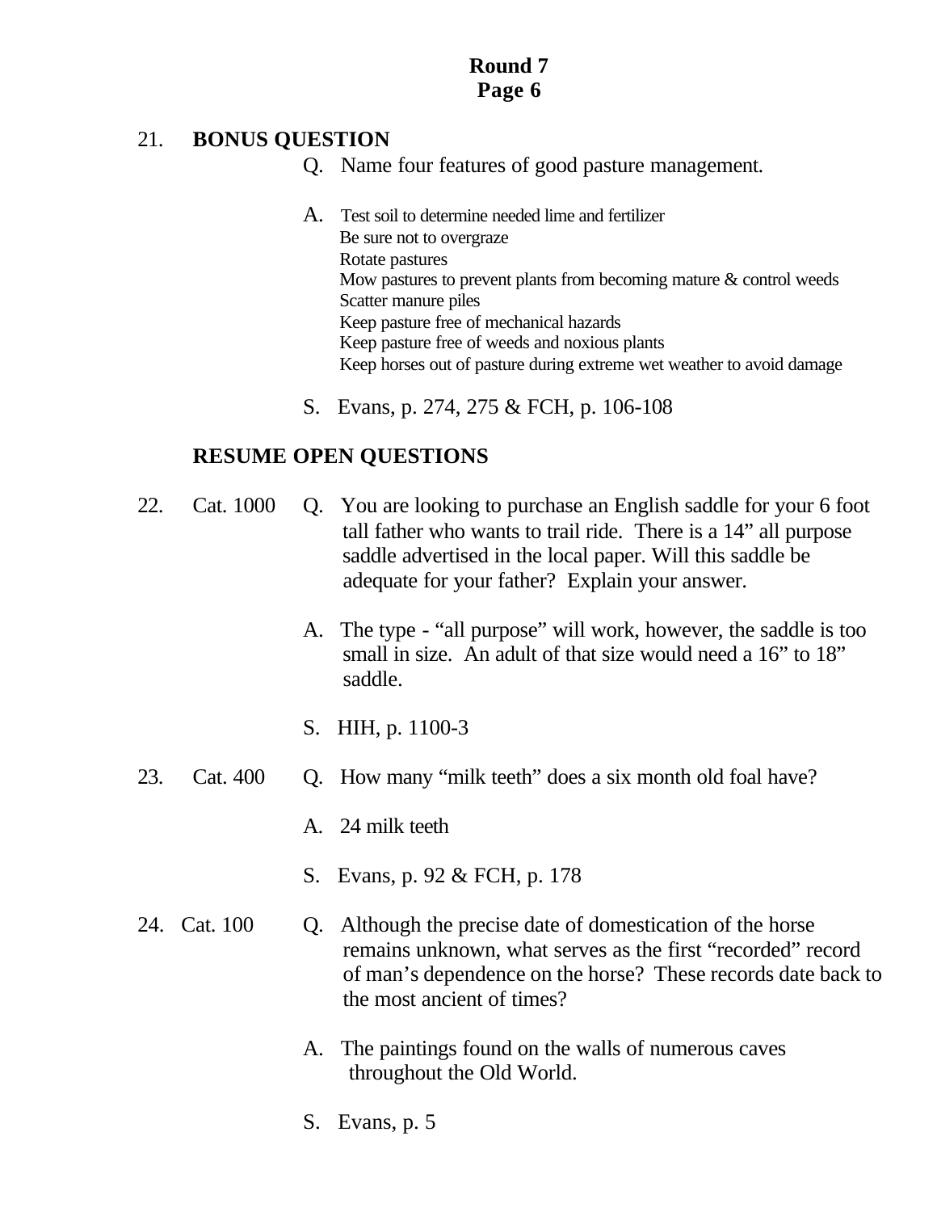**Round 7**
**Page 6**

21. **BONUS QUESTION**

Q. Name four features of good pasture management.

A. Test soil to determine needed lime and fertilizer
Be sure not to overgraze
Rotate pastures
Mow pastures to prevent plants from becoming mature & control weeds
Scatter manure piles
Keep pasture free of mechanical hazards
Keep pasture free of weeds and noxious plants
Keep horses out of pasture during extreme wet weather to avoid damage

S. Evans, p. 274, 275 & FCH, p. 106-108

**RESUME OPEN QUESTIONS**

22. Cat. 1000 Q. You are looking to purchase an English saddle for your 6 foot tall father who wants to trail ride. There is a 14" all purpose saddle advertised in the local paper. Will this saddle be adequate for your father? Explain your answer.

A. The type - "all purpose" will work, however, the saddle is too small in size. An adult of that size would need a 16" to 18" saddle.

S. HIH, p. 1100-3

23. Cat. 400 Q. How many "milk teeth" does a six month old foal have?

A. 24 milk teeth

S. Evans, p. 92 & FCH, p. 178

24. Cat. 100 Q. Although the precise date of domestication of the horse remains unknown, what serves as the first "recorded" record of man's dependence on the horse? These records date back to the most ancient of times?

A. The paintings found on the walls of numerous caves throughout the Old World.

S. Evans, p. 5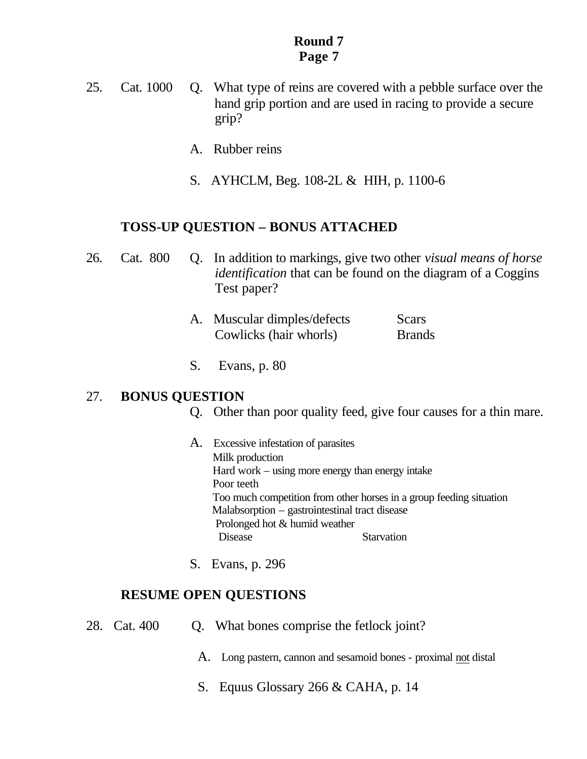**Round 7**
**Page 7**

25. Cat. 1000 Q. What type of reins are covered with a pebble surface over the hand grip portion and are used in racing to provide a secure grip?

A. Rubber reins

S. AYHCLM, Beg. 108-2L & HIH, p. 1100-6

**TOSS-UP QUESTION – BONUS ATTACHED**

26. Cat. 800 Q. In addition to markings, give two other *visual means of horse identification* that can be found on the diagram of a Coggins Test paper?

A. Muscular dimples/defects — Scars
Cowlicks (hair whorls) — Brands

S. Evans, p. 80

27. **BONUS QUESTION**

Q. Other than poor quality feed, give four causes for a thin mare.

A. Excessive infestation of parasites
Milk production
Hard work – using more energy than energy intake
Poor teeth
Too much competition from other horses in a group feeding situation
Malabsorption – gastrointestinal tract disease
Prolonged hot & humid weather
Disease — Starvation

S. Evans, p. 296

**RESUME OPEN QUESTIONS**

28. Cat. 400 Q. What bones comprise the fetlock joint?

A. Long pastern, cannon and sesamoid bones - proximal <u>not</u> distal

S. Equus Glossary 266 & CAHA, p. 14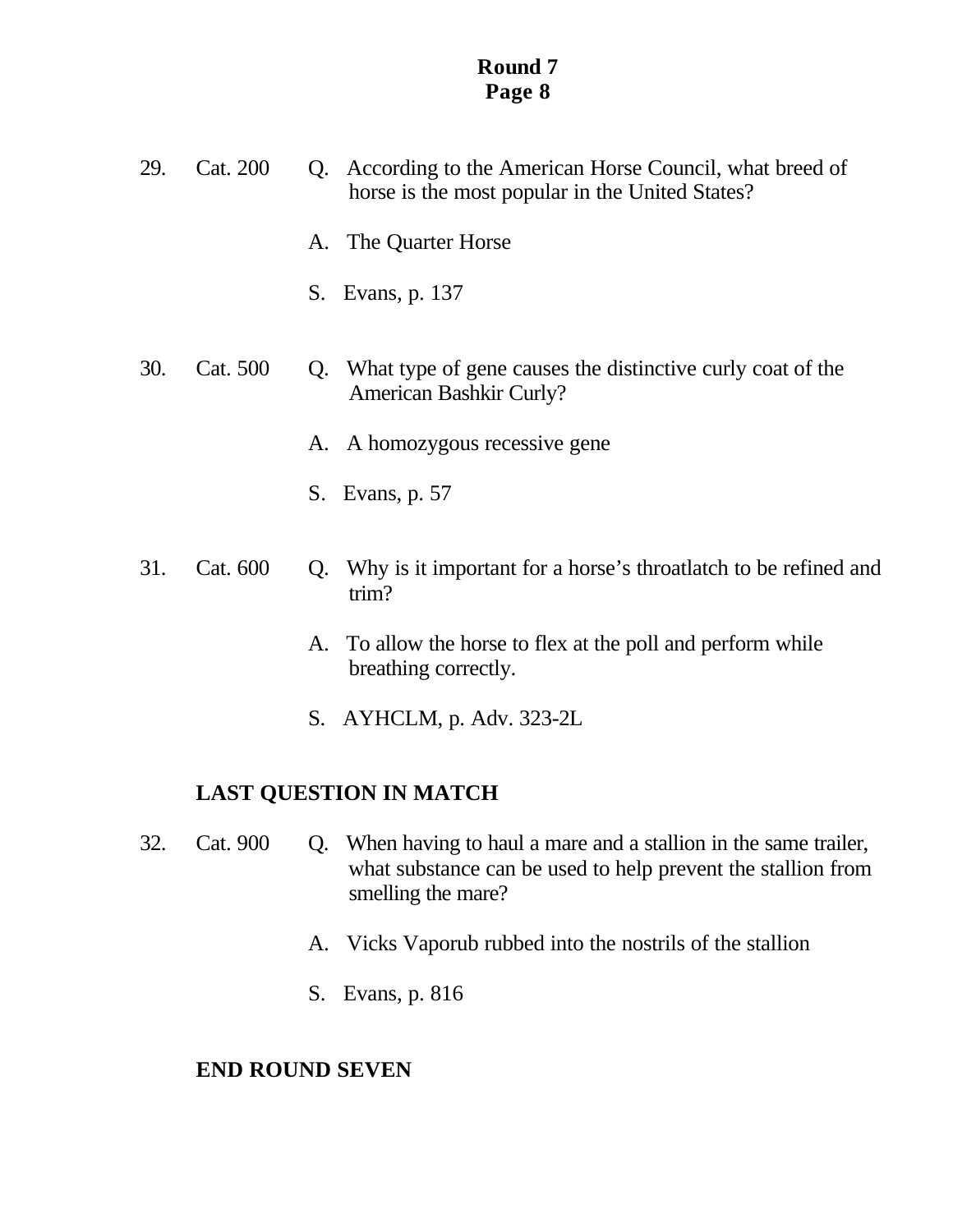**Round 7**
**Page 8**

29. Cat. 200 Q. According to the American Horse Council, what breed of horse is the most popular in the United States?

A. The Quarter Horse

S. Evans, p. 137

30. Cat. 500 Q. What type of gene causes the distinctive curly coat of the American Bashkir Curly?

A. A homozygous recessive gene

S. Evans, p. 57

31. Cat. 600 Q. Why is it important for a horse's throatlatch to be refined and trim?

A. To allow the horse to flex at the poll and perform while breathing correctly.

S. AYHCLM, p. Adv. 323-2L

**LAST QUESTION IN MATCH**

32. Cat. 900 Q. When having to haul a mare and a stallion in the same trailer, what substance can be used to help prevent the stallion from smelling the mare?

A. Vicks Vaporub rubbed into the nostrils of the stallion

S. Evans, p. 816

**END ROUND SEVEN**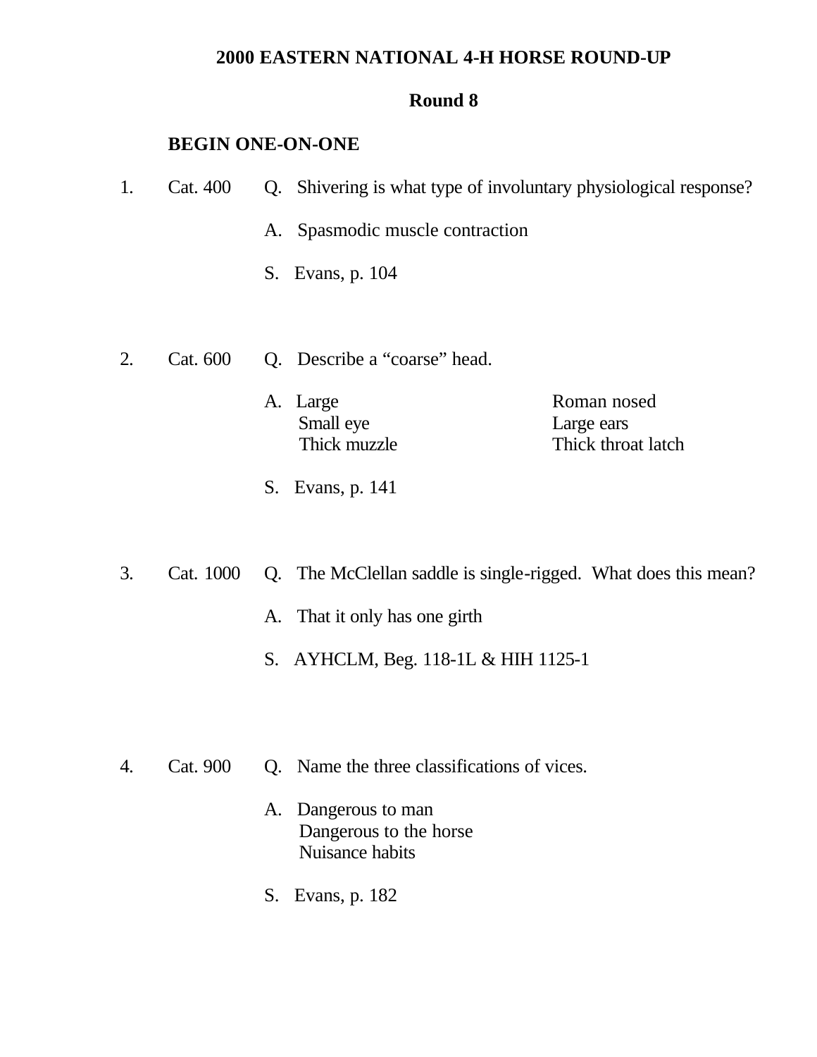**2000 EASTERN NATIONAL 4-H HORSE ROUND-UP**

**Round 8**

**BEGIN ONE-ON-ONE**

1. Cat. 400

   Q. Shivering is what type of involuntary physiological response?

   A. Spasmodic muscle contraction

   S. Evans, p. 104

2. Cat. 600

   Q. Describe a "coarse" head.

   A. Large
   Small eye
   Thick muzzle
   Roman nosed
   Large ears
   Thick throat latch

   S. Evans, p. 141

3. Cat. 1000

   Q. The McClellan saddle is single-rigged. What does this mean?

   A. That it only has one girth

   S. AYHCLM, Beg. 118-1L & HIH 1125-1

4. Cat. 900

   Q. Name the three classifications of vices.

   A. Dangerous to man
   Dangerous to the horse
   Nuisance habits

   S. Evans, p. 182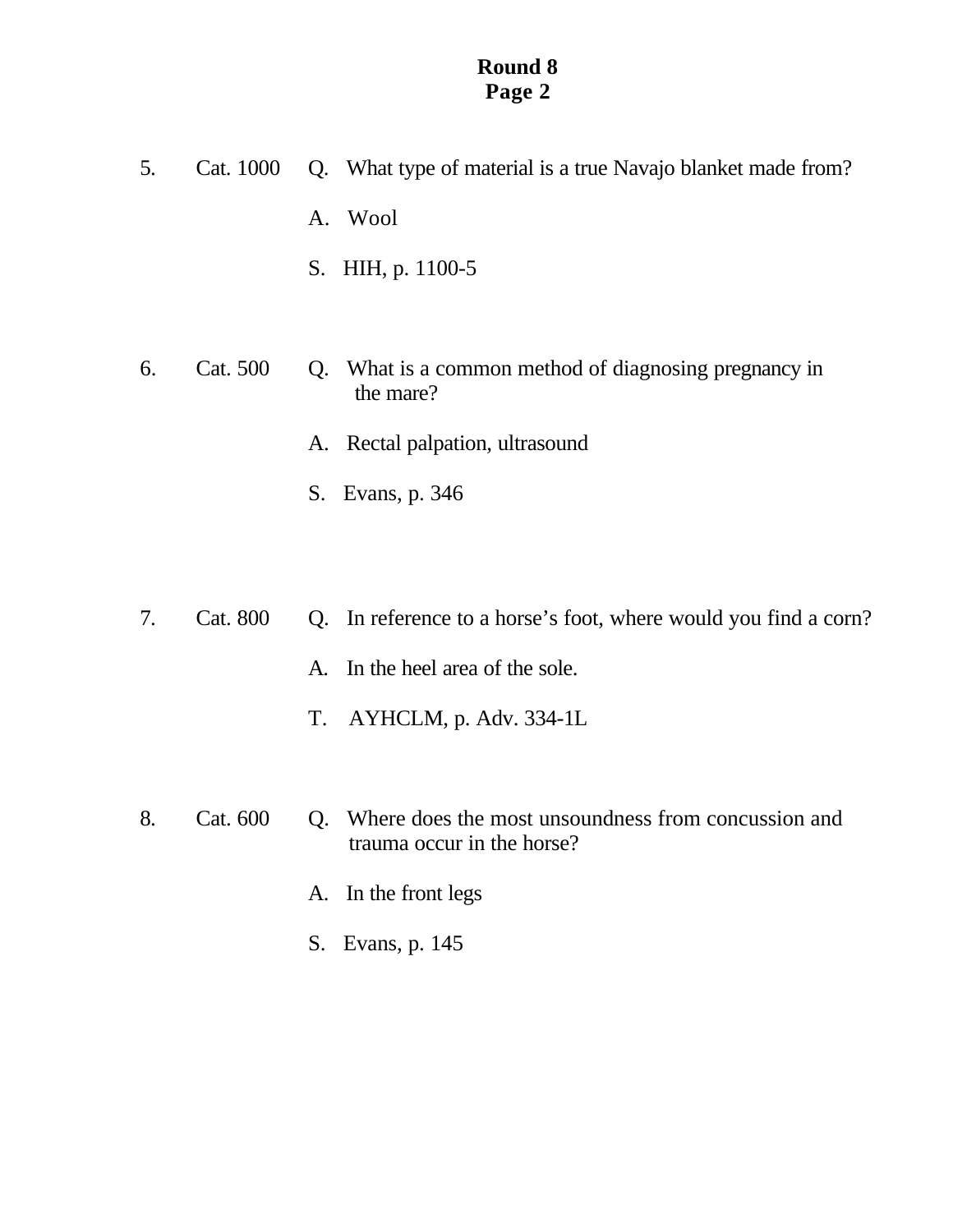**Round 8**
**Page 2**

5. Cat. 1000 Q. What type of material is a true Navajo blanket made from?

   A. Wool

   S. HIH, p. 1100-5

6. Cat. 500 Q. What is a common method of diagnosing pregnancy in the mare?

   A. Rectal palpation, ultrasound

   S. Evans, p. 346

7. Cat. 800 Q. In reference to a horse's foot, where would you find a corn?

   A. In the heel area of the sole.

   T. AYHCLM, p. Adv. 334-1L

8. Cat. 600 Q. Where does the most unsoundness from concussion and trauma occur in the horse?

   A. In the front legs

   S. Evans, p. 145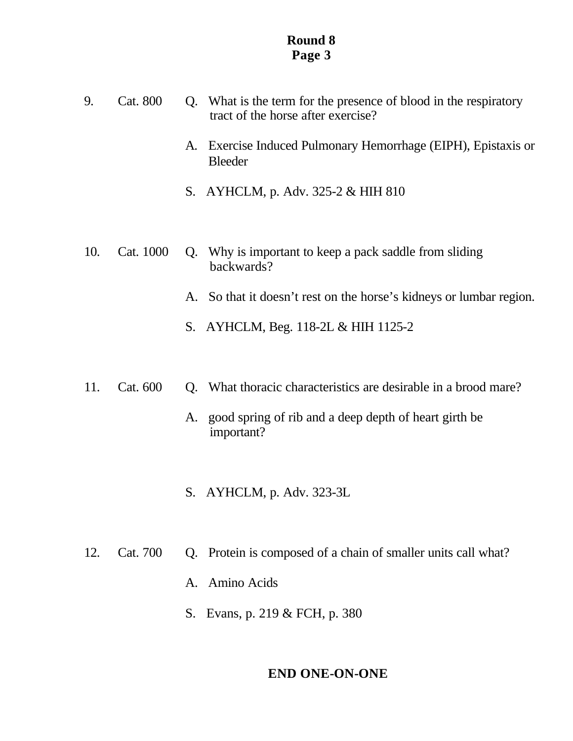**Round 8**
**Page 3**

9. Cat. 800 Q. What is the term for the presence of blood in the respiratory tract of the horse after exercise?

A. Exercise Induced Pulmonary Hemorrhage (EIPH), Epistaxis or Bleeder

S. AYHCLM, p. Adv. 325-2 & HIH 810

10. Cat. 1000 Q. Why is important to keep a pack saddle from sliding backwards?

A. So that it doesn't rest on the horse's kidneys or lumbar region.

S. AYHCLM, Beg. 118-2L & HIH 1125-2

11. Cat. 600 Q. What thoracic characteristics are desirable in a brood mare?

A. good spring of rib and a deep depth of heart girth be important?

S. AYHCLM, p. Adv. 323-3L

12. Cat. 700 Q. Protein is composed of a chain of smaller units call what?

A. Amino Acids

S. Evans, p. 219 & FCH, p. 380

**END ONE-ON-ONE**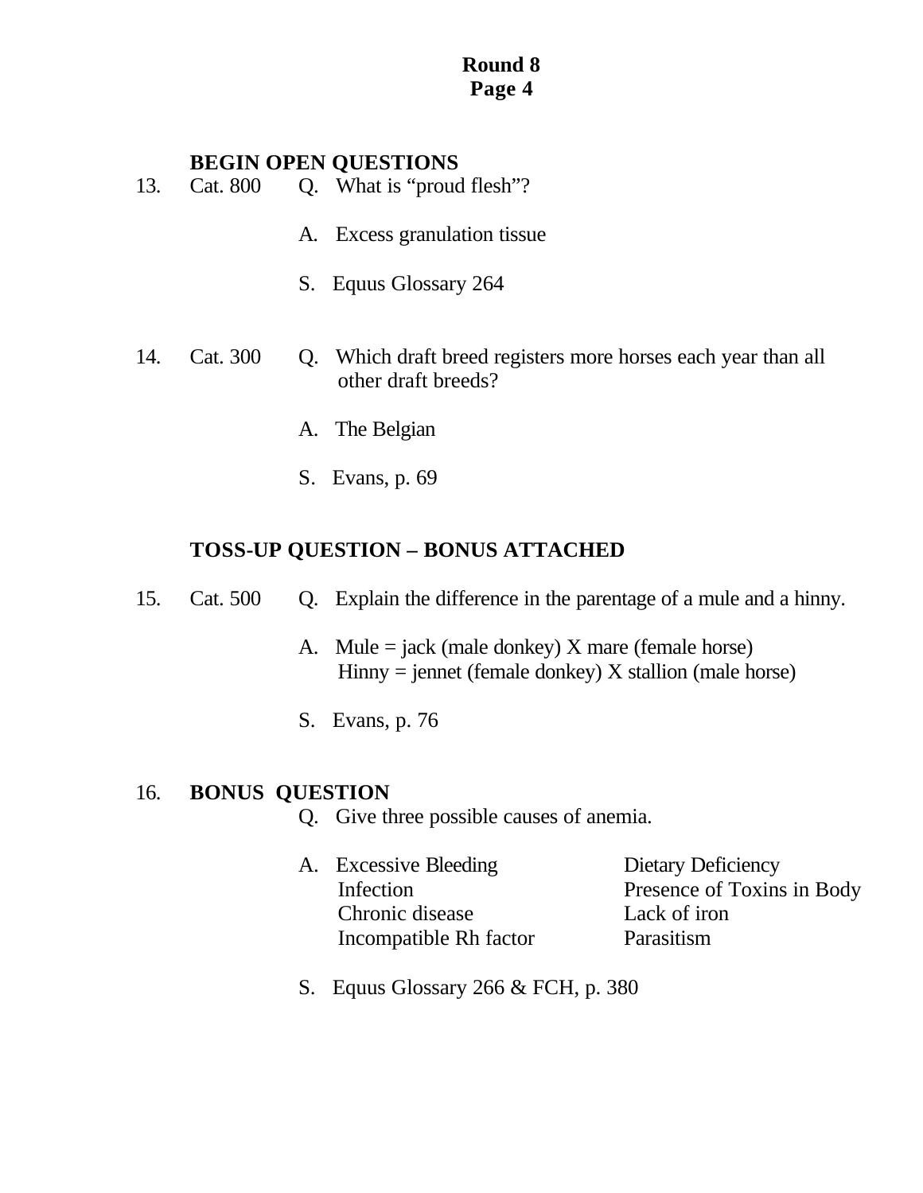**Round 8**
**Page 4**

**BEGIN OPEN QUESTIONS**

13. Cat. 800 Q. What is “proud flesh”?

A. Excess granulation tissue

S. Equus Glossary 264

14. Cat. 300 Q. Which draft breed registers more horses each year than all other draft breeds?

A. The Belgian

S. Evans, p. 69

**TOSS-UP QUESTION – BONUS ATTACHED**

15. Cat. 500 Q. Explain the difference in the parentage of a mule and a hinny.

A. Mule = jack (male donkey) X mare (female horse)
Hinny = jennet (female donkey) X stallion (male horse)

S. Evans, p. 76

16. **BONUS QUESTION**

Q. Give three possible causes of anemia.

A. Excessive Bleeding
Infection
Chronic disease
Incompatible Rh factor
Dietary Deficiency
Presence of Toxins in Body
Lack of iron
Parasitism

S. Equus Glossary 266 & FCH, p. 380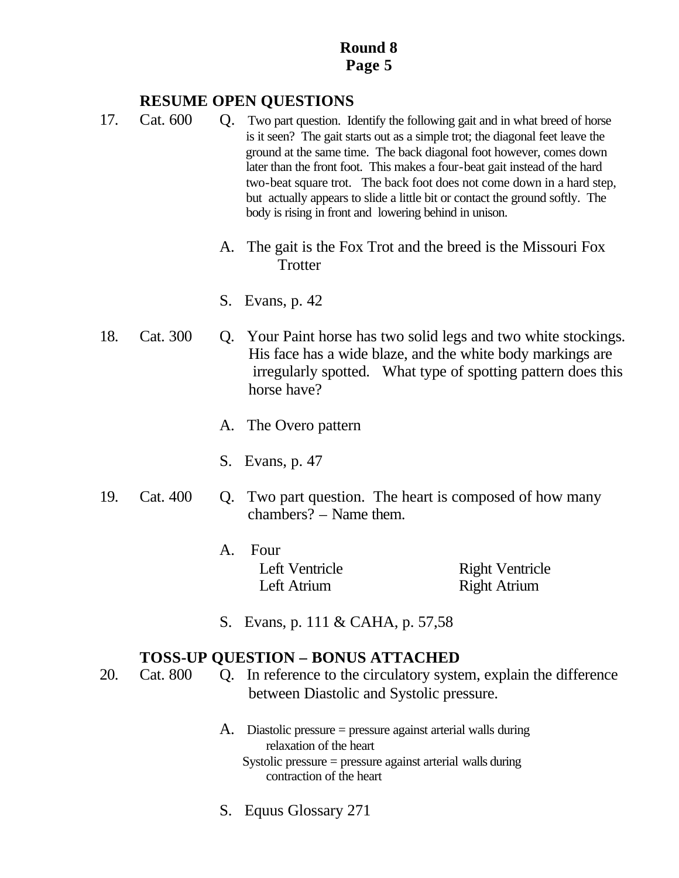**Round 8**
**Page 5**

**RESUME OPEN QUESTIONS**

17. Cat. 600 Q. Two part question. Identify the following gait and in what breed of horse is it seen? The gait starts out as a simple trot; the diagonal feet leave the ground at the same time. The back diagonal foot however, comes down later than the front foot. This makes a four-beat gait instead of the hard two-beat square trot. The back foot does not come down in a hard step, but actually appears to slide a little bit or contact the ground softly. The body is rising in front and lowering behind in unison.

    A. The gait is the Fox Trot and the breed is the Missouri Fox Trotter

    S. Evans, p. 42

18. Cat. 300 Q. Your Paint horse has two solid legs and two white stockings. His face has a wide blaze, and the white body markings are irregularly spotted. What type of spotting pattern does this horse have?

    A. The Overo pattern

    S. Evans, p. 47

19. Cat. 400 Q. Two part question. The heart is composed of how many chambers? – Name them.

    A. Four

    | | |
    |---|---|
    | Left Ventricle | Right Ventricle |
    | Left Atrium | Right Atrium |

    S. Evans, p. 111 & CAHA, p. 57,58

**TOSS-UP QUESTION – BONUS ATTACHED**

20. Cat. 800 Q. In reference to the circulatory system, explain the difference between Diastolic and Systolic pressure.

    A. Diastolic pressure = pressure against arterial walls during relaxation of the heart
    Systolic pressure = pressure against arterial walls during contraction of the heart

    S. Equus Glossary 271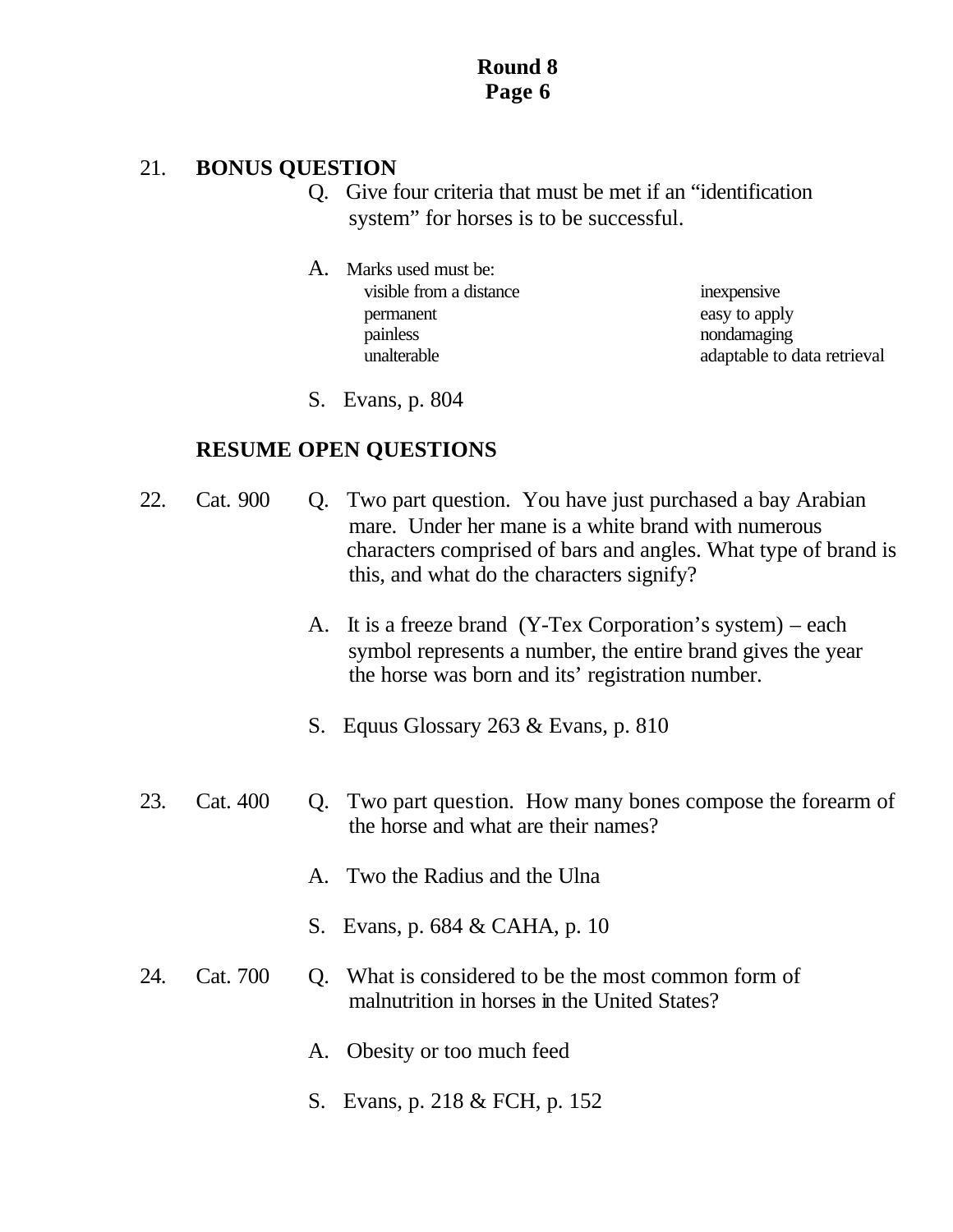# Round 8
## Page 6

21. **BONUS QUESTION**

Q. Give four criteria that must be met if an "identification system" for horses is to be successful.

A. Marks used must be:

| | |
|---|---|
| visible from a distance | inexpensive |
| permanent | easy to apply |
| painless | nondamaging |
| unalterable | adaptable to data retrieval |

S. Evans, p. 804

**RESUME OPEN QUESTIONS**

22. Cat. 900

Q. Two part question. You have just purchased a bay Arabian mare. Under her mane is a white brand with numerous characters comprised of bars and angles. What type of brand is this, and what do the characters signify?

A. It is a freeze brand (Y-Tex Corporation's system) – each symbol represents a number, the entire brand gives the year the horse was born and its' registration number.

S. Equus Glossary 263 & Evans, p. 810

23. Cat. 400

Q. Two part question. How many bones compose the forearm of the horse and what are their names?

A. Two the Radius and the Ulna

S. Evans, p. 684 & CAHA, p. 10

24. Cat. 700

Q. What is considered to be the most common form of malnutrition in horses in the United States?

A. Obesity or too much feed

S. Evans, p. 218 & FCH, p. 152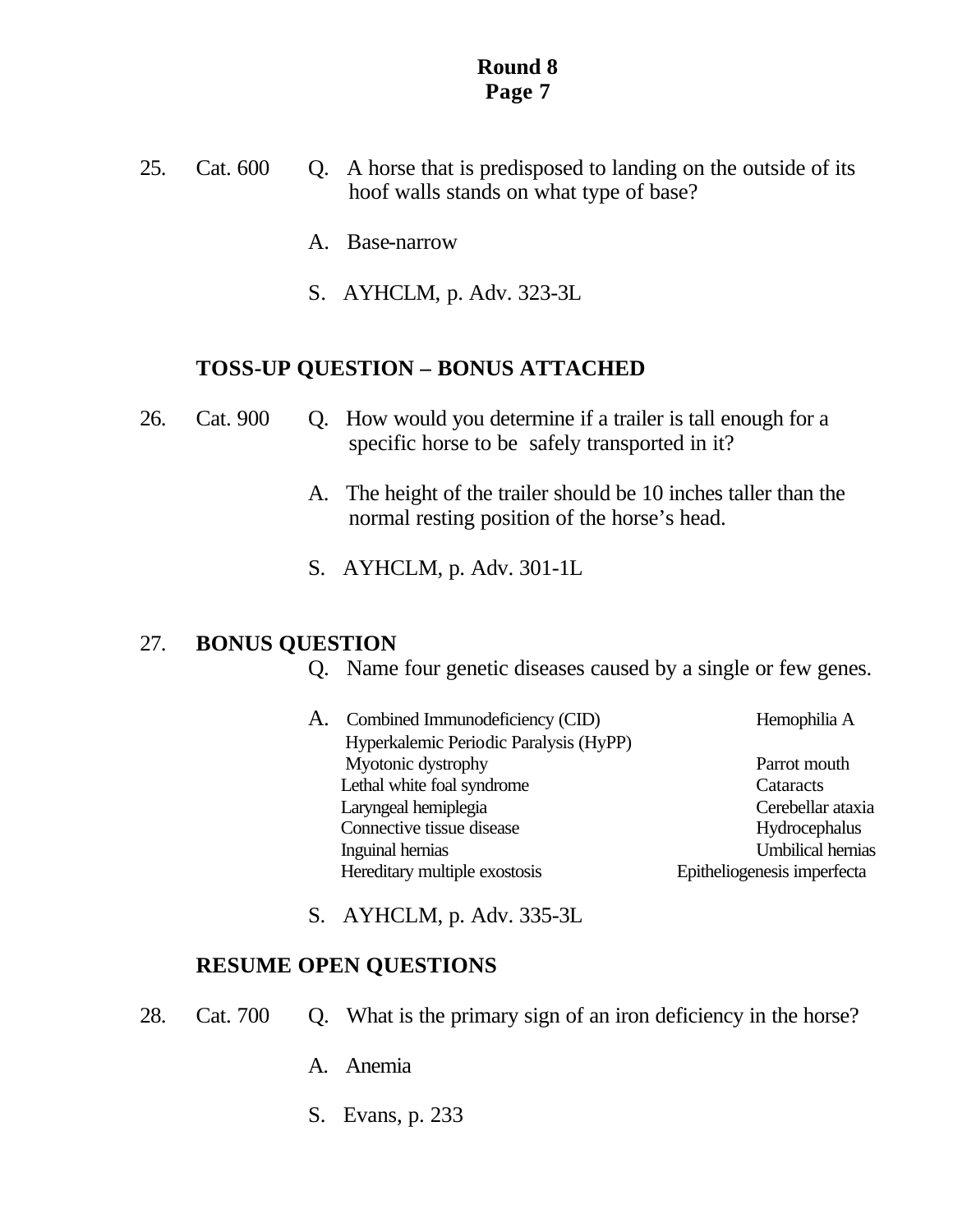25. Cat. 600 Q. A horse that is predisposed to landing on the outside of its hoof walls stands on what type of base?

A. Base-narrow

S. AYHCLM, p. Adv. 323-3L

**TOSS-UP QUESTION – BONUS ATTACHED**

26. Cat. 900 Q. How would you determine if a trailer is tall enough for a specific horse to be safely transported in it?

A. The height of the trailer should be 10 inches taller than the normal resting position of the horse's head.

S. AYHCLM, p. Adv. 301-1L

27. **BONUS QUESTION**

Q. Name four genetic diseases caused by a single or few genes.

A.

| | |
|---|---|
| Combined Immunodeficiency (CID) | Hemophilia A |
| Hyperkalemic Periodic Paralysis (HyPP) | |
| Myotonic dystrophy | Parrot mouth |
| Lethal white foal syndrome | Cataracts |
| Laryngeal hemiplegia | Cerebellar ataxia |
| Connective tissue disease | Hydrocephalus |
| Inguinal hernias | Umbilical hernias |
| Hereditary multiple exostosis | Epitheliogenesis imperfecta |

S. AYHCLM, p. Adv. 335-3L

**RESUME OPEN QUESTIONS**

28. Cat. 700 Q. What is the primary sign of an iron deficiency in the horse?

A. Anemia

S. Evans, p. 233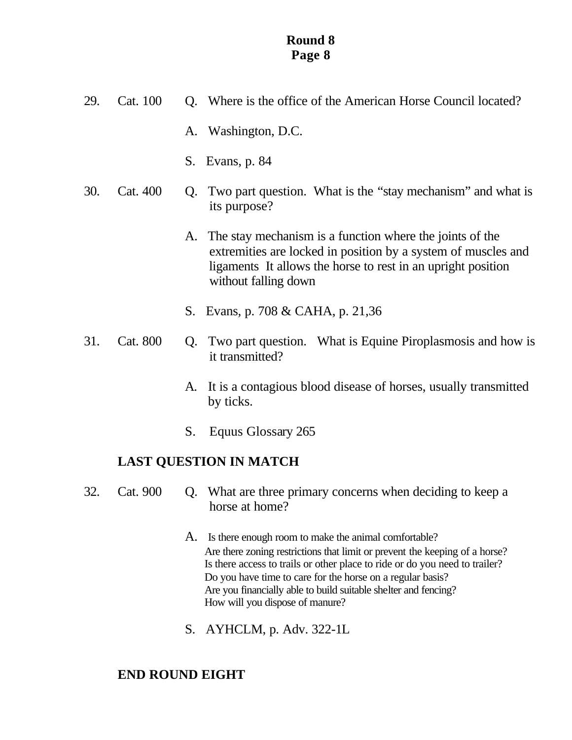**Round 8**
**Page 8**

29. Cat. 100 Q. Where is the office of the American Horse Council located?

A. Washington, D.C.

S. Evans, p. 84

30. Cat. 400 Q. Two part question. What is the "stay mechanism" and what is its purpose?

A. The stay mechanism is a function where the joints of the extremities are locked in position by a system of muscles and ligaments It allows the horse to rest in an upright position without falling down

S. Evans, p. 708 & CAHA, p. 21,36

31. Cat. 800 Q. Two part question. What is Equine Piroplasmosis and how is it transmitted?

A. It is a contagious blood disease of horses, usually transmitted by ticks.

S. Equus Glossary 265

**LAST QUESTION IN MATCH**

32. Cat. 900 Q. What are three primary concerns when deciding to keep a horse at home?

A. Is there enough room to make the animal comfortable?
Are there zoning restrictions that limit or prevent the keeping of a horse?
Is there access to trails or other place to ride or do you need to trailer?
Do you have time to care for the horse on a regular basis?
Are you financially able to build suitable shelter and fencing?
How will you dispose of manure?

S. AYHCLM, p. Adv. 322-1L

**END ROUND EIGHT**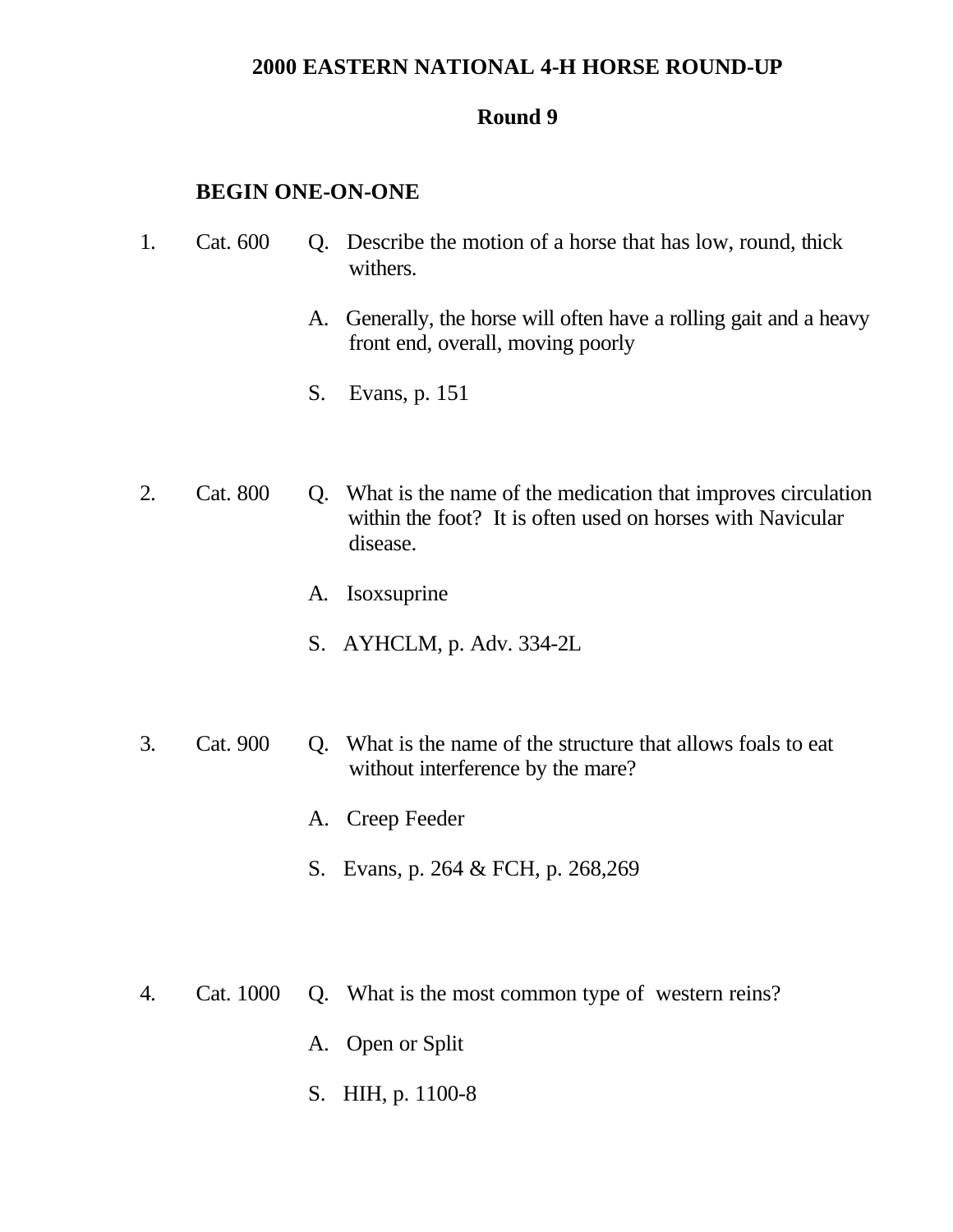# 2000 EASTERN NATIONAL 4-H HORSE ROUND-UP

## Round 9

**BEGIN ONE-ON-ONE**

1. Cat. 600

   Q. Describe the motion of a horse that has low, round, thick withers.

   A. Generally, the horse will often have a rolling gait and a heavy front end, overall, moving poorly

   S. Evans, p. 151

2. Cat. 800

   Q. What is the name of the medication that improves circulation within the foot? It is often used on horses with Navicular disease.

   A. Isoxsuprine

   S. AYHCLM, p. Adv. 334-2L

3. Cat. 900

   Q. What is the name of the structure that allows foals to eat without interference by the mare?

   A. Creep Feeder

   S. Evans, p. 264 & FCH, p. 268,269

4. Cat. 1000

   Q. What is the most common type of western reins?

   A. Open or Split

   S. HIH, p. 1100-8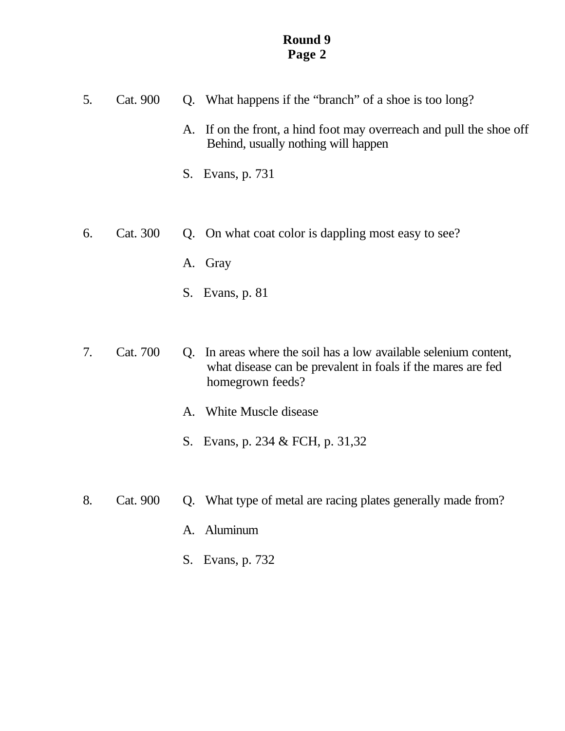**Round 9**
**Page 2**

5. Cat. 900

Q. What happens if the “branch” of a shoe is too long?

A. If on the front, a hind foot may overreach and pull the shoe off Behind, usually nothing will happen

S. Evans, p. 731

6. Cat. 300

Q. On what coat color is dappling most easy to see?

A. Gray

S. Evans, p. 81

7. Cat. 700

Q. In areas where the soil has a low available selenium content, what disease can be prevalent in foals if the mares are fed homegrown feeds?

A. White Muscle disease

S. Evans, p. 234 & FCH, p. 31,32

8. Cat. 900

Q. What type of metal are racing plates generally made from?

A. Aluminum

S. Evans, p. 732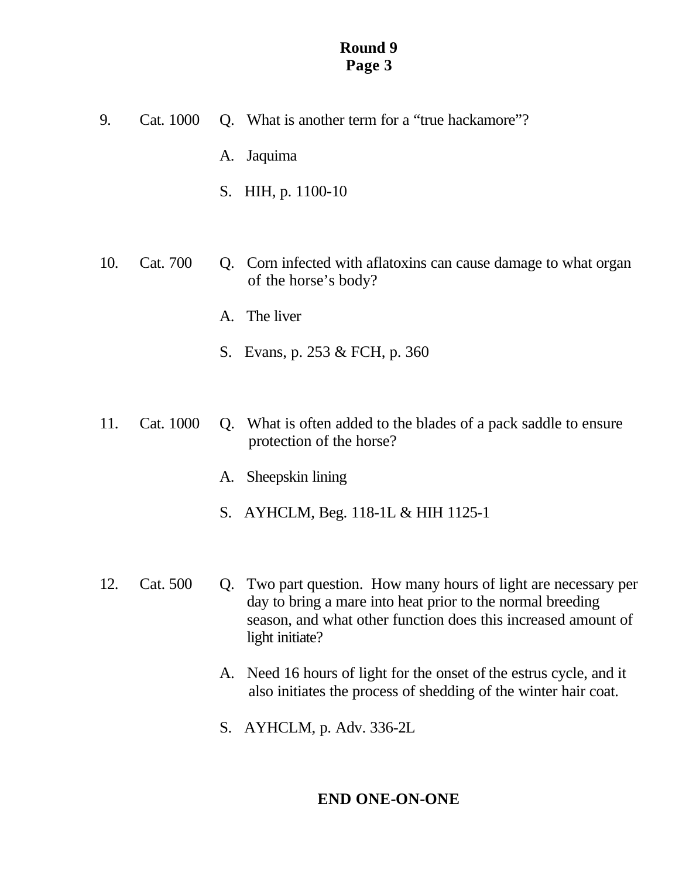**Round 9**
**Page 3**

9. Cat. 1000 Q. What is another term for a "true hackamore"?

A. Jaquima

S. HIH, p. 1100-10

10. Cat. 700 Q. Corn infected with aflatoxins can cause damage to what organ of the horse's body?

A. The liver

S. Evans, p. 253 & FCH, p. 360

11. Cat. 1000 Q. What is often added to the blades of a pack saddle to ensure protection of the horse?

A. Sheepskin lining

S. AYHCLM, Beg. 118-1L & HIH 1125-1

12. Cat. 500 Q. Two part question. How many hours of light are necessary per day to bring a mare into heat prior to the normal breeding season, and what other function does this increased amount of light initiate?

A. Need 16 hours of light for the onset of the estrus cycle, and it also initiates the process of shedding of the winter hair coat.

S. AYHCLM, p. Adv. 336-2L

**END ONE-ON-ONE**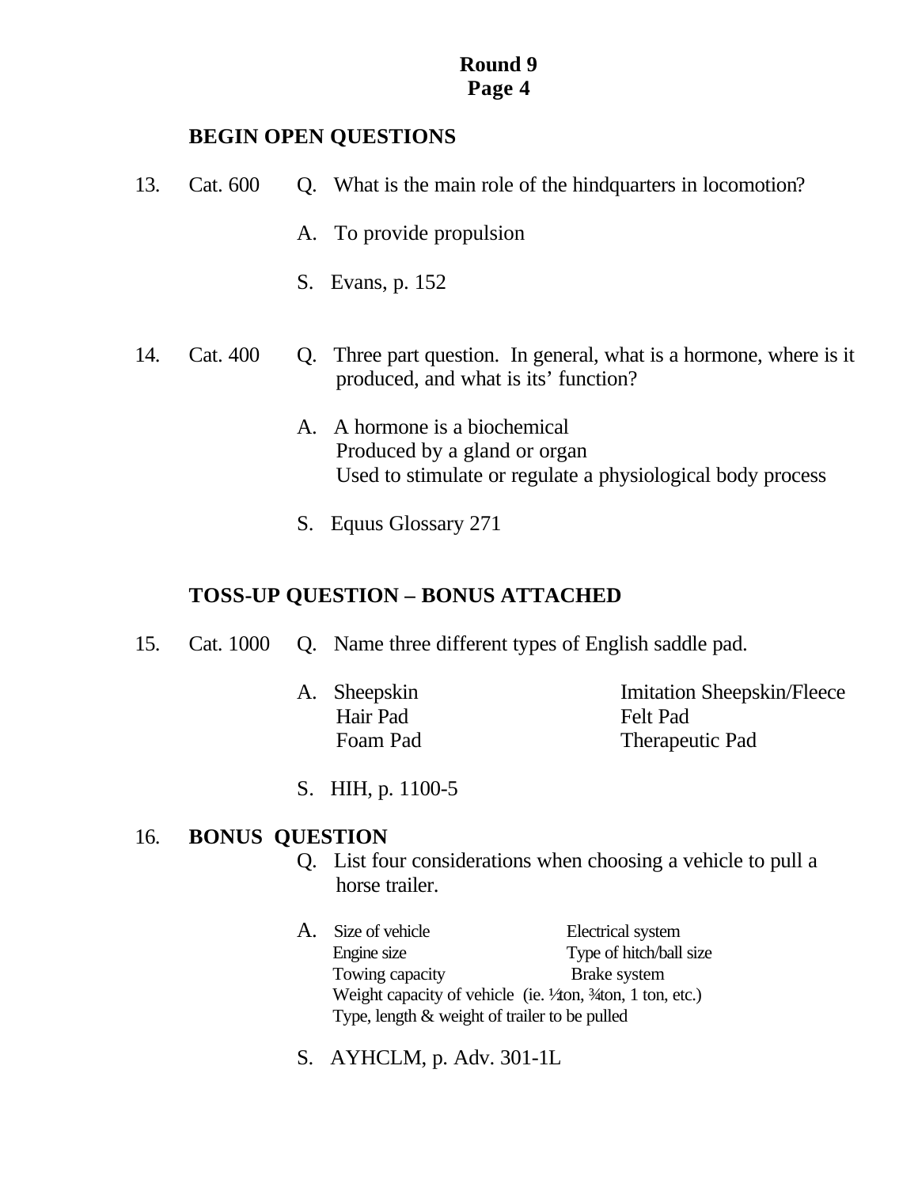**Round 9**
**Page 4**

**BEGIN OPEN QUESTIONS**

13. Cat. 600

Q. What is the main role of the hindquarters in locomotion?

A. To provide propulsion

S. Evans, p. 152

14. Cat. 400

Q. Three part question. In general, what is a hormone, where is it produced, and what is its' function?

A. A hormone is a biochemical
Produced by a gland or organ
Used to stimulate or regulate a physiological body process

S. Equus Glossary 271

**TOSS-UP QUESTION – BONUS ATTACHED**

15. Cat. 1000

Q. Name three different types of English saddle pad.

A. Sheepskin
Hair Pad
Foam Pad
Imitation Sheepskin/Fleece
Felt Pad
Therapeutic Pad

S. HIH, p. 1100-5

16. **BONUS QUESTION**

Q. List four considerations when choosing a vehicle to pull a horse trailer.

A. Size of vehicle
Engine size
Towing capacity
Electrical system
Type of hitch/ball size
Brake system
Weight capacity of vehicle (ie. ½ton, ¾ton, 1 ton, etc.)
Type, length & weight of trailer to be pulled

S. AYHCLM, p. Adv. 301-1L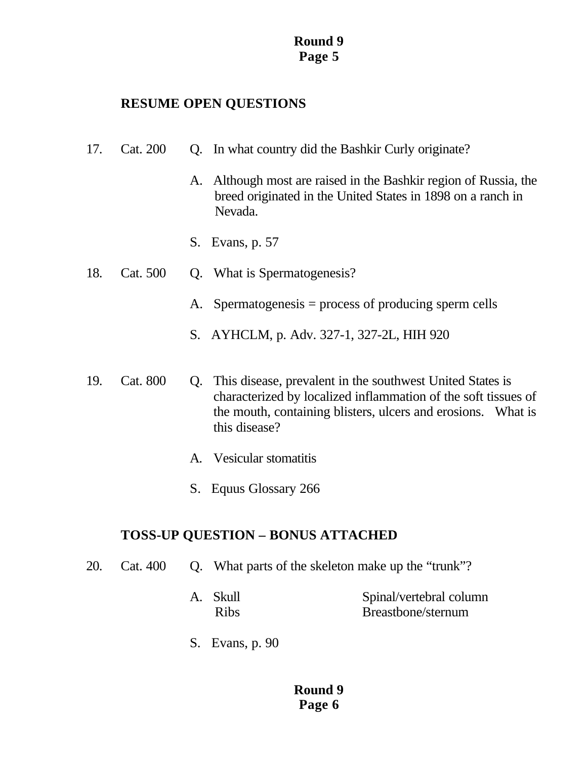## RESUME OPEN QUESTIONS

17. Cat. 200 Q. In what country did the Bashkir Curly originate?

    A. Although most are raised in the Bashkir region of Russia, the breed originated in the United States in 1898 on a ranch in Nevada.

    S. Evans, p. 57

18. Cat. 500 Q. What is Spermatogenesis?

    A. Spermatogenesis = process of producing sperm cells

    S. AYHCLM, p. Adv. 327-1, 327-2L, HIH 920

19. Cat. 800 Q. This disease, prevalent in the southwest United States is characterized by localized inflammation of the soft tissues of the mouth, containing blisters, ulcers and erosions. What is this disease?

    A. Vesicular stomatitis

    S. Equus Glossary 266

## TOSS-UP QUESTION – BONUS ATTACHED

20. Cat. 400 Q. What parts of the skeleton make up the "trunk"?

    A. Skull — Spinal/vertebral column
       Ribs — Breastbone/sternum

    S. Evans, p. 90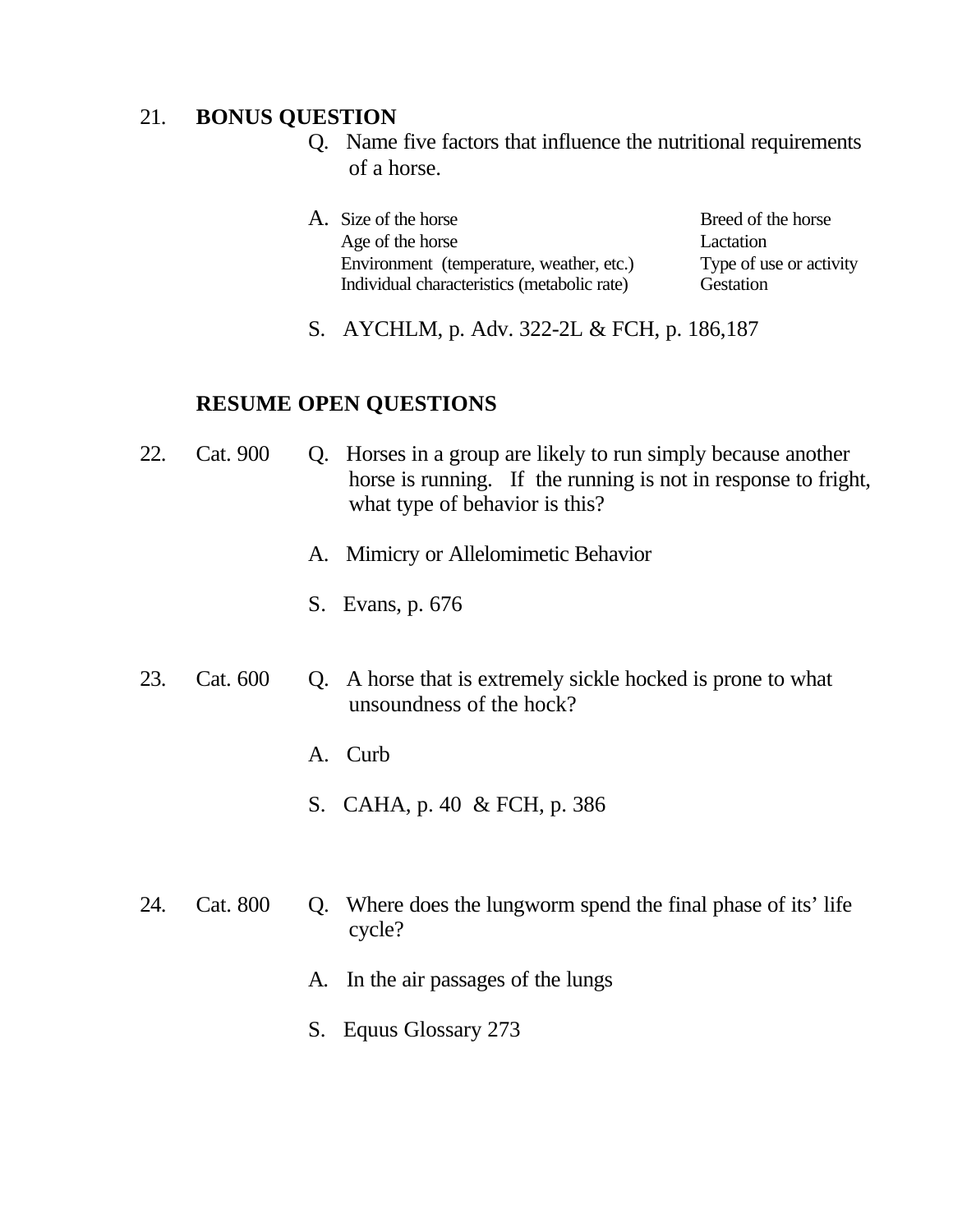21. **BONUS QUESTION**

Q. Name five factors that influence the nutritional requirements of a horse.

A.

| | |
|---|---|
| Size of the horse | Breed of the horse |
| Age of the horse | Lactation |
| Environment (temperature, weather, etc.) | Type of use or activity |
| Individual characteristics (metabolic rate) | Gestation |

S. AYCHLM, p. Adv. 322-2L & FCH, p. 186,187

**RESUME OPEN QUESTIONS**

22. Cat. 900

Q. Horses in a group are likely to run simply because another horse is running. If the running is not in response to fright, what type of behavior is this?

A. Mimicry or Allelomimetic Behavior

S. Evans, p. 676

23. Cat. 600

Q. A horse that is extremely sickle hocked is prone to what unsoundness of the hock?

A. Curb

S. CAHA, p. 40 & FCH, p. 386

24. Cat. 800

Q. Where does the lungworm spend the final phase of its' life cycle?

A. In the air passages of the lungs

S. Equus Glossary 273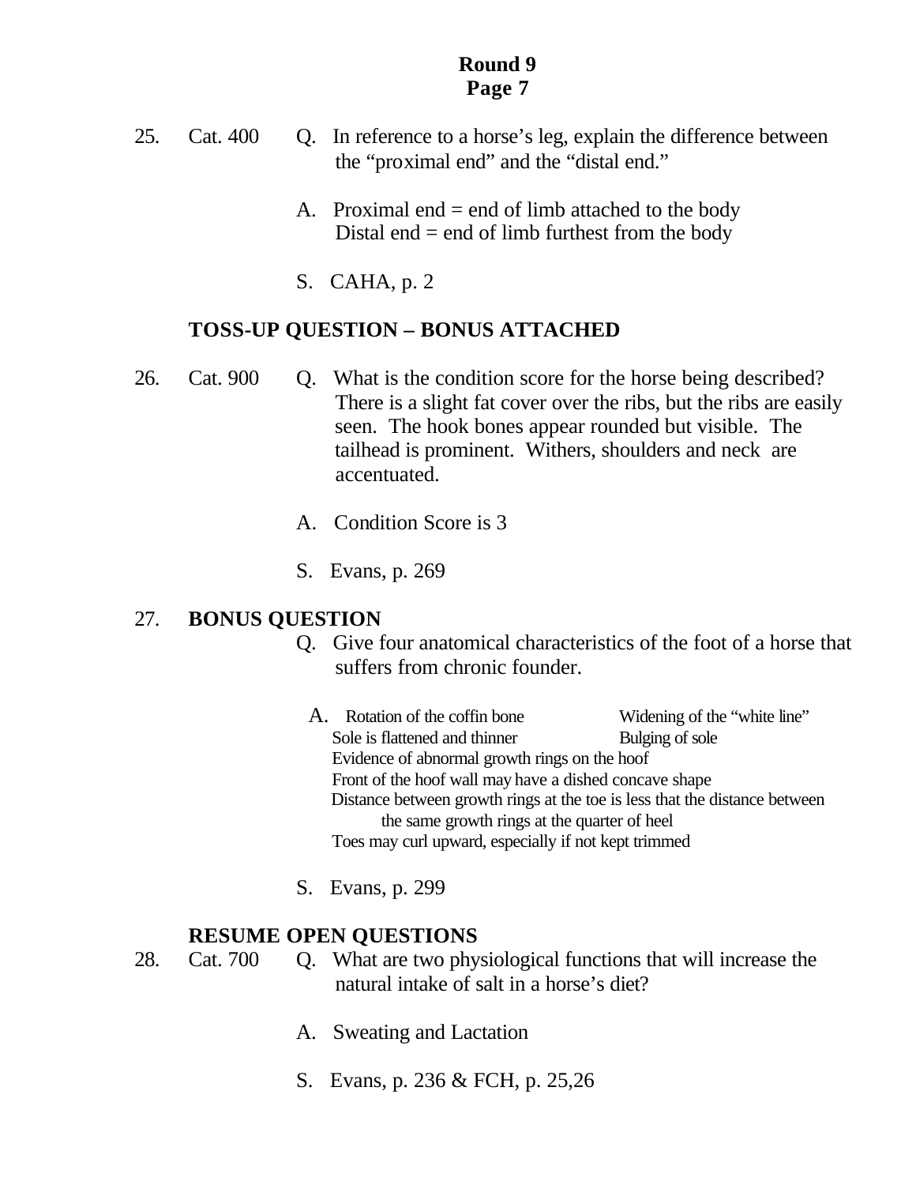## Round 9
## Page 7

25. Cat. 400 Q. In reference to a horse's leg, explain the difference between the "proximal end" and the "distal end."

A. Proximal end = end of limb attached to the body
Distal end = end of limb furthest from the body

S. CAHA, p. 2

**TOSS-UP QUESTION – BONUS ATTACHED**

26. Cat. 900 Q. What is the condition score for the horse being described? There is a slight fat cover over the ribs, but the ribs are easily seen. The hook bones appear rounded but visible. The tailhead is prominent. Withers, shoulders and neck are accentuated.

A. Condition Score is 3

S. Evans, p. 269

27. **BONUS QUESTION**

Q. Give four anatomical characteristics of the foot of a horse that suffers from chronic founder.

A. Rotation of the coffin bone
Widening of the "white line"
Sole is flattened and thinner
Bulging of sole
Evidence of abnormal growth rings on the hoof
Front of the hoof wall may have a dished concave shape
Distance between growth rings at the toe is less that the distance between the same growth rings at the quarter of heel
Toes may curl upward, especially if not kept trimmed

S. Evans, p. 299

**RESUME OPEN QUESTIONS**

28. Cat. 700 Q. What are two physiological functions that will increase the natural intake of salt in a horse's diet?

A. Sweating and Lactation

S. Evans, p. 236 & FCH, p. 25,26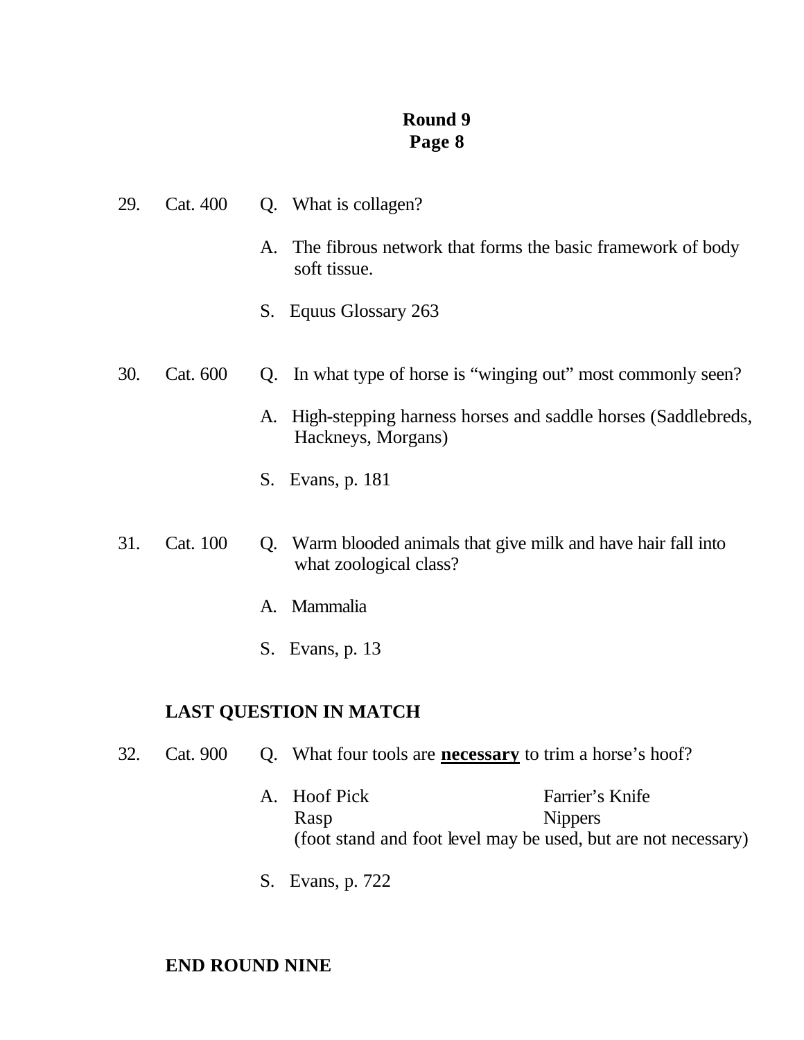**Round 9**
**Page 8**

29. Cat. 400 Q. What is collagen?

A. The fibrous network that forms the basic framework of body soft tissue.

S. Equus Glossary 263

30. Cat. 600 Q. In what type of horse is "winging out" most commonly seen?

A. High-stepping harness horses and saddle horses (Saddlebreds, Hackneys, Morgans)

S. Evans, p. 181

31. Cat. 100 Q. Warm blooded animals that give milk and have hair fall into what zoological class?

A. Mammalia

S. Evans, p. 13

**LAST QUESTION IN MATCH**

32. Cat. 900 Q. What four tools are **<u>necessary</u>** to trim a horse's hoof?

A. Hoof Pick Farrier's Knife
Rasp Nippers
(foot stand and foot level may be used, but are not necessary)

S. Evans, p. 722

**END ROUND NINE**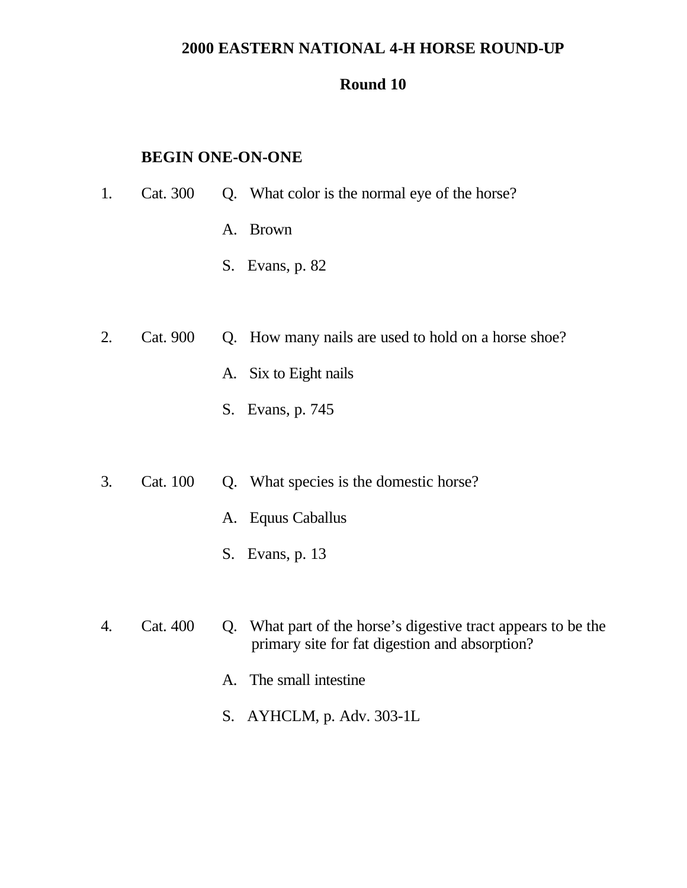# 2000 EASTERN NATIONAL 4-H HORSE ROUND-UP

## Round 10

**BEGIN ONE-ON-ONE**

1. Cat. 300

   Q. What color is the normal eye of the horse?

   A. Brown

   S. Evans, p. 82

2. Cat. 900

   Q. How many nails are used to hold on a horse shoe?

   A. Six to Eight nails

   S. Evans, p. 745

3. Cat. 100

   Q. What species is the domestic horse?

   A. Equus Caballus

   S. Evans, p. 13

4. Cat. 400

   Q. What part of the horse's digestive tract appears to be the primary site for fat digestion and absorption?

   A. The small intestine

   S. AYHCLM, p. Adv. 303-1L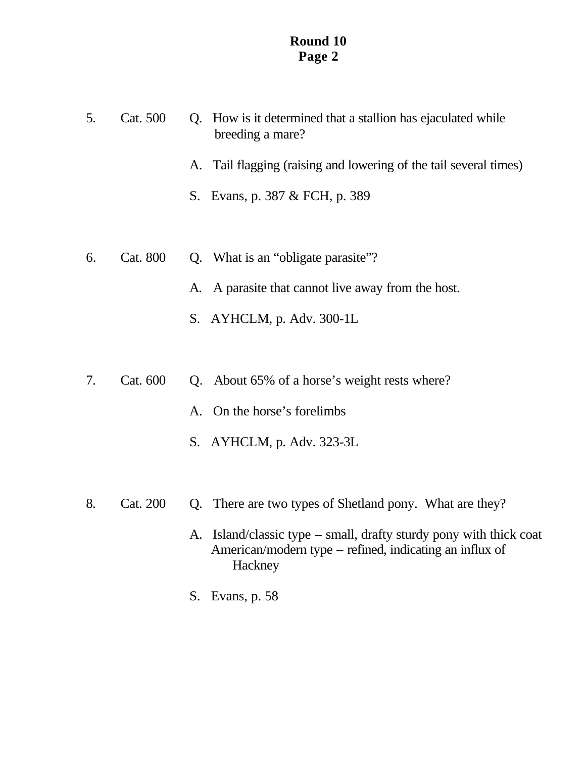# Round 10
## Page 2

5. Cat. 500

Q. How is it determined that a stallion has ejaculated while breeding a mare?

A. Tail flagging (raising and lowering of the tail several times)

S. Evans, p. 387 & FCH, p. 389

6. Cat. 800

Q. What is an “obligate parasite”?

A. A parasite that cannot live away from the host.

S. AYHCLM, p. Adv. 300-1L

7. Cat. 600

Q. About 65% of a horse’s weight rests where?

A. On the horse’s forelimbs

S. AYHCLM, p. Adv. 323-3L

8. Cat. 200

Q. There are two types of Shetland pony. What are they?

A. Island/classic type – small, drafty sturdy pony with thick coat
American/modern type – refined, indicating an influx of Hackney

S. Evans, p. 58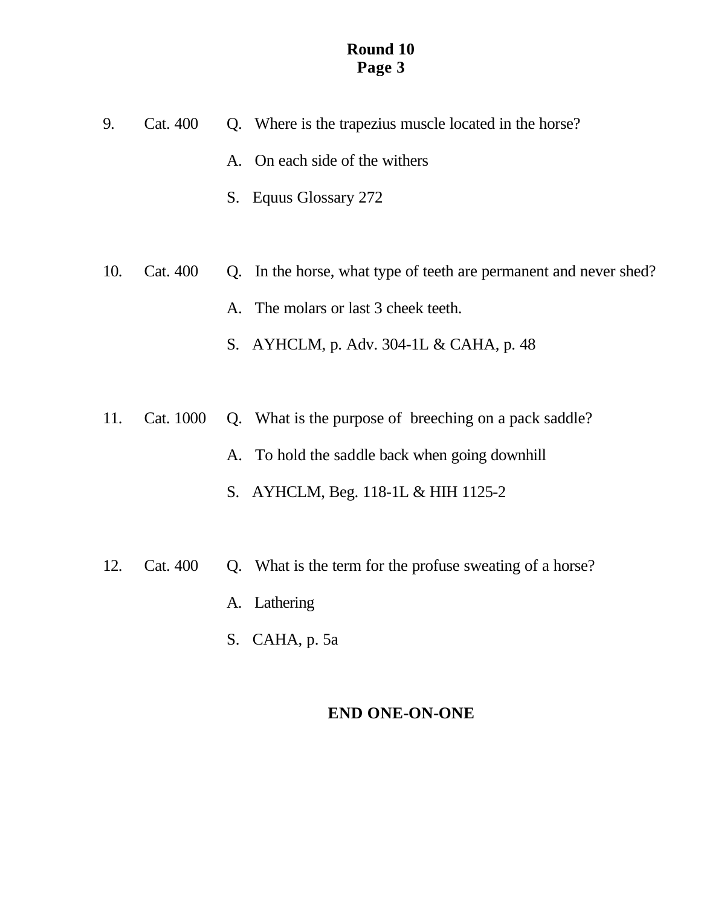**Round 10**
**Page 3**

9. Cat. 400 Q. Where is the trapezius muscle located in the horse?

A. On each side of the withers

S. Equus Glossary 272

10. Cat. 400 Q. In the horse, what type of teeth are permanent and never shed?

A. The molars or last 3 cheek teeth.

S. AYHCLM, p. Adv. 304-1L & CAHA, p. 48

11. Cat. 1000 Q. What is the purpose of breeching on a pack saddle?

A. To hold the saddle back when going downhill

S. AYHCLM, Beg. 118-1L & HIH 1125-2

12. Cat. 400 Q. What is the term for the profuse sweating of a horse?

A. Lathering

S. CAHA, p. 5a

**END ONE-ON-ONE**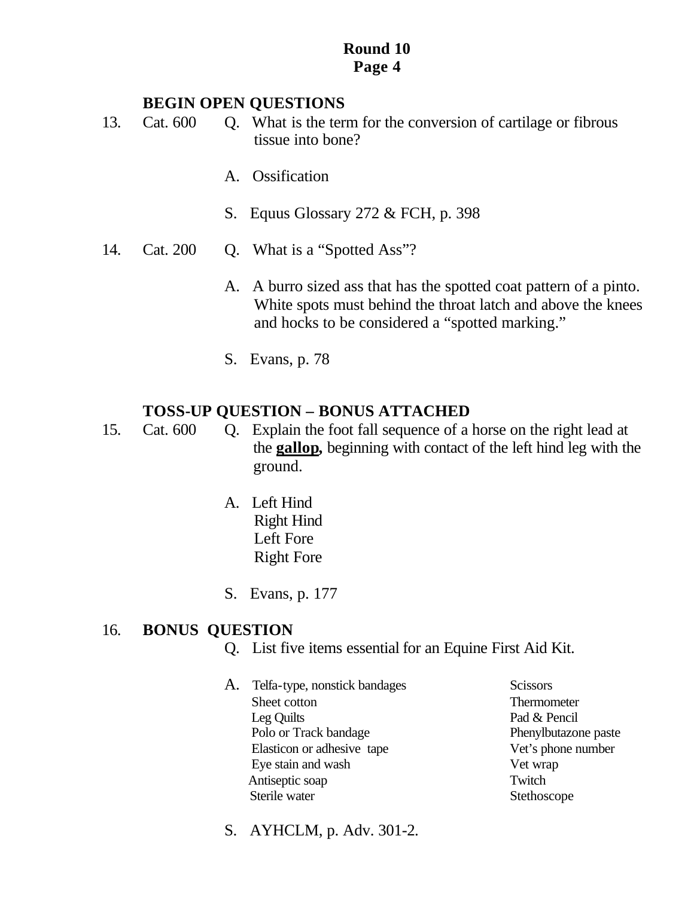**Round 10**
**Page 4**

**BEGIN OPEN QUESTIONS**

13. Cat. 600 Q. What is the term for the conversion of cartilage or fibrous tissue into bone?

A. Ossification

S. Equus Glossary 272 & FCH, p. 398

14. Cat. 200 Q. What is a "Spotted Ass"?

A. A burro sized ass that has the spotted coat pattern of a pinto. White spots must behind the throat latch and above the knees and hocks to be considered a "spotted marking."

S. Evans, p. 78

**TOSS-UP QUESTION – BONUS ATTACHED**

15. Cat. 600 Q. Explain the foot fall sequence of a horse on the right lead at the **<u>gallop</u>,** beginning with contact of the left hind leg with the ground.

A. Left Hind
Right Hind
Left Fore
Right Fore

S. Evans, p. 177

16. **BONUS QUESTION**

Q. List five items essential for an Equine First Aid Kit.

A.
- Telfa-type, nonstick bandages
- Sheet cotton
- Leg Quilts
- Polo or Track bandage
- Elasticon or adhesive tape
- Eye stain and wash
- Antiseptic soap
- Sterile water
- Scissors
- Thermometer
- Pad & Pencil
- Phenylbutazone paste
- Vet's phone number
- Vet wrap
- Twitch
- Stethoscope

S. AYHCLM, p. Adv. 301-2.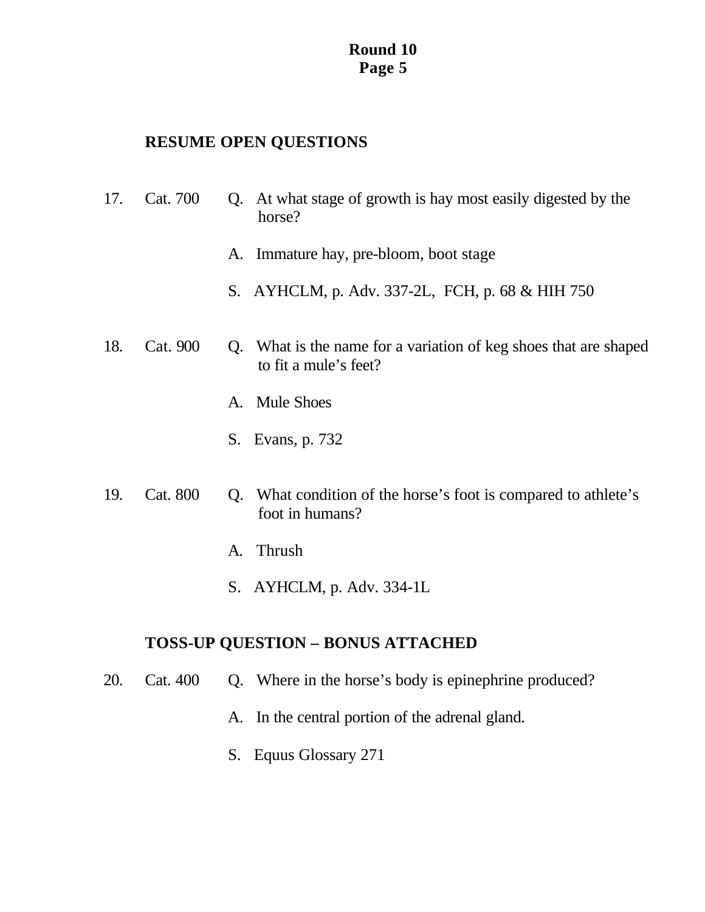**Round 10**
**Page 5**

## RESUME OPEN QUESTIONS

17. Cat. 700 Q. At what stage of growth is hay most easily digested by the horse?

    A. Immature hay, pre-bloom, boot stage

    S. AYHCLM, p. Adv. 337-2L, FCH, p. 68 & HIH 750

18. Cat. 900 Q. What is the name for a variation of keg shoes that are shaped to fit a mule's feet?

    A. Mule Shoes

    S. Evans, p. 732

19. Cat. 800 Q. What condition of the horse's foot is compared to athlete's foot in humans?

    A. Thrush

    S. AYHCLM, p. Adv. 334-1L

## TOSS-UP QUESTION – BONUS ATTACHED

20. Cat. 400 Q. Where in the horse's body is epinephrine produced?

    A. In the central portion of the adrenal gland.

    S. Equus Glossary 271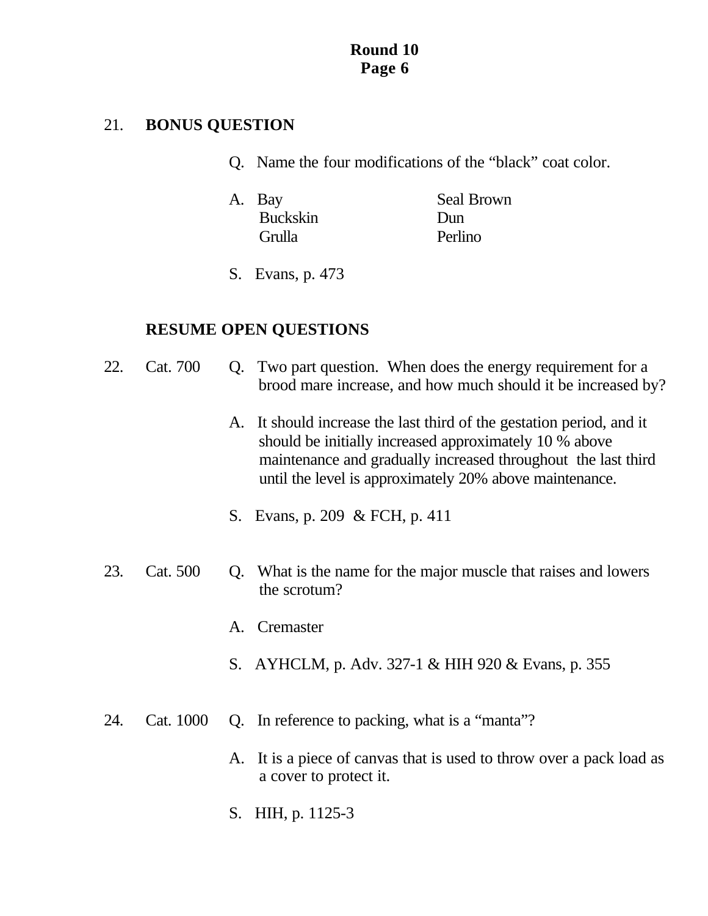**Round 10**
**Page 6**

21. **BONUS QUESTION**

Q. Name the four modifications of the "black" coat color.

A. Bay, Seal Brown, Buckskin, Dun, Grulla, Perlino

S. Evans, p. 473

**RESUME OPEN QUESTIONS**

22. Cat. 700

Q. Two part question. When does the energy requirement for a brood mare increase, and how much should it be increased by?

A. It should increase the last third of the gestation period, and it should be initially increased approximately 10 % above maintenance and gradually increased throughout the last third until the level is approximately 20% above maintenance.

S. Evans, p. 209 & FCH, p. 411

23. Cat. 500

Q. What is the name for the major muscle that raises and lowers the scrotum?

A. Cremaster

S. AYHCLM, p. Adv. 327-1 & HIH 920 & Evans, p. 355

24. Cat. 1000

Q. In reference to packing, what is a "manta"?

A. It is a piece of canvas that is used to throw over a pack load as a cover to protect it.

S. HIH, p. 1125-3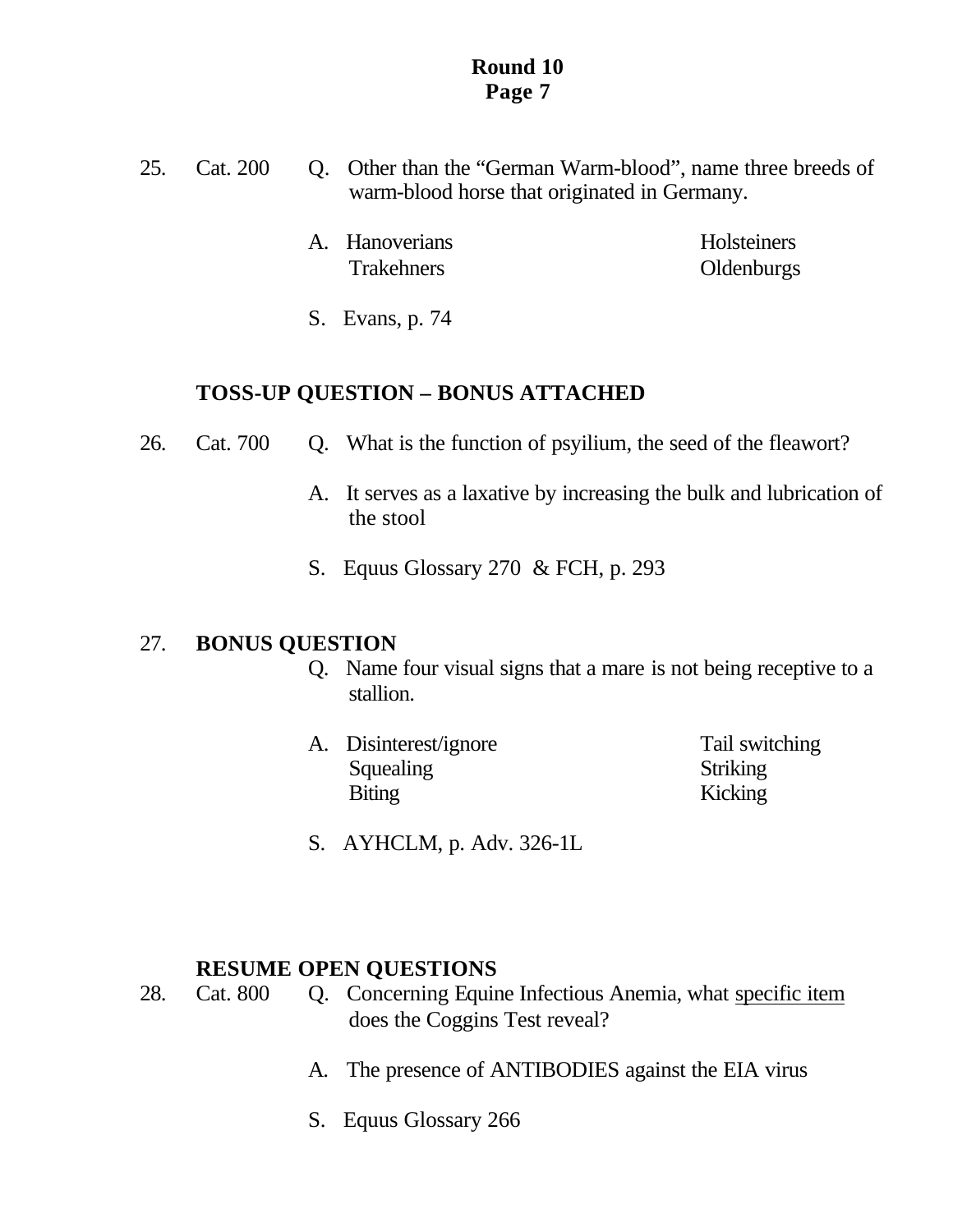# Round 10

25. Cat. 200 Q. Other than the "German Warm-blood", name three breeds of warm-blood horse that originated in Germany.

    A. Hanoverians — Holsteiners
    Trakehners — Oldenburgs

    S. Evans, p. 74

**TOSS-UP QUESTION – BONUS ATTACHED**

26. Cat. 700 Q. What is the function of psyilium, the seed of the fleawort?

    A. It serves as a laxative by increasing the bulk and lubrication of the stool

    S. Equus Glossary 270 & FCH, p. 293

27. **BONUS QUESTION**

    Q. Name four visual signs that a mare is not being receptive to a stallion.

    A. Disinterest/ignore — Tail switching
    Squealing — Striking
    Biting — Kicking

    S. AYHCLM, p. Adv. 326-1L

**RESUME OPEN QUESTIONS**

28. Cat. 800 Q. Concerning Equine Infectious Anemia, what specific item does the Coggins Test reveal?

    A. The presence of ANTIBODIES against the EIA virus

    S. Equus Glossary 266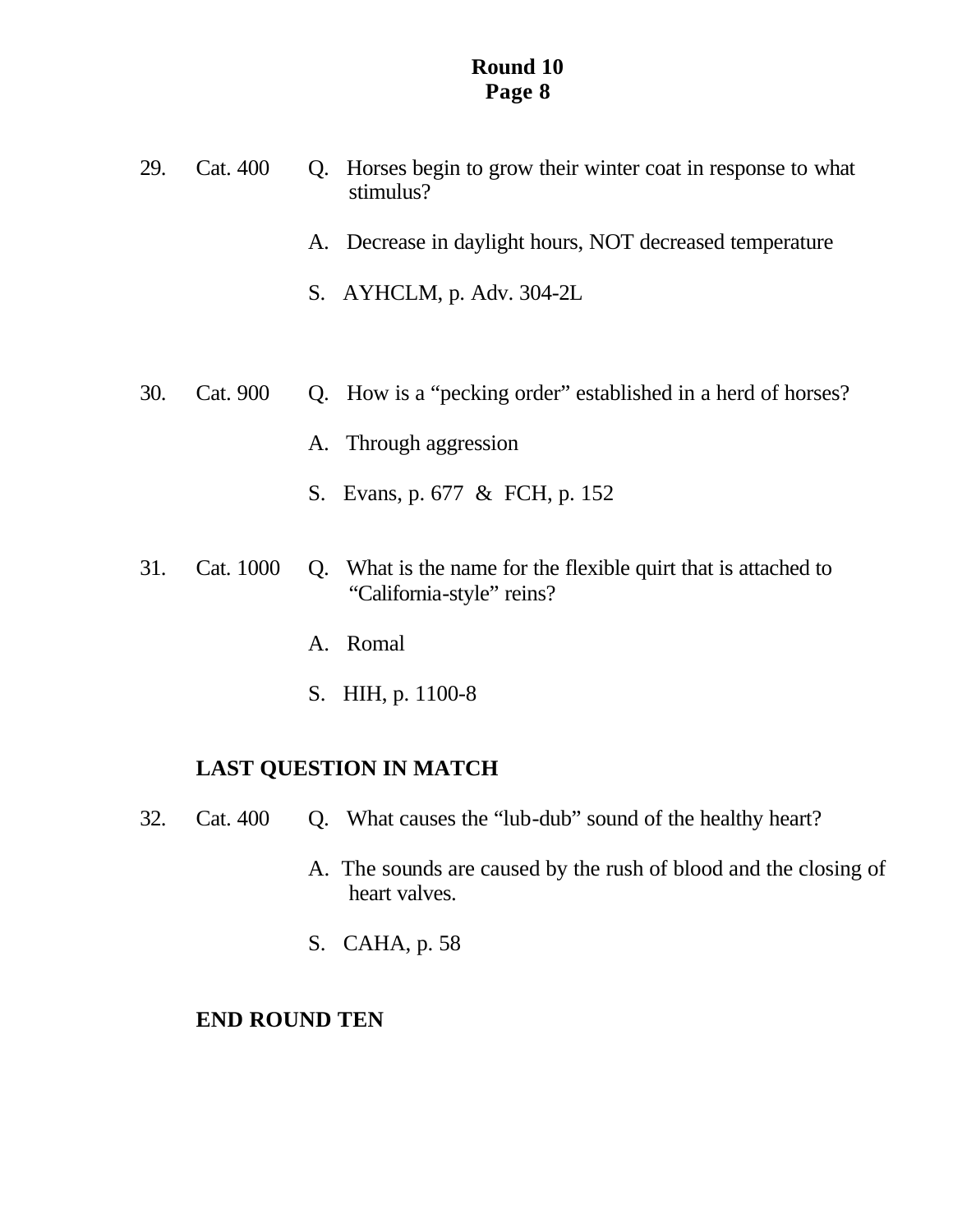29. Cat. 400 Q. Horses begin to grow their winter coat in response to what stimulus?

A. Decrease in daylight hours, NOT decreased temperature

S. AYHCLM, p. Adv. 304-2L

30. Cat. 900 Q. How is a "pecking order" established in a herd of horses?

A. Through aggression

S. Evans, p. 677 & FCH, p. 152

31. Cat. 1000 Q. What is the name for the flexible quirt that is attached to "California-style" reins?

A. Romal

S. HIH, p. 1100-8

**LAST QUESTION IN MATCH**

32. Cat. 400 Q. What causes the "lub-dub" sound of the healthy heart?

A. The sounds are caused by the rush of blood and the closing of heart valves.

S. CAHA, p. 58

**END ROUND TEN**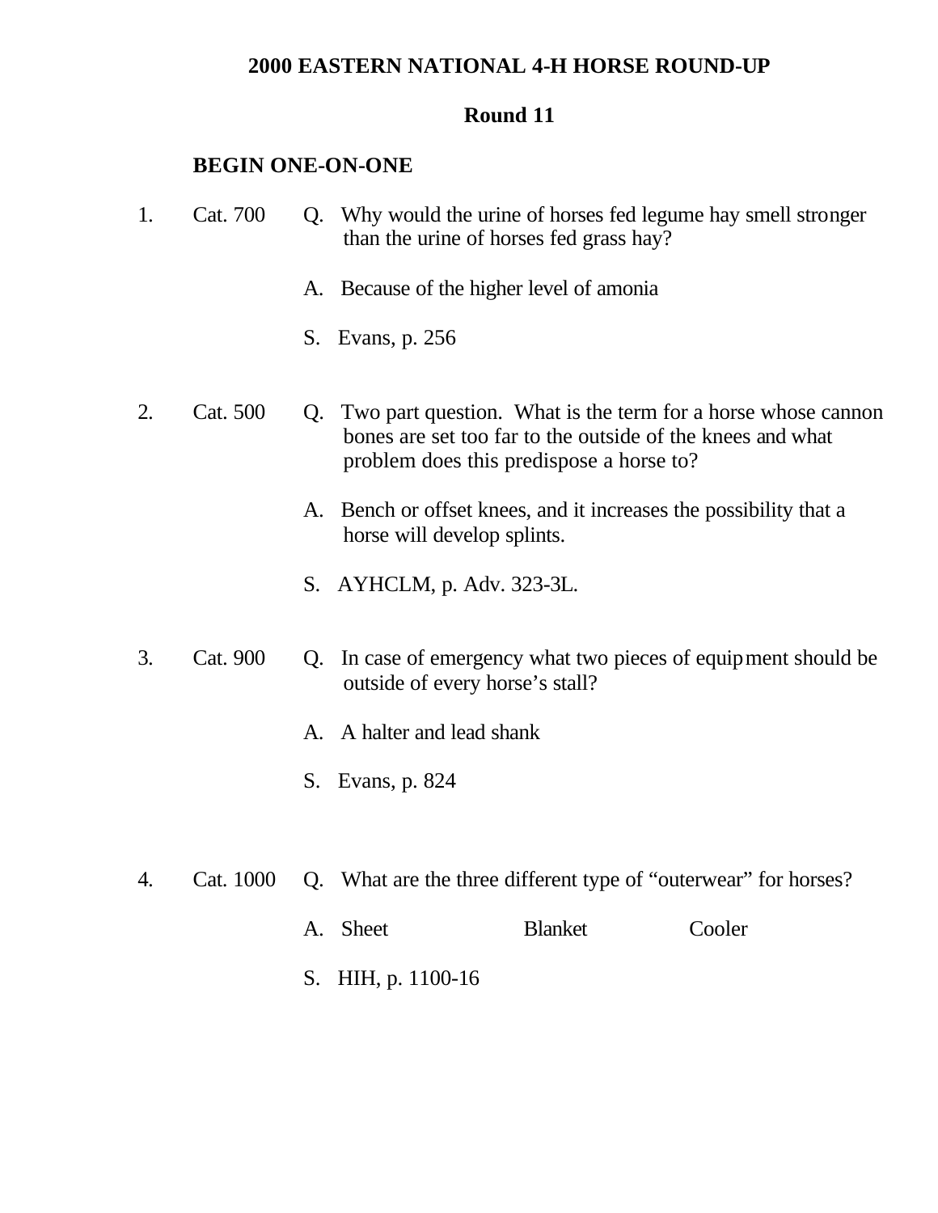## 2000 EASTERN NATIONAL 4-H HORSE ROUND-UP

### Round 11

**BEGIN ONE-ON-ONE**

1. Cat. 700

   Q. Why would the urine of horses fed legume hay smell stronger than the urine of horses fed grass hay?

   A. Because of the higher level of amonia

   S. Evans, p. 256

2. Cat. 500

   Q. Two part question. What is the term for a horse whose cannon bones are set too far to the outside of the knees and what problem does this predispose a horse to?

   A. Bench or offset knees, and it increases the possibility that a horse will develop splints.

   S. AYHCLM, p. Adv. 323-3L.

3. Cat. 900

   Q. In case of emergency what two pieces of equipment should be outside of every horse's stall?

   A. A halter and lead shank

   S. Evans, p. 824

4. Cat. 1000

   Q. What are the three different type of "outerwear" for horses?

   A. Sheet Blanket Cooler

   S. HIH, p. 1100-16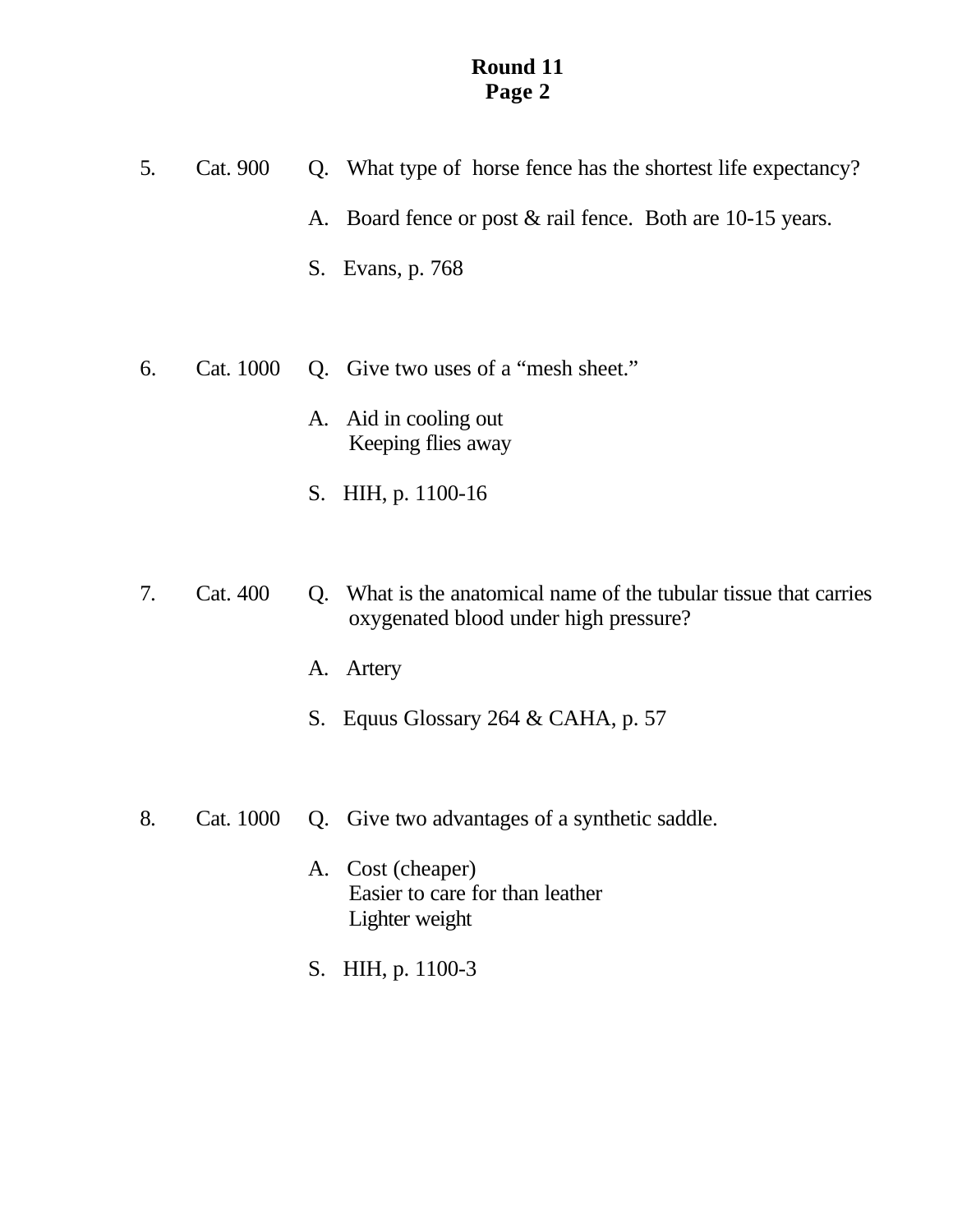**Round 11**
**Page 2**

5. Cat. 900

Q. What type of horse fence has the shortest life expectancy?

A. Board fence or post & rail fence. Both are 10-15 years.

S. Evans, p. 768

6. Cat. 1000

Q. Give two uses of a "mesh sheet."

A. Aid in cooling out
Keeping flies away

S. HIH, p. 1100-16

7. Cat. 400

Q. What is the anatomical name of the tubular tissue that carries oxygenated blood under high pressure?

A. Artery

S. Equus Glossary 264 & CAHA, p. 57

8. Cat. 1000

Q. Give two advantages of a synthetic saddle.

A. Cost (cheaper)
Easier to care for than leather
Lighter weight

S. HIH, p. 1100-3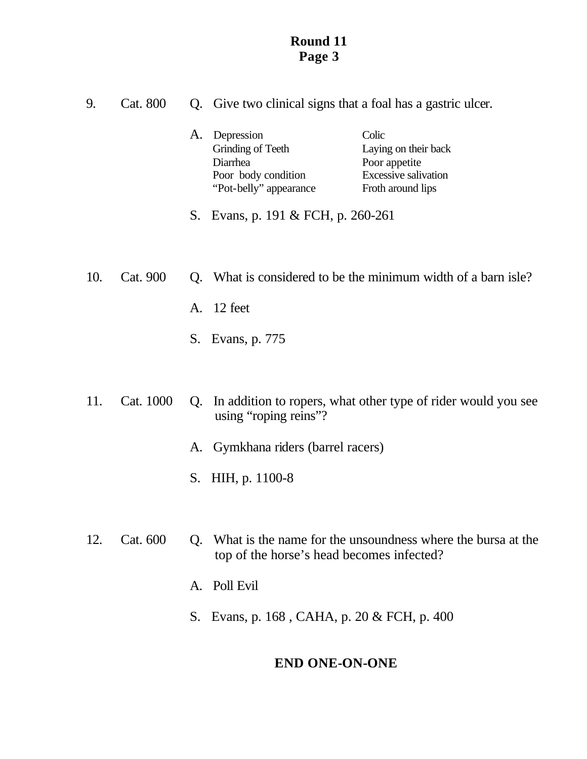**Round 11**
**Page 3**

9. Cat. 800 Q. Give two clinical signs that a foal has a gastric ulcer.

A.

| | |
|---|---|
| Depression | Colic |
| Grinding of Teeth | Laying on their back |
| Diarrhea | Poor appetite |
| Poor body condition | Excessive salivation |
| "Pot-belly" appearance | Froth around lips |

S. Evans, p. 191 & FCH, p. 260-261

10. Cat. 900 Q. What is considered to be the minimum width of a barn isle?

A. 12 feet

S. Evans, p. 775

11. Cat. 1000 Q. In addition to ropers, what other type of rider would you see using "roping reins"?

A. Gymkhana riders (barrel racers)

S. HIH, p. 1100-8

12. Cat. 600 Q. What is the name for the unsoundness where the bursa at the top of the horse's head becomes infected?

A. Poll Evil

S. Evans, p. 168 , CAHA, p. 20 & FCH, p. 400

**END ONE-ON-ONE**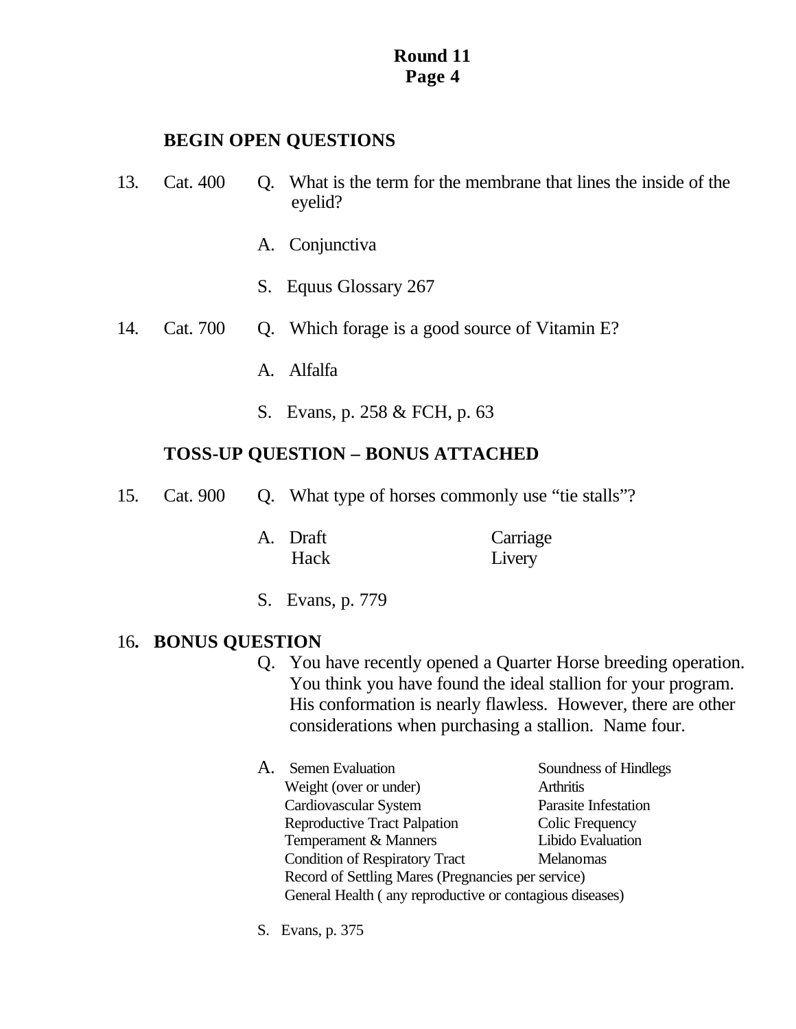**Round 11**
**Page 4**

**BEGIN OPEN QUESTIONS**

13. Cat. 400

Q. What is the term for the membrane that lines the inside of the eyelid?

A. Conjunctiva

S. Equus Glossary 267

14. Cat. 700

Q. Which forage is a good source of Vitamin E?

A. Alfalfa

S. Evans, p. 258 & FCH, p. 63

**TOSS-UP QUESTION – BONUS ATTACHED**

15. Cat. 900

Q. What type of horses commonly use "tie stalls"?

A. Draft, Carriage, Hack, Livery

S. Evans, p. 779

16**. BONUS QUESTION**

Q. You have recently opened a Quarter Horse breeding operation. You think you have found the ideal stallion for your program. His conformation is nearly flawless. However, there are other considerations when purchasing a stallion. Name four.

A.
- Semen Evaluation
- Soundness of Hindlegs
- Weight (over or under)
- Arthritis
- Cardiovascular System
- Parasite Infestation
- Reproductive Tract Palpation
- Colic Frequency
- Temperament & Manners
- Libido Evaluation
- Condition of Respiratory Tract
- Melanomas
- Record of Settling Mares (Pregnancies per service)
- General Health ( any reproductive or contagious diseases)

S. Evans, p. 375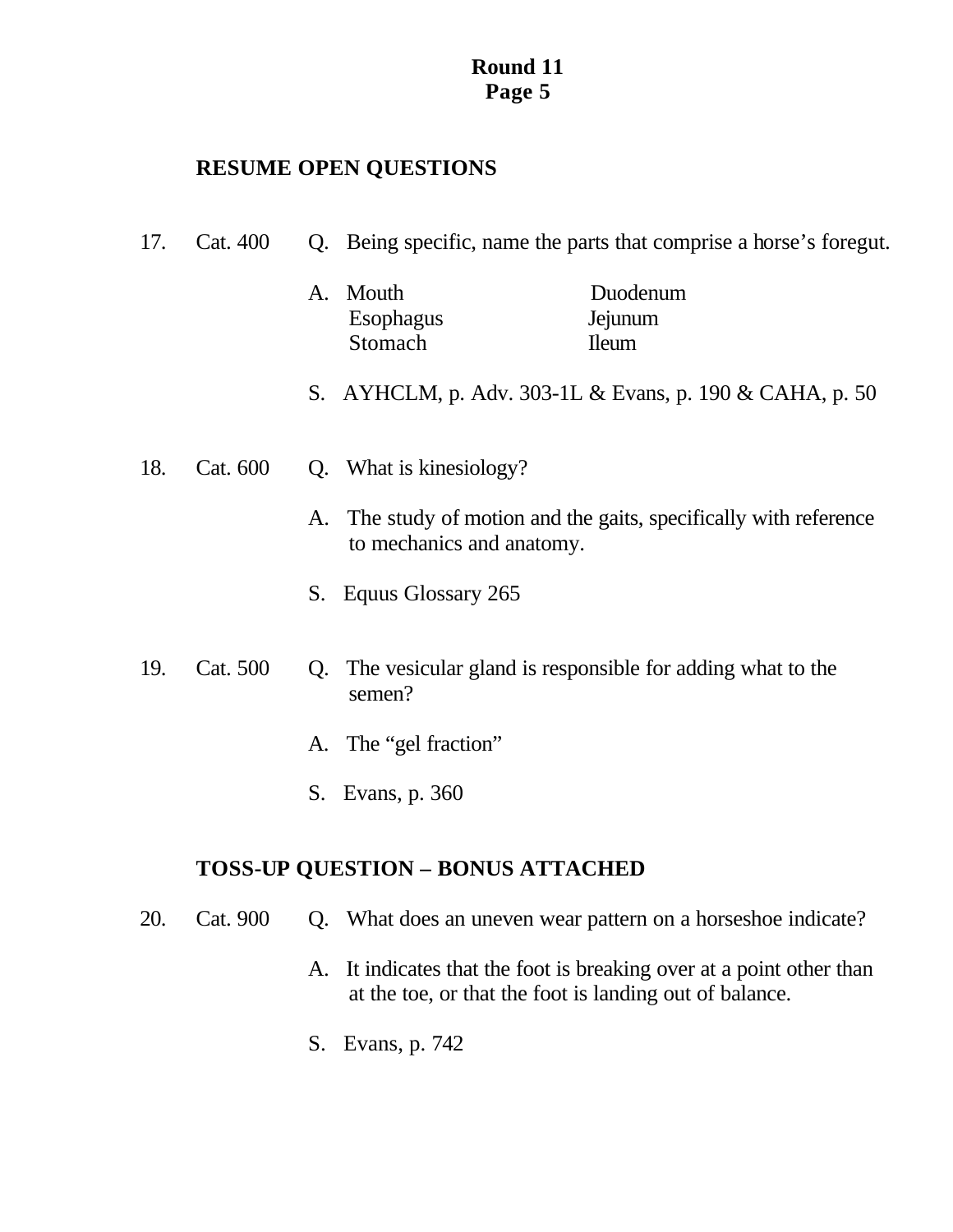**Round 11**
**Page 5**

## RESUME OPEN QUESTIONS

17. Cat. 400

Q. Being specific, name the parts that comprise a horse's foregut.

A. Mouth, Esophagus, Stomach, Duodenum, Jejunum, Ileum

S. AYHCLM, p. Adv. 303-1L & Evans, p. 190 & CAHA, p. 50

18. Cat. 600

Q. What is kinesiology?

A. The study of motion and the gaits, specifically with reference to mechanics and anatomy.

S. Equus Glossary 265

19. Cat. 500

Q. The vesicular gland is responsible for adding what to the semen?

A. The "gel fraction"

S. Evans, p. 360

## TOSS-UP QUESTION – BONUS ATTACHED

20. Cat. 900

Q. What does an uneven wear pattern on a horseshoe indicate?

A. It indicates that the foot is breaking over at a point other than at the toe, or that the foot is landing out of balance.

S. Evans, p. 742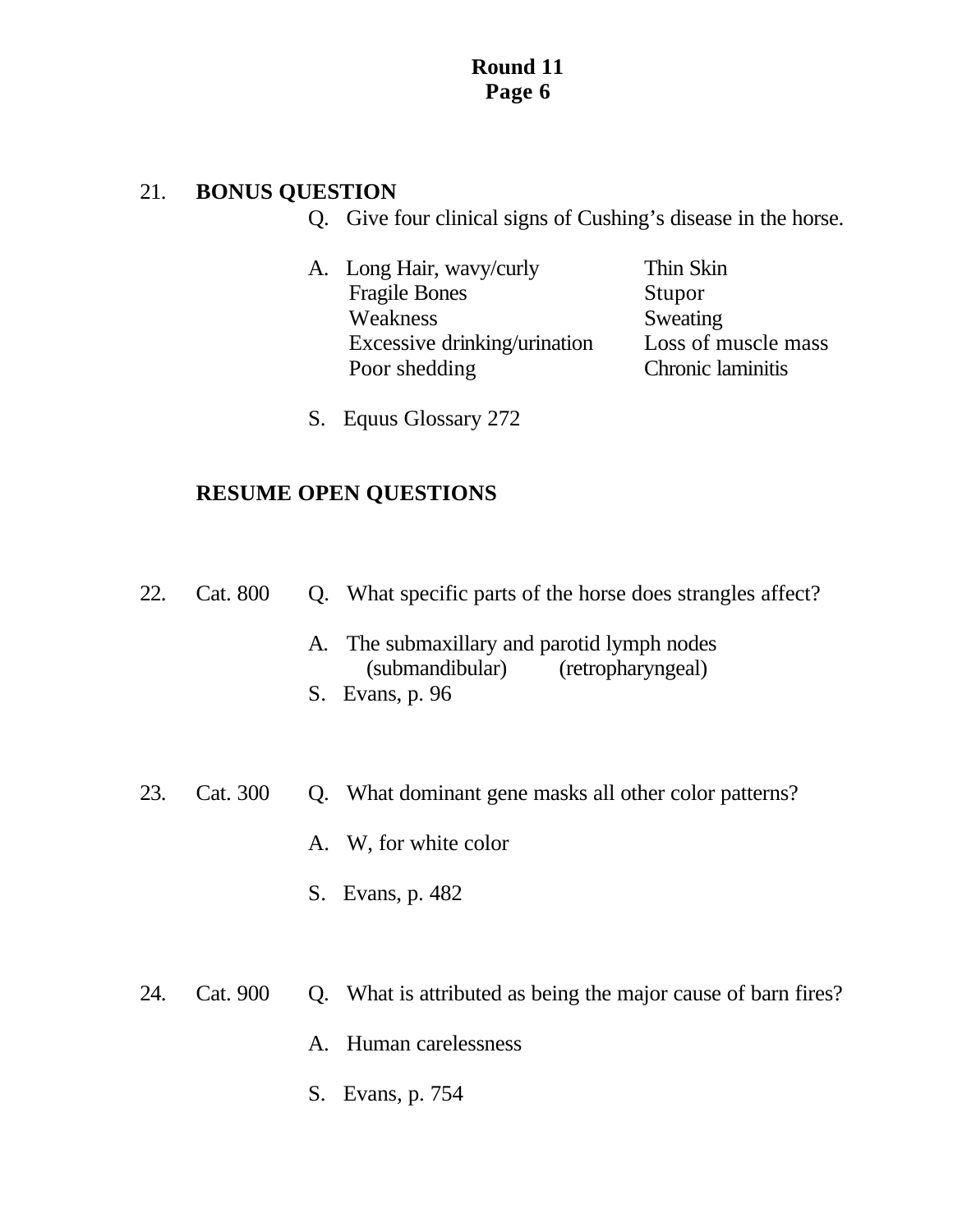# Round 11
## Page 6

21. **BONUS QUESTION**

Q. Give four clinical signs of Cushing's disease in the horse.

A. Long Hair, wavy/curly
   Fragile Bones
   Weakness
   Excessive drinking/urination
   Poor shedding
   Thin Skin
   Stupor
   Sweating
   Loss of muscle mass
   Chronic laminitis

S. Equus Glossary 272

**RESUME OPEN QUESTIONS**

22. Cat. 800

Q. What specific parts of the horse does strangles affect?

A. The submaxillary and parotid lymph nodes
   (submandibular) (retropharyngeal)

S. Evans, p. 96

23. Cat. 300

Q. What dominant gene masks all other color patterns?

A. W, for white color

S. Evans, p. 482

24. Cat. 900

Q. What is attributed as being the major cause of barn fires?

A. Human carelessness

S. Evans, p. 754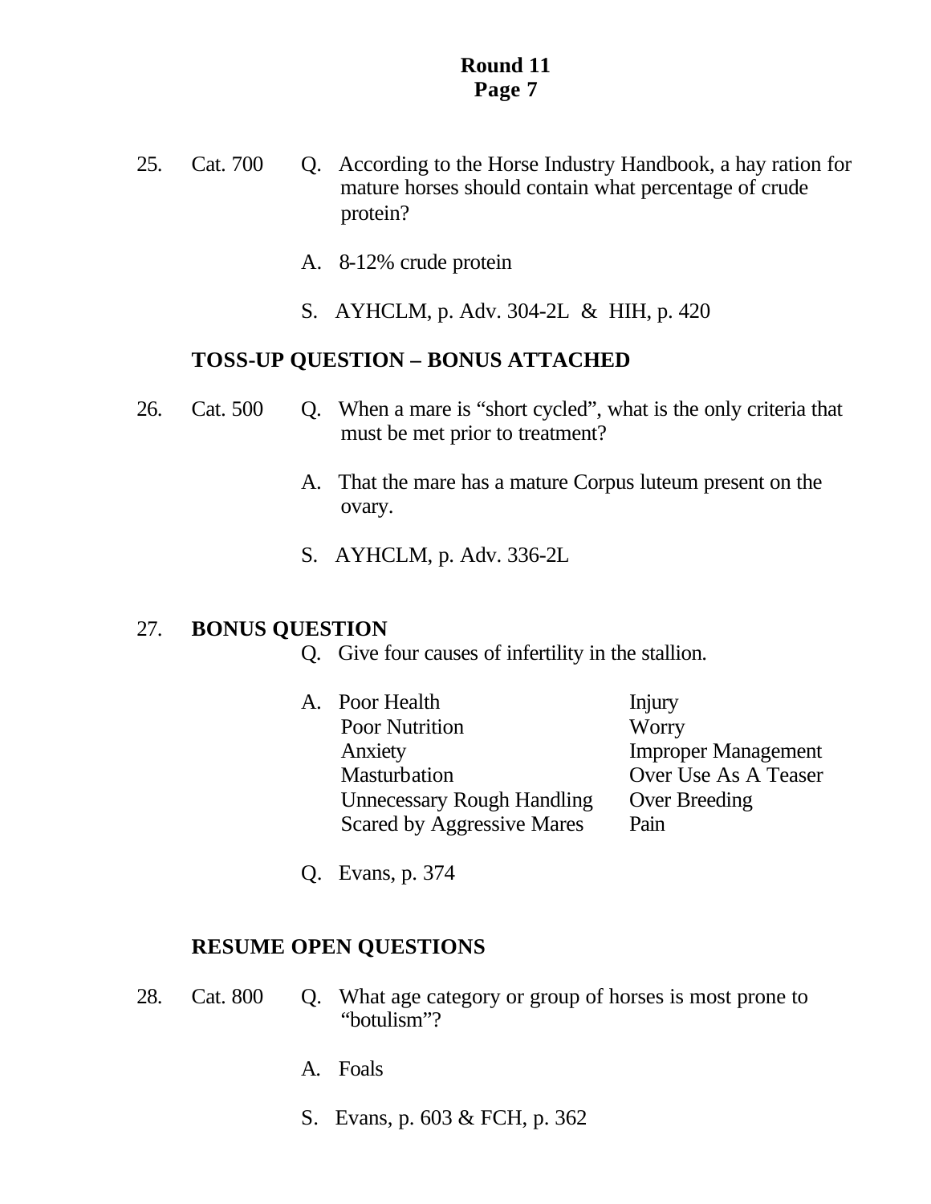# Round 11
## Page 7

25. Cat. 700 Q. According to the Horse Industry Handbook, a hay ration for mature horses should contain what percentage of crude protein?

A. 8-12% crude protein

S. AYHCLM, p. Adv. 304-2L & HIH, p. 420

**TOSS-UP QUESTION – BONUS ATTACHED**

26. Cat. 500 Q. When a mare is "short cycled", what is the only criteria that must be met prior to treatment?

A. That the mare has a mature Corpus luteum present on the ovary.

S. AYHCLM, p. Adv. 336-2L

27. **BONUS QUESTION**

Q. Give four causes of infertility in the stallion.

A.
- Poor Health
- Poor Nutrition
- Anxiety
- Masturbation
- Unnecessary Rough Handling
- Scared by Aggressive Mares
- Injury
- Worry
- Improper Management
- Over Use As A Teaser
- Over Breeding
- Pain

Q. Evans, p. 374

**RESUME OPEN QUESTIONS**

28. Cat. 800 Q. What age category or group of horses is most prone to "botulism"?

A. Foals

S. Evans, p. 603 & FCH, p. 362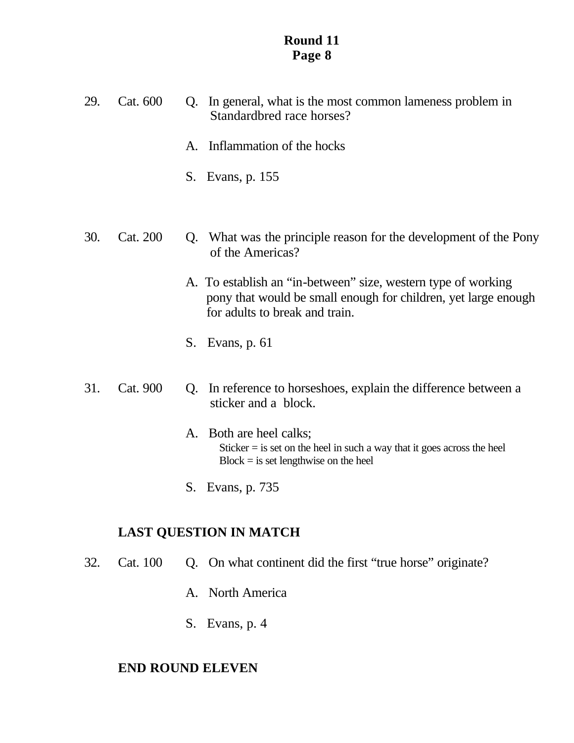## Round 11

29. Cat. 600 Q. In general, what is the most common lameness problem in Standardbred race horses?

A. Inflammation of the hocks

S. Evans, p. 155

30. Cat. 200 Q. What was the principle reason for the development of the Pony of the Americas?

A. To establish an "in-between" size, western type of working pony that would be small enough for children, yet large enough for adults to break and train.

S. Evans, p. 61

31. Cat. 900 Q. In reference to horseshoes, explain the difference between a sticker and a block.

A. Both are heel calks;
Sticker = is set on the heel in such a way that it goes across the heel
Block = is set lengthwise on the heel

S. Evans, p. 735

**LAST QUESTION IN MATCH**

32. Cat. 100 Q. On what continent did the first "true horse" originate?

A. North America

S. Evans, p. 4

**END ROUND ELEVEN**